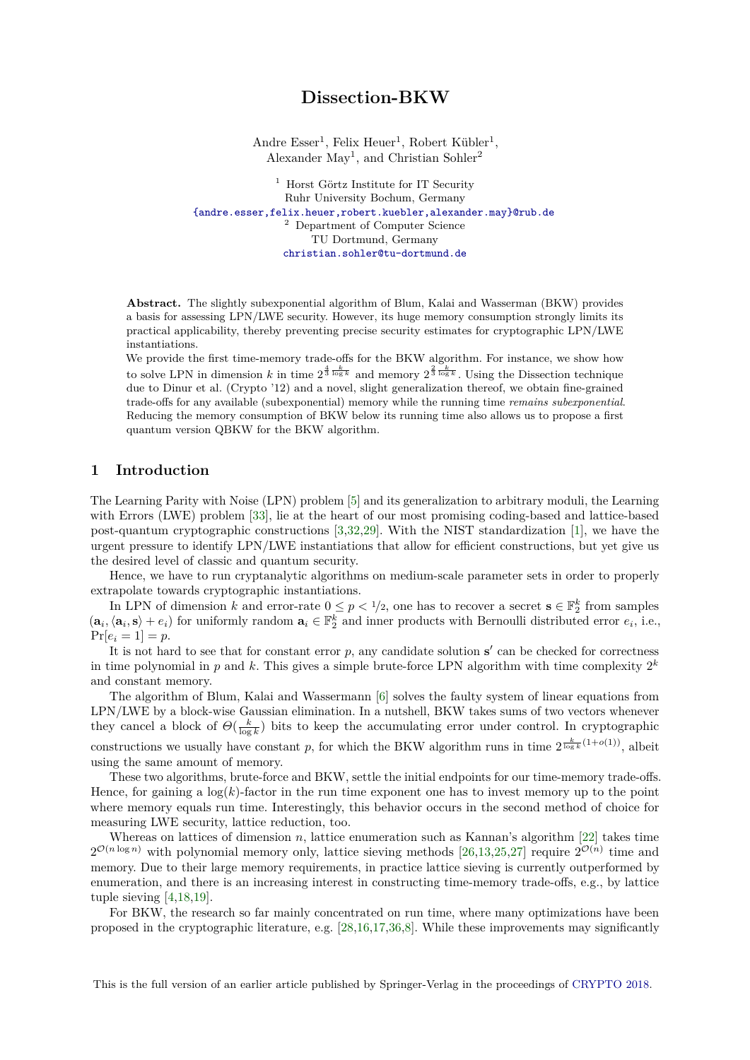# Dissection-BKW

Andre Esser[1], Felix Heuer[1], Robert Kübler[1], Alexander May[1], and Christian Sohler[2]

[1] Horst Görtz Institute for IT Security
Ruhr University Bochum, Germany
{andre.esser,felix.heuer,robert.kuebler,alexander.may}@rub.de

[2] Department of Computer Science
TU Dortmund, Germany
christian.sohler@tu-dortmund.de

**Abstract.** The slightly subexponential algorithm of Blum, Kalai and Wasserman (BKW) provides a basis for assessing LPN/LWE security. However, its huge memory consumption strongly limits its practical applicability, thereby preventing precise security estimates for cryptographic LPN/LWE instantiations.

We provide the first time-memory trade-offs for the BKW algorithm. For instance, we show how to solve LPN in dimension $k$ in time $2^{\frac{4}{3}\frac{k}{\log k}}$ and memory $2^{\frac{2}{3}\frac{k}{\log k}}$. Using the Dissection technique due to Dinur et al. (Crypto '12) and a novel, slight generalization thereof, we obtain fine-grained trade-offs for any available (subexponential) memory while the running time *remains subexponential*.

Reducing the memory consumption of BKW below its running time also allows us to propose a first quantum version QBKW for the BKW algorithm.

## 1 Introduction

The Learning Parity with Noise (LPN) problem [5] and its generalization to arbitrary moduli, the Learning with Errors (LWE) problem [33], lie at the heart of our most promising coding-based and lattice-based post-quantum cryptographic constructions [3,32,29]. With the NIST standardization [1], we have the urgent pressure to identify LPN/LWE instantiations that allow for efficient constructions, but yet give us the desired level of classic and quantum security.

Hence, we have to run cryptanalytic algorithms on medium-scale parameter sets in order to properly extrapolate towards cryptographic instantiations.

In LPN of dimension $k$ and error-rate $0 \leq p < 1/2$, one has to recover a secret $\mathbf{s} \in \mathbb{F}_2^k$ from samples $(\mathbf{a}_i, \langle \mathbf{a}_i, \mathbf{s} \rangle + e_i)$ for uniformly random $\mathbf{a}_i \in \mathbb{F}_2^k$ and inner products with Bernoulli distributed error $e_i$, i.e., $\Pr[e_i = 1] = p$.

It is not hard to see that for constant error $p$, any candidate solution $\mathbf{s}'$ can be checked for correctness in time polynomial in $p$ and $k$. This gives a simple brute-force LPN algorithm with time complexity $2^k$ and constant memory.

The algorithm of Blum, Kalai and Wassermann [6] solves the faulty system of linear equations from LPN/LWE by a block-wise Gaussian elimination. In a nutshell, BKW takes sums of two vectors whenever they cancel a block of $\Theta(\frac{k}{\log k})$ bits to keep the accumulating error under control. In cryptographic constructions we usually have constant $p$, for which the BKW algorithm runs in time $2^{\frac{k}{\log k}(1+o(1))}$, albeit using the same amount of memory.

These two algorithms, brute-force and BKW, settle the initial endpoints for our time-memory trade-offs. Hence, for gaining a $\log(k)$-factor in the run time exponent one has to invest memory up to the point where memory equals run time. Interestingly, this behavior occurs in the second method of choice for measuring LWE security, lattice reduction, too.

Whereas on lattices of dimension $n$, lattice enumeration such as Kannan's algorithm [22] takes time $2^{\mathcal{O}(n \log n)}$ with polynomial memory only, lattice sieving methods [26,13,25,27] require $2^{\mathcal{O}(n)}$ time and memory. Due to their large memory requirements, in practice lattice sieving is currently outperformed by enumeration, and there is an increasing interest in constructing time-memory trade-offs, e.g., by lattice tuple sieving [4,18,19].

For BKW, the research so far mainly concentrated on run time, where many optimizations have been proposed in the cryptographic literature, e.g. [28,16,17,36,8]. While these improvements may significantly

This is the full version of an earlier article published by Springer-Verlag in the proceedings of CRYPTO 2018.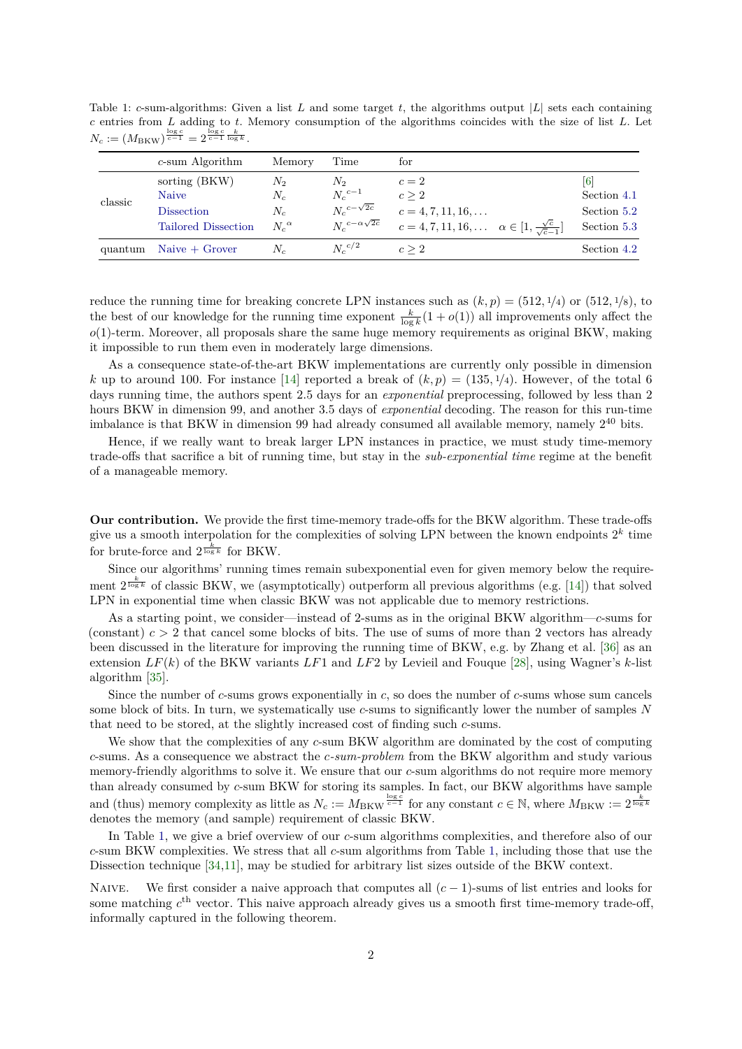Table 1: $c$-sum-algorithms: Given a list $L$ and some target $t$, the algorithms output $|L|$ sets each containing $c$ entries from $L$ adding to $t$. Memory consumption of the algorithms coincides with the size of list $L$. Let $N_c := (M_{\text{BKW}})^{\frac{\log c}{c-1}} = 2^{\frac{\log c}{c-1}\frac{k}{\log k}}$.

| | $c$-sum Algorithm | Memory | Time | for | | |
|---|---|---|---|---|---|---|
| classic | sorting (BKW) | $N_2$ | $N_2$ | $c = 2$ | | [6] |
| | Naive | $N_c$ | ${N_c}^{c-1}$ | $c \geq 2$ | | Section 4.1 |
| | Dissection | $N_c$ | ${N_c}^{c-\sqrt{2c}}$ | $c = 4, 7, 11, 16, \ldots$ | | Section 5.2 |
| | Tailored Dissection | ${N_c}^{\alpha}$ | ${N_c}^{c-\alpha\sqrt{2c}}$ | $c = 4, 7, 11, 16, \ldots$ | $\alpha \in [1, \frac{\sqrt{c}}{\sqrt{c}-1}]$ | Section 5.3 |
| quantum | Naive + Grover | $N_c$ | ${N_c}^{c/2}$ | $c \geq 2$ | | Section 4.2 |

reduce the running time for breaking concrete LPN instances such as $(k, p) = (512, 1/4)$ or $(512, 1/8)$, to the best of our knowledge for the running time exponent $\frac{k}{\log k}(1 + o(1))$ all improvements only affect the $o(1)$-term. Moreover, all proposals share the same huge memory requirements as original BKW, making it impossible to run them even in moderately large dimensions.

As a consequence state-of-the-art BKW implementations are currently only possible in dimension $k$ up to around 100. For instance [14] reported a break of $(k, p) = (135, 1/4)$. However, of the total 6 days running time, the authors spent 2.5 days for an *exponential* preprocessing, followed by less than 2 hours BKW in dimension 99, and another 3.5 days of *exponential* decoding. The reason for this run-time imbalance is that BKW in dimension 99 had already consumed all available memory, namely $2^{40}$ bits.

Hence, if we really want to break larger LPN instances in practice, we must study time-memory trade-offs that sacrifice a bit of running time, but stay in the *sub-exponential time* regime at the benefit of a manageable memory.

**Our contribution.** We provide the first time-memory trade-offs for the BKW algorithm. These trade-offs give us a smooth interpolation for the complexities of solving LPN between the known endpoints $2^k$ time for brute-force and $2^{\frac{k}{\log k}}$ for BKW.

Since our algorithms' running times remain subexponential even for given memory below the requirement $2^{\frac{k}{\log k}}$ of classic BKW, we (asymptotically) outperform all previous algorithms (e.g. [14]) that solved LPN in exponential time when classic BKW was not applicable due to memory restrictions.

As a starting point, we consider—instead of 2-sums as in the original BKW algorithm—$c$-sums for (constant) $c > 2$ that cancel some blocks of bits. The use of sums of more than 2 vectors has already been discussed in the literature for improving the running time of BKW, e.g. by Zhang et al. [36] as an extension $LF(k)$ of the BKW variants $LF1$ and $LF2$ by Levieil and Fouque [28], using Wagner's $k$-list algorithm [35].

Since the number of $c$-sums grows exponentially in $c$, so does the number of $c$-sums whose sum cancels some block of bits. In turn, we systematically use $c$-sums to significantly lower the number of samples $N$ that need to be stored, at the slightly increased cost of finding such $c$-sums.

We show that the complexities of any $c$-sum BKW algorithm are dominated by the cost of computing $c$-sums. As a consequence we abstract the *$c$-sum-problem* from the BKW algorithm and study various memory-friendly algorithms to solve it. We ensure that our $c$-sum algorithms do not require more memory than already consumed by $c$-sum BKW for storing its samples. In fact, our BKW algorithms have sample and (thus) memory complexity as little as $N_c := {M_{\text{BKW}}}^{\frac{\log c}{c-1}}$ for any constant $c \in \mathbb{N}$, where $M_{\text{BKW}} := 2^{\frac{k}{\log k}}$ denotes the memory (and sample) requirement of classic BKW.

In Table 1, we give a brief overview of our $c$-sum algorithms complexities, and therefore also of our $c$-sum BKW complexities. We stress that all $c$-sum algorithms from Table 1, including those that use the Dissection technique [34,11], may be studied for arbitrary list sizes outside of the BKW context.

Naive. We first consider a naive approach that computes all $(c-1)$-sums of list entries and looks for some matching $c^{\text{th}}$ vector. This naive approach already gives us a smooth first time-memory trade-off, informally captured in the following theorem.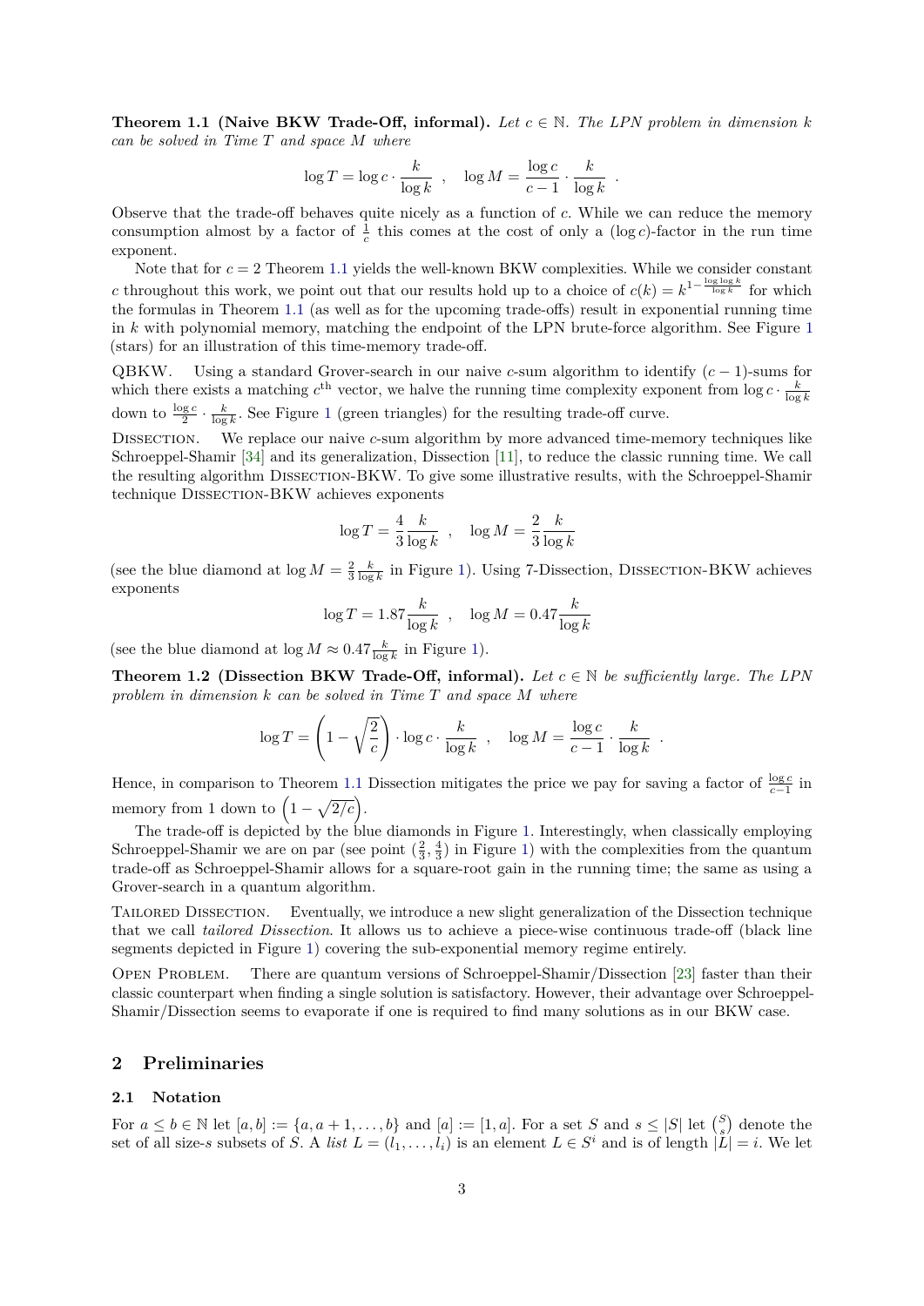**Theorem 1.1 (Naive BKW Trade-Off, informal).** *Let $c \in \mathbb{N}$. The LPN problem in dimension $k$ can be solved in Time $T$ and space $M$ where*

$$\log T = \log c \cdot \frac{k}{\log k} \quad , \quad \log M = \frac{\log c}{c-1} \cdot \frac{k}{\log k} \quad .$$

Observe that the trade-off behaves quite nicely as a function of $c$. While we can reduce the memory consumption almost by a factor of $\frac{1}{c}$ this comes at the cost of only a $(\log c)$-factor in the run time exponent.

Note that for $c = 2$ Theorem 1.1 yields the well-known BKW complexities. While we consider constant $c$ throughout this work, we point out that our results hold up to a choice of $c(k) = k^{1-\frac{\log\log k}{\log k}}$ for which the formulas in Theorem 1.1 (as well as for the upcoming trade-offs) result in exponential running time in $k$ with polynomial memory, matching the endpoint of the LPN brute-force algorithm. See Figure 1 (stars) for an illustration of this time-memory trade-off.

QBKW. Using a standard Grover-search in our naive $c$-sum algorithm to identify $(c-1)$-sums for which there exists a matching $c^{\text{th}}$ vector, we halve the running time complexity exponent from $\log c \cdot \frac{k}{\log k}$ down to $\frac{\log c}{2} \cdot \frac{k}{\log k}$. See Figure 1 (green triangles) for the resulting trade-off curve.

Dissection. We replace our naive $c$-sum algorithm by more advanced time-memory techniques like Schroeppel-Shamir [34] and its generalization, Dissection [11], to reduce the classic running time. We call the resulting algorithm Dissection-BKW. To give some illustrative results, with the Schroeppel-Shamir technique Dissection-BKW achieves exponents

$$\log T = \frac{4}{3} \frac{k}{\log k} \quad , \quad \log M = \frac{2}{3} \frac{k}{\log k}$$

(see the blue diamond at $\log M = \frac{2}{3} \frac{k}{\log k}$ in Figure 1). Using 7-Dissection, Dissection-BKW achieves exponents

$$\log T = 1.87 \frac{k}{\log k} \quad , \quad \log M = 0.47 \frac{k}{\log k}$$

(see the blue diamond at $\log M \approx 0.47 \frac{k}{\log k}$ in Figure 1).

**Theorem 1.2 (Dissection BKW Trade-Off, informal).** *Let $c \in \mathbb{N}$ be sufficiently large. The LPN problem in dimension $k$ can be solved in Time $T$ and space $M$ where*

$$\log T = \left(1 - \sqrt{\frac{2}{c}}\right) \cdot \log c \cdot \frac{k}{\log k} \quad , \quad \log M = \frac{\log c}{c-1} \cdot \frac{k}{\log k} \quad .$$

Hence, in comparison to Theorem 1.1 Dissection mitigates the price we pay for saving a factor of $\frac{\log c}{c-1}$ in memory from 1 down to $\left(1 - \sqrt{2/c}\right)$.

The trade-off is depicted by the blue diamonds in Figure 1. Interestingly, when classically employing Schroeppel-Shamir we are on par (see point $(\frac{2}{3}, \frac{4}{3})$ in Figure 1) with the complexities from the quantum trade-off as Schroeppel-Shamir allows for a square-root gain in the running time; the same as using a Grover-search in a quantum algorithm.

Tailored Dissection. Eventually, we introduce a new slight generalization of the Dissection technique that we call *tailored Dissection*. It allows us to achieve a piece-wise continuous trade-off (black line segments depicted in Figure 1) covering the sub-exponential memory regime entirely.

Open Problem. There are quantum versions of Schroeppel-Shamir/Dissection [23] faster than their classic counterpart when finding a single solution is satisfactory. However, their advantage over Schroeppel-Shamir/Dissection seems to evaporate if one is required to find many solutions as in our BKW case.

## 2 Preliminaries

### 2.1 Notation

For $a \leq b \in \mathbb{N}$ let $[a, b] := \{a, a+1, \ldots, b\}$ and $[a] := [1, a]$. For a set $S$ and $s \leq |S|$ let $\binom{S}{s}$ denote the set of all size-$s$ subsets of $S$. A *list* $L = (l_1, \ldots, l_i)$ is an element $L \in S^i$ and is of length $|L| = i$. We let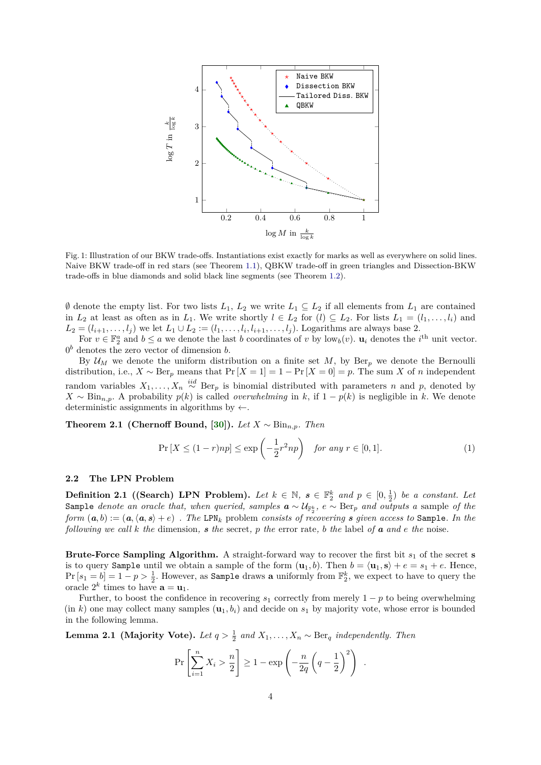Fig. 1: Illustration of our BKW trade-offs. Instantiations exist exactly for marks as well as everywhere on solid lines. Naive BKW trade-off in red stars (see Theorem 1.1), QBKW trade-off in green triangles and Dissection-BKW trade-offs in blue diamonds and solid black line segments (see Theorem 1.2).

$\emptyset$ denote the empty list. For two lists $L_1$, $L_2$ we write $L_1 \subseteq L_2$ if all elements from $L_1$ are contained in $L_2$ at least as often as in $L_1$. We write shortly $l \in L_2$ for $(l) \subseteq L_2$. For lists $L_1 = (l_1, \ldots, l_i)$ and $L_2 = (l_{i+1}, \ldots, l_j)$ we let $L_1 \cup L_2 := (l_1, \ldots, l_i, l_{i+1}, \ldots, l_j)$. Logarithms are always base 2.

For $v \in \mathbb{F}_2^a$ and $b \leq a$ we denote the last $b$ coordinates of $v$ by $\text{low}_b(v)$. $\mathbf{u}_i$ denotes the $i^{\text{th}}$ unit vector. $0^b$ denotes the zero vector of dimension $b$.

By $\mathcal{U}_M$ we denote the uniform distribution on a finite set $M$, by $\text{Ber}_p$ we denote the Bernoulli distribution, i.e., $X \sim \text{Ber}_p$ means that $\Pr[X = 1] = 1 - \Pr[X = 0] = p$. The sum $X$ of $n$ independent random variables $X_1, \ldots, X_n \overset{iid}{\sim} \text{Ber}_p$ is binomial distributed with parameters $n$ and $p$, denoted by $X \sim \text{Bin}_{n,p}$. A probability $p(k)$ is called *overwhelming* in $k$, if $1 - p(k)$ is negligible in $k$. We denote deterministic assignments in algorithms by $\leftarrow$.

**Theorem 2.1 (Chernoff Bound, [30]).** *Let $X \sim \text{Bin}_{n,p}$. Then*

$$\Pr[X \leq (1-r)np] \leq \exp\left(-\frac{1}{2}r^2 np\right) \quad \textit{for any } r \in [0,1]. \tag{1}$$

### 2.2 The LPN Problem

**Definition 2.1 ((Search) LPN Problem).** *Let $k \in \mathbb{N}$, $\boldsymbol{s} \in \mathbb{F}_2^k$ and $p \in [0, \frac{1}{2})$ be a constant. Let* `Sample` *denote an oracle that, when queried, samples $\boldsymbol{a} \sim \mathcal{U}_{\mathbb{F}_2^k}$, $e \sim \text{Ber}_p$ and outputs a sample of the form $(\boldsymbol{a}, b) := (\boldsymbol{a}, \langle \boldsymbol{a}, \boldsymbol{s} \rangle + e)$ . The* $\texttt{LPN}_k$ *problem consists of recovering $\boldsymbol{s}$ given access to* `Sample`*. In the following we call $k$ the* dimension*, $\boldsymbol{s}$ the* secret*, $p$ the* error rate*, $b$ the* label *of $\boldsymbol{a}$ and $e$ the* noise*.*

**Brute-Force Sampling Algorithm.** A straight-forward way to recover the first bit $s_1$ of the secret $\mathbf{s}$ is to query `Sample` until we obtain a sample of the form $(\mathbf{u}_1, b)$. Then $b = \langle \mathbf{u}_1, \mathbf{s} \rangle + e = s_1 + e$. Hence, $\Pr[s_1 = b] = 1 - p > \frac{1}{2}$. However, as `Sample` draws $\mathbf{a}$ uniformly from $\mathbb{F}_2^k$, we expect to have to query the oracle $2^k$ times to have $\mathbf{a} = \mathbf{u}_1$.

Further, to boost the confidence in recovering $s_1$ correctly from merely $1 - p$ to being overwhelming (in $k$) one may collect many samples $(\mathbf{u}_1, b_i)$ and decide on $s_1$ by majority vote, whose error is bounded in the following lemma.

**Lemma 2.1 (Majority Vote).** *Let $q > \frac{1}{2}$ and $X_1, \ldots, X_n \sim \text{Ber}_q$ independently. Then*

$$\Pr\left[\sum_{i=1}^{n} X_i > \frac{n}{2}\right] \geq 1 - \exp\left(-\frac{n}{2q}\left(q - \frac{1}{2}\right)^2\right) .$$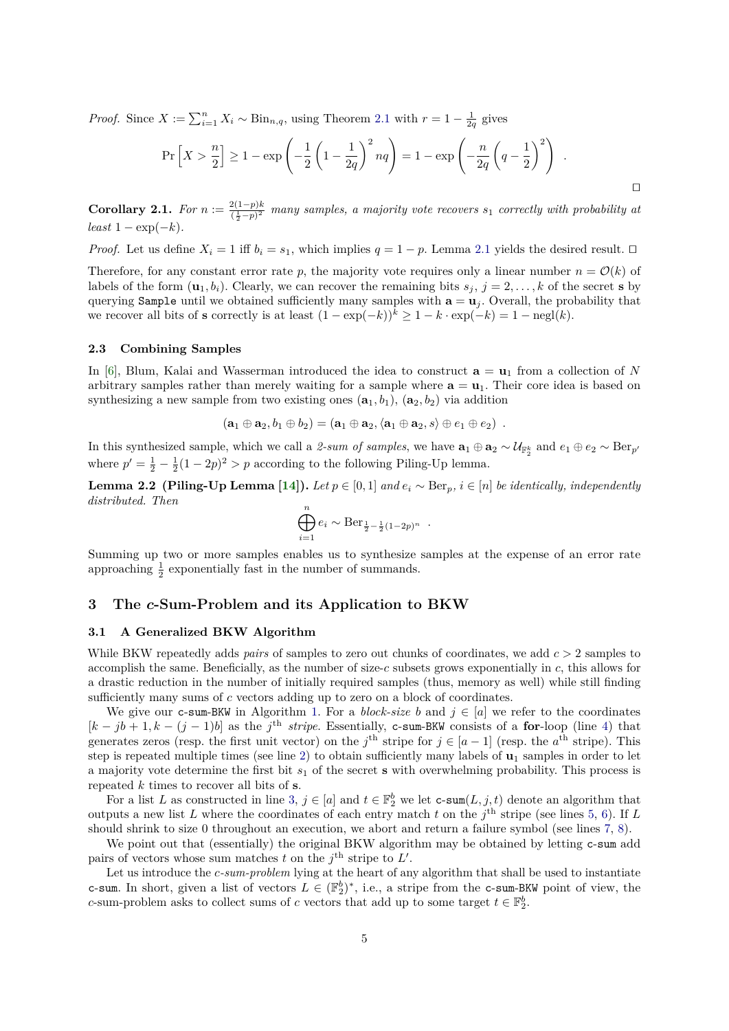*Proof.* Since $X := \sum_{i=1}^n X_i \sim \mathrm{Bin}_{n,q}$, using Theorem 2.1 with $r = 1 - \frac{1}{2q}$ gives

$$\Pr\left[X > \frac{n}{2}\right] \geq 1 - \exp\left(-\frac{1}{2}\left(1 - \frac{1}{2q}\right)^2 nq\right) = 1 - \exp\left(-\frac{n}{2q}\left(q - \frac{1}{2}\right)^2\right) \ .$$

□

**Corollary 2.1.** *For $n := \frac{2(1-p)k}{(\frac{1}{2}-p)^2}$ many samples, a majority vote recovers $s_1$ correctly with probability at least $1 - \exp(-k)$.*

*Proof.* Let us define $X_i = 1$ iff $b_i = s_1$, which implies $q = 1 - p$. Lemma 2.1 yields the desired result. □

Therefore, for any constant error rate $p$, the majority vote requires only a linear number $n = \mathcal{O}(k)$ of labels of the form $(\mathbf{u}_1, b_i)$. Clearly, we can recover the remaining bits $s_j$, $j = 2, \ldots, k$ of the secret $\mathbf{s}$ by querying `Sample` until we obtained sufficiently many samples with $\mathbf{a} = \mathbf{u}_j$. Overall, the probability that we recover all bits of $\mathbf{s}$ correctly is at least $(1 - \exp(-k))^k \geq 1 - k \cdot \exp(-k) = 1 - \mathrm{negl}(k)$.

### 2.3 Combining Samples

In [6], Blum, Kalai and Wasserman introduced the idea to construct $\mathbf{a} = \mathbf{u}_1$ from a collection of $N$ arbitrary samples rather than merely waiting for a sample where $\mathbf{a} = \mathbf{u}_1$. Their core idea is based on synthesizing a new sample from two existing ones $(\mathbf{a}_1, b_1)$, $(\mathbf{a}_2, b_2)$ via addition

$$(\mathbf{a}_1 \oplus \mathbf{a}_2, b_1 \oplus b_2) = (\mathbf{a}_1 \oplus \mathbf{a}_2, \langle \mathbf{a}_1 \oplus \mathbf{a}_2, s\rangle \oplus e_1 \oplus e_2) \ .$$

In this synthesized sample, which we call a *2-sum of samples*, we have $\mathbf{a}_1 \oplus \mathbf{a}_2 \sim \mathcal{U}_{\mathbb{F}_2^k}$ and $e_1 \oplus e_2 \sim \mathrm{Ber}_{p'}$ where $p' = \frac{1}{2} - \frac{1}{2}(1-2p)^2 > p$ according to the following Piling-Up lemma.

**Lemma 2.2 (Piling-Up Lemma [14]).** *Let $p \in [0, 1]$ and $e_i \sim \mathrm{Ber}_p$, $i \in [n]$ be identically, independently distributed. Then*

$$\bigoplus_{i=1}^n e_i \sim \mathrm{Ber}_{\frac{1}{2} - \frac{1}{2}(1-2p)^n} \ .$$

Summing up two or more samples enables us to synthesize samples at the expense of an error rate approaching $\frac{1}{2}$ exponentially fast in the number of summands.

## 3 The $c$-Sum-Problem and its Application to BKW

### 3.1 A Generalized BKW Algorithm

While BKW repeatedly adds *pairs* of samples to zero out chunks of coordinates, we add $c > 2$ samples to accomplish the same. Beneficially, as the number of size-$c$ subsets grows exponentially in $c$, this allows for a drastic reduction in the number of initially required samples (thus, memory as well) while still finding sufficiently many sums of $c$ vectors adding up to zero on a block of coordinates.

We give our `c-sum-BKW` in Algorithm 1. For a *block-size* $b$ and $j \in [a]$ we refer to the coordinates $[k - jb + 1, k - (j-1)b]$ as the $j^{\text{th}}$ *stripe*. Essentially, `c-sum-BKW` consists of a **for**-loop (line 4) that generates zeros (resp. the first unit vector) on the $j^{\text{th}}$ stripe for $j \in [a-1]$ (resp. the $a^{\text{th}}$ stripe). This step is repeated multiple times (see line 2) to obtain sufficiently many labels of $\mathbf{u}_1$ samples in order to let a majority vote determine the first bit $s_1$ of the secret $\mathbf{s}$ with overwhelming probability. This process is repeated $k$ times to recover all bits of $\mathbf{s}$.

For a list $L$ as constructed in line 3, $j \in [a]$ and $t \in \mathbb{F}_2^b$ we let `c-sum`$(L, j, t)$ denote an algorithm that outputs a new list $L$ where the coordinates of each entry match $t$ on the $j^{\text{th}}$ stripe (see lines 5, 6). If $L$ should shrink to size 0 throughout an execution, we abort and return a failure symbol (see lines 7, 8).

We point out that (essentially) the original BKW algorithm may be obtained by letting `c-sum` add pairs of vectors whose sum matches $t$ on the $j^{\text{th}}$ stripe to $L'$.

Let us introduce the *c-sum-problem* lying at the heart of any algorithm that shall be used to instantiate `c-sum`. In short, given a list of vectors $L \in (\mathbb{F}_2^b)^*$, i.e., a stripe from the `c-sum-BKW` point of view, the $c$-sum-problem asks to collect sums of $c$ vectors that add up to some target $t \in \mathbb{F}_2^b$.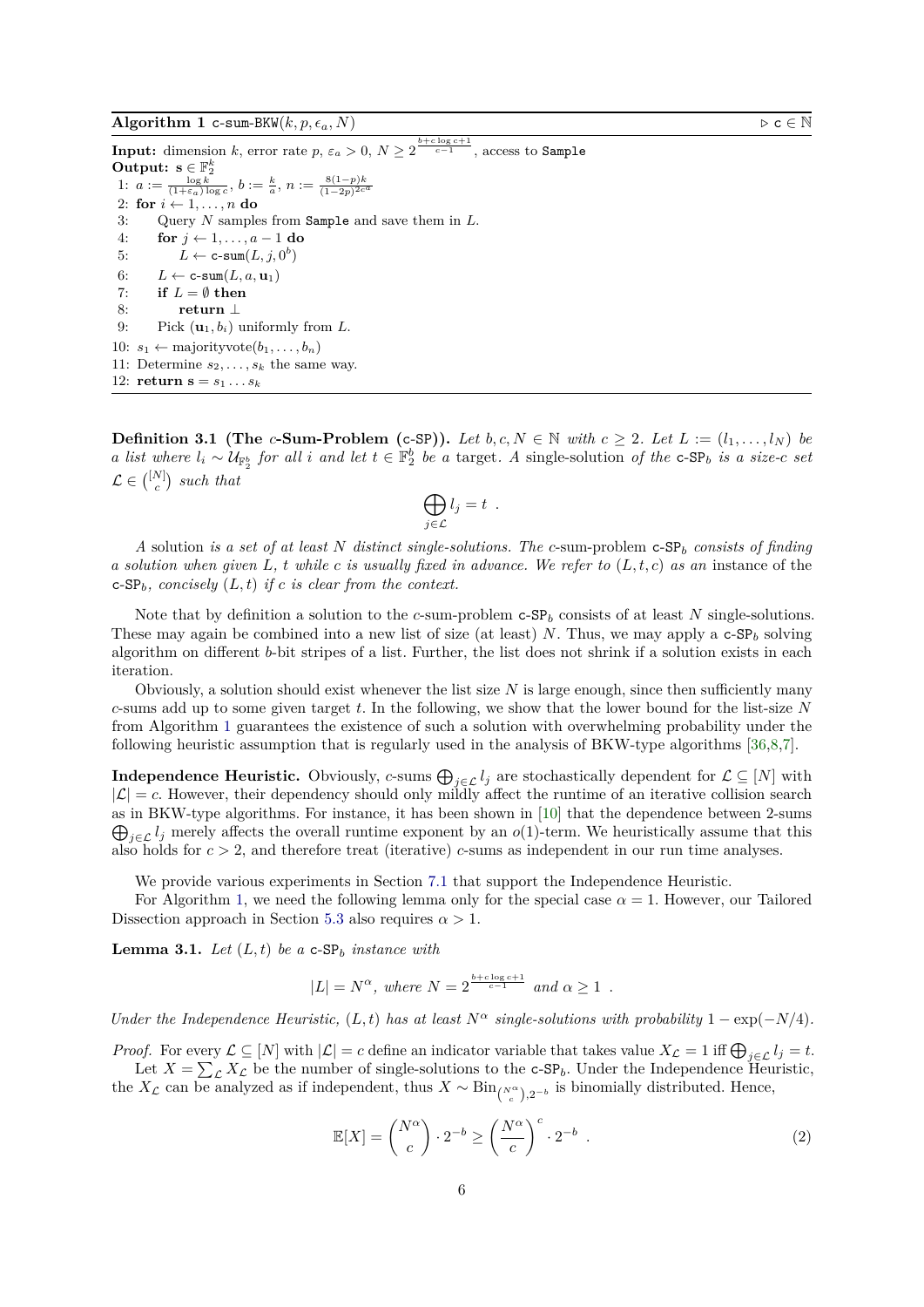**Algorithm 1** c-sum-BKW$(k, p, \epsilon_a, N)$ ▷ $c \in \mathbb{N}$

**Input:** dimension $k$, error rate $p$, $\varepsilon_a > 0$, $N \geq 2^{\frac{b+c\log c+1}{c-1}}$, access to Sample
**Output:** $\mathbf{s} \in \mathbb{F}_2^k$

```
1: a := log k / ((1+ε_a) log c), b := k/a, n := 8(1−p)k / (1−2p)^{2c^a}
2: for i ← 1, ..., n do
3:     Query N samples from Sample and save them in L.
4:     for j ← 1, ..., a − 1 do
5:         L ← c-sum(L, j, 0^b)
6:     L ← c-sum(L, a, u_1)
7:     if L = ∅ then
8:         return ⊥
9:     Pick (u_1, b_i) uniformly from L.
10: s_1 ← majorityvote(b_1, ..., b_n)
11: Determine s_2, ..., s_k the same way.
12: return s = s_1 ... s_k
```

**Definition 3.1 (The $c$-Sum-Problem (c-SP)).** *Let $b, c, N \in \mathbb{N}$ with $c \geq 2$. Let $L := (l_1, \ldots, l_N)$ be a list where $l_i \sim \mathcal{U}_{\mathbb{F}_2^b}$ for all $i$ and let $t \in \mathbb{F}_2^b$ be a* target. *A* single-solution *of the* $\mathtt{c\text{-}SP}_b$ *is a size-$c$ set $\mathcal{L} \in \binom{[N]}{c}$ such that*

$$\bigoplus_{j \in \mathcal{L}} l_j = t \ .$$

*A* solution *is a set of at least $N$ distinct single-solutions. The $c$-*sum-problem $\mathtt{c\text{-}SP}_b$ *consists of finding a solution when given $L$, $t$ while $c$ is usually fixed in advance. We refer to $(L, t, c)$ as an* instance of the $\mathtt{c\text{-}SP}_b$*, concisely $(L, t)$ if $c$ is clear from the context.*

Note that by definition a solution to the $c$-sum-problem $\mathtt{c\text{-}SP}_b$ consists of at least $N$ single-solutions. These may again be combined into a new list of size (at least) $N$. Thus, we may apply a $\mathtt{c\text{-}SP}_b$ solving algorithm on different $b$-bit stripes of a list. Further, the list does not shrink if a solution exists in each iteration.

Obviously, a solution should exist whenever the list size $N$ is large enough, since then sufficiently many $c$-sums add up to some given target $t$. In the following, we show that the lower bound for the list-size $N$ from Algorithm 1 guarantees the existence of such a solution with overwhelming probability under the following heuristic assumption that is regularly used in the analysis of BKW-type algorithms [36,8,7].

**Independence Heuristic.** Obviously, $c$-sums $\bigoplus_{j\in\mathcal{L}} l_j$ are stochastically dependent for $\mathcal{L} \subseteq [N]$ with $|\mathcal{L}| = c$. However, their dependency should only mildly affect the runtime of an iterative collision search as in BKW-type algorithms. For instance, it has been shown in [10] that the dependence between 2-sums $\bigoplus_{j\in\mathcal{L}} l_j$ merely affects the overall runtime exponent by an $o(1)$-term. We heuristically assume that this also holds for $c > 2$, and therefore treat (iterative) $c$-sums as independent in our run time analyses.

We provide various experiments in Section 7.1 that support the Independence Heuristic.

For Algorithm 1, we need the following lemma only for the special case $\alpha = 1$. However, our Tailored Dissection approach in Section 5.3 also requires $\alpha > 1$.

**Lemma 3.1.** *Let $(L, t)$ be a $\mathtt{c\text{-}SP}_b$ instance with*

$$|L| = N^\alpha, \text{ where } N = 2^{\frac{b+c\log c+1}{c-1}} \text{ and } \alpha \geq 1 \ .$$

*Under the Independence Heuristic, $(L, t)$ has at least $N^\alpha$ single-solutions with probability $1 - \exp(-N/4)$.*

*Proof.* For every $\mathcal{L} \subseteq [N]$ with $|\mathcal{L}| = c$ define an indicator variable that takes value $X_\mathcal{L} = 1$ iff $\bigoplus_{j\in\mathcal{L}} l_j = t$.

Let $X = \sum_\mathcal{L} X_\mathcal{L}$ be the number of single-solutions to the $\mathtt{c\text{-}SP}_b$. Under the Independence Heuristic, the $X_\mathcal{L}$ can be analyzed as if independent, thus $X \sim \mathrm{Bin}_{\binom{N^\alpha}{c}, 2^{-b}}$ is binomially distributed. Hence,

$$\mathbb{E}[X] = \binom{N^\alpha}{c} \cdot 2^{-b} \geq \left(\frac{N^\alpha}{c}\right)^c \cdot 2^{-b} \ . \tag{2}$$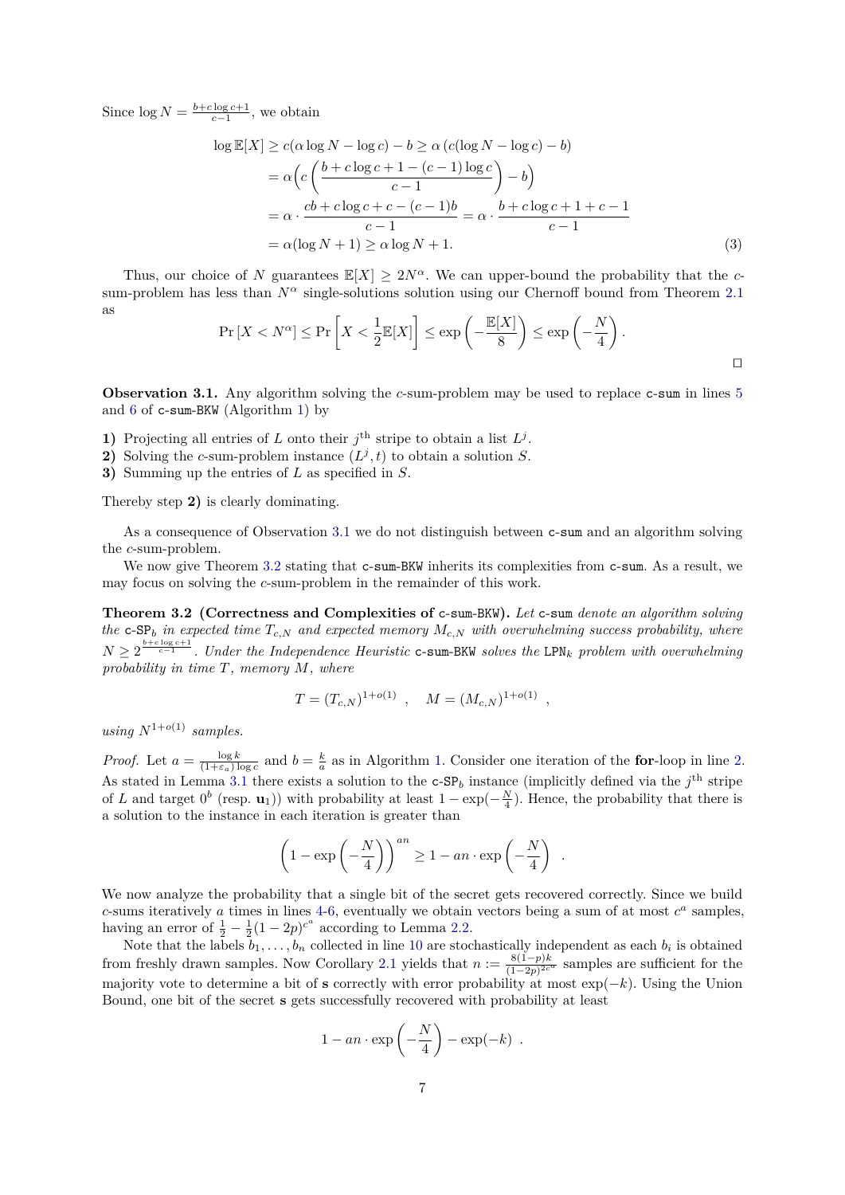Since $\log N = \frac{b+c\log c+1}{c-1}$, we obtain

$$
\begin{aligned}
\log \mathbb{E}[X] &\geq c(\alpha \log N - \log c) - b \geq \alpha\left(c(\log N - \log c) - b\right) \\
&= \alpha\Big(c\left(\frac{b + c\log c + 1 - (c-1)\log c}{c-1}\right) - b\Big) \\
&= \alpha \cdot \frac{cb + c\log c + c - (c-1)b}{c-1} = \alpha \cdot \frac{b + c\log c + 1 + c - 1}{c-1} \\
&= \alpha(\log N + 1) \geq \alpha \log N + 1.
\end{aligned} \tag{3}
$$

Thus, our choice of $N$ guarantees $\mathbb{E}[X] \geq 2N^\alpha$. We can upper-bound the probability that the $c$-sum-problem has less than $N^\alpha$ single-solutions solution using our Chernoff bound from Theorem 2.1 as

$$
\Pr\left[X < N^\alpha\right] \leq \Pr\left[X < \frac{1}{2}\mathbb{E}[X]\right] \leq \exp\left(-\frac{\mathbb{E}[X]}{8}\right) \leq \exp\left(-\frac{N}{4}\right).
$$

□

**Observation 3.1.** Any algorithm solving the $c$-sum-problem may be used to replace c-sum in lines 5 and 6 of c-sum-BKW (Algorithm 1) by

**1)** Projecting all entries of $L$ onto their $j^{\text{th}}$ stripe to obtain a list $L^j$.
**2)** Solving the $c$-sum-problem instance $(L^j, t)$ to obtain a solution $S$.
**3)** Summing up the entries of $L$ as specified in $S$.

Thereby step **2)** is clearly dominating.

As a consequence of Observation 3.1 we do not distinguish between c-sum and an algorithm solving the $c$-sum-problem.

We now give Theorem 3.2 stating that c-sum-BKW inherits its complexities from c-sum. As a result, we may focus on solving the $c$-sum-problem in the remainder of this work.

**Theorem 3.2 (Correctness and Complexities of c-sum-BKW).** *Let* c-sum *denote an algorithm solving the* $\texttt{c-SP}_b$ *in expected time* $T_{c,N}$ *and expected memory* $M_{c,N}$ *with overwhelming success probability, where* $N \geq 2^{\frac{b+c\log c+1}{c-1}}$. *Under the Independence Heuristic* c-sum-BKW *solves the* $\texttt{LPN}_k$ *problem with overwhelming probability in time* $T$*, memory* $M$*, where*

$$
T = (T_{c,N})^{1+o(1)} \ , \quad M = (M_{c,N})^{1+o(1)} \ ,
$$

*using* $N^{1+o(1)}$ *samples.*

*Proof.* Let $a = \frac{\log k}{(1+\varepsilon_a)\log c}$ and $b = \frac{k}{a}$ as in Algorithm 1. Consider one iteration of the **for**-loop in line 2. As stated in Lemma 3.1 there exists a solution to the $\texttt{c-SP}_b$ instance (implicitly defined via the $j^{\text{th}}$ stripe of $L$ and target $0^b$ (resp. $\mathbf{u}_1$)) with probability at least $1 - \exp(-\frac{N}{4})$. Hence, the probability that there is a solution to the instance in each iteration is greater than

$$
\left(1 - \exp\left(-\frac{N}{4}\right)\right)^{an} \geq 1 - an \cdot \exp\left(-\frac{N}{4}\right) \ .
$$

We now analyze the probability that a single bit of the secret gets recovered correctly. Since we build $c$-sums iteratively $a$ times in lines 4-6, eventually we obtain vectors being a sum of at most $c^a$ samples, having an error of $\frac{1}{2} - \frac{1}{2}(1-2p)^{c^a}$ according to Lemma 2.2.

Note that the labels $b_1, \ldots, b_n$ collected in line 10 are stochastically independent as each $b_i$ is obtained from freshly drawn samples. Now Corollary 2.1 yields that $n := \frac{8(1-p)k}{(1-2p)^{2c^a}}$ samples are sufficient for the majority vote to determine a bit of $\mathbf{s}$ correctly with error probability at most $\exp(-k)$. Using the Union Bound, one bit of the secret $\mathbf{s}$ gets successfully recovered with probability at least

$$
1 - an \cdot \exp\left(-\frac{N}{4}\right) - \exp(-k) \ .
$$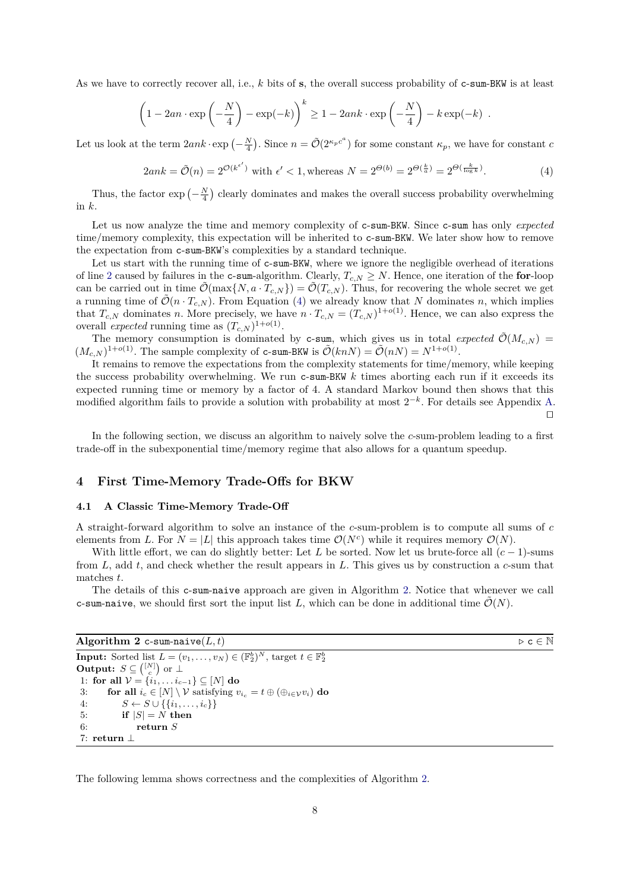As we have to correctly recover all, i.e., $k$ bits of $\mathbf{s}$, the overall success probability of c-sum-BKW is at least

$$\left(1 - 2an \cdot \exp\left(-\frac{N}{4}\right) - \exp(-k)\right)^k \geq 1 - 2ank \cdot \exp\left(-\frac{N}{4}\right) - k\exp(-k) \ .$$

Let us look at the term $2ank \cdot \exp\left(-\frac{N}{4}\right)$. Since $n = \tilde{\mathcal{O}}(2^{\kappa_p c^a})$ for some constant $\kappa_p$, we have for constant $c$

$$2ank = \tilde{\mathcal{O}}(n) = 2^{\mathcal{O}(k^{\epsilon'})} \text{ with } \epsilon' < 1, \text{whereas } N = 2^{\Theta(b)} = 2^{\Theta(\frac{k}{a})} = 2^{\Theta(\frac{k}{\log k})}. \tag{4}$$

Thus, the factor $\exp\left(-\frac{N}{4}\right)$ clearly dominates and makes the overall success probability overwhelming in $k$.

Let us now analyze the time and memory complexity of c-sum-BKW. Since c-sum has only *expected* time/memory complexity, this expectation will be inherited to c-sum-BKW. We later show how to remove the expectation from c-sum-BKW's complexities by a standard technique.

Let us start with the running time of c-sum-BKW, where we ignore the negligible overhead of iterations of line 2 caused by failures in the c-sum-algorithm. Clearly, $T_{c,N} \geq N$. Hence, one iteration of the **for**-loop can be carried out in time $\tilde{\mathcal{O}}(\max\{N, a \cdot T_{c,N}\}) = \tilde{\mathcal{O}}(T_{c,N})$. Thus, for recovering the whole secret we get a running time of $\tilde{\mathcal{O}}(n \cdot T_{c,N})$. From Equation (4) we already know that $N$ dominates $n$, which implies that $T_{c,N}$ dominates $n$. More precisely, we have $n \cdot T_{c,N} = (T_{c,N})^{1+o(1)}$. Hence, we can also express the overall *expected* running time as $(T_{c,N})^{1+o(1)}$.

The memory consumption is dominated by c-sum, which gives us in total *expected* $\tilde{\mathcal{O}}(M_{c,N}) = (M_{c,N})^{1+o(1)}$. The sample complexity of c-sum-BKW is $\tilde{\mathcal{O}}(knN) = \tilde{\mathcal{O}}(nN) = N^{1+o(1)}$.

It remains to remove the expectations from the complexity statements for time/memory, while keeping the success probability overwhelming. We run c-sum-BKW $k$ times aborting each run if it exceeds its expected running time or memory by a factor of 4. A standard Markov bound then shows that this modified algorithm fails to provide a solution with probability at most $2^{-k}$. For details see Appendix A. □

In the following section, we discuss an algorithm to naively solve the $c$-sum-problem leading to a first trade-off in the subexponential time/memory regime that also allows for a quantum speedup.

## 4 First Time-Memory Trade-Offs for BKW

### 4.1 A Classic Time-Memory Trade-Off

A straight-forward algorithm to solve an instance of the $c$-sum-problem is to compute all sums of $c$ elements from $L$. For $N = |L|$ this approach takes time $\mathcal{O}(N^c)$ while it requires memory $\mathcal{O}(N)$.

With little effort, we can do slightly better: Let $L$ be sorted. Now let us brute-force all $(c-1)$-sums from $L$, add $t$, and check whether the result appears in $L$. This gives us by construction a $c$-sum that matches $t$.

The details of this c-sum-naive approach are given in Algorithm 2. Notice that whenever we call c-sum-naive, we should first sort the input list $L$, which can be done in additional time $\tilde{\mathcal{O}}(N)$.

**Algorithm 2** c-sum-naive$(L, t)$ ▷ $c \in \mathbb{N}$

**Input:** Sorted list $L = (v_1, \ldots, v_N) \in (\mathbb{F}_2^b)^N$, target $t \in \mathbb{F}_2^b$
**Output:** $S \subseteq \binom{[N]}{c}$ or $\bot$

```
1: for all V = {i_1, ... i_{c-1}} ⊆ [N] do
3:     for all i_c ∈ [N] \ V satisfying v_{i_c} = t ⊕ (⊕_{i∈V} v_i) do
4:         S ← S ∪ {{i_1, ..., i_c}}
5:         if |S| = N then
6:             return S
7: return ⊥
```

The following lemma shows correctness and the complexities of Algorithm 2.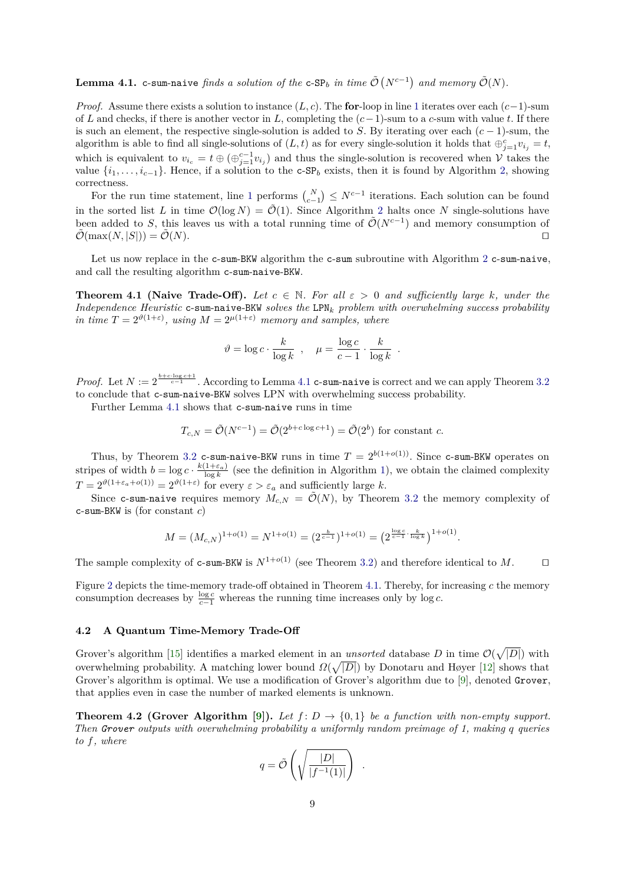**Lemma 4.1.** c-sum-naive *finds a solution of the* $\texttt{c-SP}_b$ *in time* $\tilde{\mathcal{O}}\left(N^{c-1}\right)$ *and memory* $\tilde{\mathcal{O}}(N)$.

*Proof.* Assume there exists a solution to instance $(L, c)$. The **for**-loop in line 1 iterates over each $(c-1)$-sum of $L$ and checks, if there is another vector in $L$, completing the $(c-1)$-sum to a $c$-sum with value $t$. If there is such an element, the respective single-solution is added to $S$. By iterating over each $(c-1)$-sum, the algorithm is able to find all single-solutions of $(L, t)$ as for every single-solution it holds that $\oplus_{j=1}^{c} v_{i_j} = t$, which is equivalent to $v_{i_c} = t \oplus (\oplus_{j=1}^{c-1} v_{i_j})$ and thus the single-solution is recovered when $\mathcal{V}$ takes the value $\{i_1, \ldots, i_{c-1}\}$. Hence, if a solution to the $\texttt{c-SP}_b$ exists, then it is found by Algorithm 2, showing correctness.

For the run time statement, line 1 performs $\binom{N}{c-1} \leq N^{c-1}$ iterations. Each solution can be found in the sorted list $L$ in time $\mathcal{O}(\log N) = \tilde{\mathcal{O}}(1)$. Since Algorithm 2 halts once $N$ single-solutions have been added to $S$, this leaves us with a total running time of $\tilde{\mathcal{O}}(N^{c-1})$ and memory consumption of $\tilde{\mathcal{O}}(\max(N, |S|)) = \tilde{\mathcal{O}}(N)$. $\square$

Let us now replace in the c-sum-BKW algorithm the c-sum subroutine with Algorithm 2 c-sum-naive, and call the resulting algorithm c-sum-naive-BKW.

**Theorem 4.1 (Naive Trade-Off).** *Let* $c \in \mathbb{N}$. *For all* $\varepsilon > 0$ *and sufficiently large* $k$, *under the Independence Heuristic* c-sum-naive-BKW *solves the* $\text{LPN}_k$ *problem with overwhelming success probability in time* $T = 2^{\vartheta(1+\varepsilon)}$, *using* $M = 2^{\mu(1+\varepsilon)}$ *memory and samples, where*

$$\vartheta = \log c \cdot \frac{k}{\log k} \quad , \quad \mu = \frac{\log c}{c-1} \cdot \frac{k}{\log k} \quad .$$

*Proof.* Let $N := 2^{\frac{b + c \cdot \log c + 1}{c-1}}$. According to Lemma 4.1 c-sum-naive is correct and we can apply Theorem 3.2 to conclude that c-sum-naive-BKW solves LPN with overwhelming success probability.

Further Lemma 4.1 shows that c-sum-naive runs in time

$$T_{c,N} = \tilde{\mathcal{O}}(N^{c-1}) = \tilde{\mathcal{O}}(2^{b + c \log c + 1}) = \tilde{\mathcal{O}}(2^b) \text{ for constant } c.$$

Thus, by Theorem 3.2 c-sum-naive-BKW runs in time $T = 2^{b(1+o(1))}$. Since c-sum-BKW operates on stripes of width $b = \log c \cdot \frac{k(1+\varepsilon_a)}{\log k}$ (see the definition in Algorithm 1), we obtain the claimed complexity $T = 2^{\vartheta(1+\varepsilon_a+o(1))} = 2^{\vartheta(1+\varepsilon)}$ for every $\varepsilon > \varepsilon_a$ and sufficiently large $k$.

Since c-sum-naive requires memory $M_{c,N} = \tilde{\mathcal{O}}(N)$, by Theorem 3.2 the memory complexity of c-sum-BKW is (for constant $c$)

$$M = (M_{c,N})^{1+o(1)} = N^{1+o(1)} = (2^{\frac{b}{c-1}})^{1+o(1)} = \left(2^{\frac{\log c}{c-1} \cdot \frac{k}{\log k}}\right)^{1+o(1)}.$$

The sample complexity of c-sum-BKW is $N^{1+o(1)}$ (see Theorem 3.2) and therefore identical to $M$. $\square$

Figure 2 depicts the time-memory trade-off obtained in Theorem 4.1. Thereby, for increasing $c$ the memory consumption decreases by $\frac{\log c}{c-1}$ whereas the running time increases only by $\log c$.

### 4.2 A Quantum Time-Memory Trade-Off

Grover's algorithm [15] identifies a marked element in an *unsorted* database $D$ in time $\mathcal{O}(\sqrt{|D|})$ with overwhelming probability. A matching lower bound $\Omega(\sqrt{|D|})$ by Donotaru and Høyer [12] shows that Grover's algorithm is optimal. We use a modification of Grover's algorithm due to [9], denoted Grover, that applies even in case the number of marked elements is unknown.

**Theorem 4.2 (Grover Algorithm [9]).** *Let* $f \colon D \to \{0, 1\}$ *be a function with non-empty support. Then* Grover *outputs with overwhelming probability a uniformly random preimage of 1, making* $q$ *queries to* $f$, *where*

$$q = \tilde{\mathcal{O}}\left(\sqrt{\frac{|D|}{|f^{-1}(1)|}}\right) \quad .$$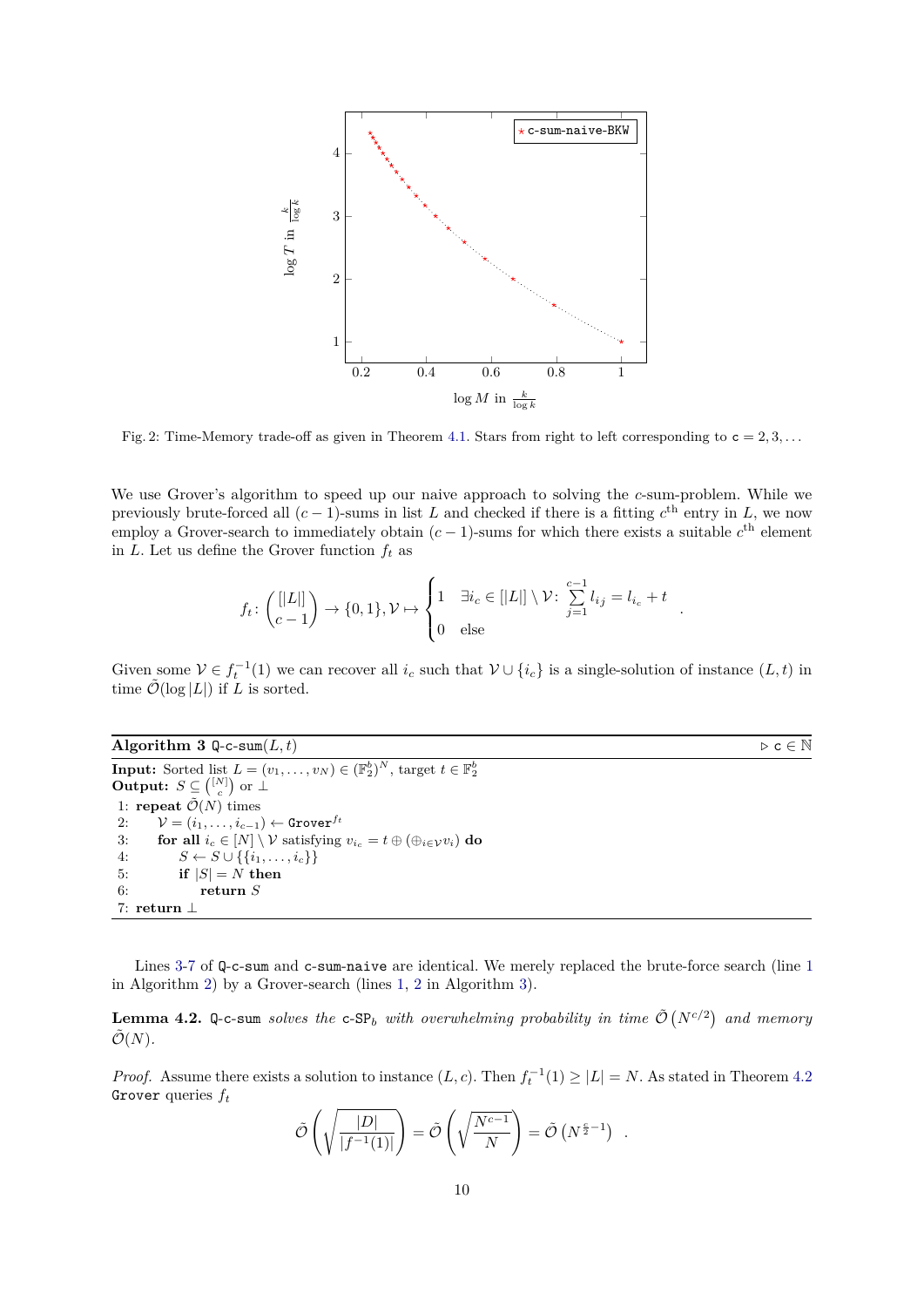Fig. 2: Time-Memory trade-off as given in Theorem 4.1. Stars from right to left corresponding to $\mathtt{c} = 2, 3, \ldots$

We use Grover's algorithm to speed up our naive approach to solving the $c$-sum-problem. While we previously brute-forced all $(c-1)$-sums in list $L$ and checked if there is a fitting $c^{\text{th}}$ entry in $L$, we now employ a Grover-search to immediately obtain $(c-1)$-sums for which there exists a suitable $c^{\text{th}}$ element in $L$. Let us define the Grover function $f_t$ as

$$f_t \colon \binom{[|L|]}{c-1} \to \{0,1\}, \mathcal{V} \mapsto \begin{cases} 1 & \exists i_c \in [|L|] \setminus \mathcal{V} \colon \sum_{j=1}^{c-1} l_{i_j} = l_{i_c} + t \\ 0 & \text{else} \end{cases} .$$

Given some $\mathcal{V} \in f_t^{-1}(1)$ we can recover all $i_c$ such that $\mathcal{V} \cup \{i_c\}$ is a single-solution of instance $(L, t)$ in time $\tilde{\mathcal{O}}(\log |L|)$ if $L$ is sorted.

---

**Algorithm 3** $\mathtt{Q\text{-}c\text{-}sum}(L, t)$ ▷ $\mathtt{c} \in \mathbb{N}$

---

**Input:** Sorted list $L = (v_1, \ldots, v_N) \in (\mathbb{F}_2^b)^N$, target $t \in \mathbb{F}_2^b$
**Output:** $S \subseteq \binom{[N]}{c}$ or $\perp$

1: **repeat** $\tilde{\mathcal{O}}(N)$ times
2: $\quad$ $\mathcal{V} = (i_1, \ldots, i_{c-1}) \leftarrow \mathtt{Grover}^{f_t}$
3: $\quad$ **for all** $i_c \in [N] \setminus \mathcal{V}$ satisfying $v_{i_c} = t \oplus (\oplus_{i \in \mathcal{V}} v_i)$ **do**
4: $\quad\quad$ $S \leftarrow S \cup \{\{i_1, \ldots, i_c\}\}$
5: $\quad\quad$ **if** $|S| = N$ **then**
6: $\quad\quad\quad$ **return** $S$
7: **return** $\perp$

---

Lines 3-7 of $\mathtt{Q\text{-}c\text{-}sum}$ and $\mathtt{c\text{-}sum\text{-}naive}$ are identical. We merely replaced the brute-force search (line 1 in Algorithm 2) by a Grover-search (lines 1, 2 in Algorithm 3).

**Lemma 4.2.** *$\mathtt{Q\text{-}c\text{-}sum}$ solves the $\mathtt{c\text{-}SP}_b$ with overwhelming probability in time $\tilde{\mathcal{O}}\left(N^{c/2}\right)$ and memory $\tilde{\mathcal{O}}(N)$.*

*Proof.* Assume there exists a solution to instance $(L, c)$. Then $f_t^{-1}(1) \geq |L| = N$. As stated in Theorem 4.2 $\mathtt{Grover}$ queries $f_t$

$$\tilde{\mathcal{O}}\left(\sqrt{\frac{|D|}{|f^{-1}(1)|}}\right) = \tilde{\mathcal{O}}\left(\sqrt{\frac{N^{c-1}}{N}}\right) = \tilde{\mathcal{O}}\left(N^{\frac{c}{2}-1}\right) .$$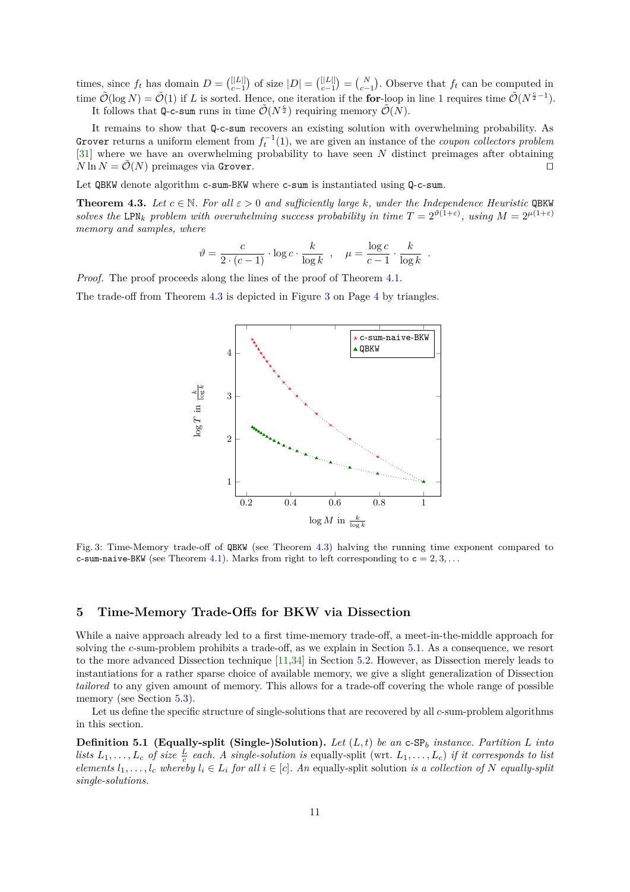times, since $f_t$ has domain $D = \binom{[|L|]}{c-1}$ of size $|D| = \binom{|L|}{c-1} = \binom{N}{c-1}$. Observe that $f_t$ can be computed in time $\tilde{\mathcal{O}}(\log N) = \tilde{\mathcal{O}}(1)$ if $L$ is sorted. Hence, one iteration if the **for**-loop in line 1 requires time $\tilde{\mathcal{O}}(N^{\frac{c}{2}-1})$.

It follows that `Q-c-sum` runs in time $\tilde{\mathcal{O}}(N^{\frac{c}{2}})$ requiring memory $\tilde{\mathcal{O}}(N)$.

It remains to show that `Q-c-sum` recovers an existing solution with overwhelming probability. As `Grover` returns a uniform element from $f_t^{-1}(1)$, we are given an instance of the *coupon collectors problem* [31] where we have an overwhelming probability to have seen $N$ distinct preimages after obtaining $N \ln N = \tilde{\mathcal{O}}(N)$ preimages via `Grover`. ◻

Let `QBKW` denote algorithm `c-sum-BKW` where `c-sum` is instantiated using `Q-c-sum`.

**Theorem 4.3.** *Let $c \in \mathbb{N}$. For all $\varepsilon > 0$ and sufficiently large $k$, under the Independence Heuristic* `QBKW` *solves the* $\mathtt{LPN}_k$ *problem with overwhelming success probability in time $T = 2^{\vartheta(1+\varepsilon)}$, using $M = 2^{\mu(1+\varepsilon)}$ memory and samples, where*

$$\vartheta = \frac{c}{2 \cdot (c-1)} \cdot \log c \cdot \frac{k}{\log k} \quad , \quad \mu = \frac{\log c}{c-1} \cdot \frac{k}{\log k} \quad .$$

*Proof.* The proof proceeds along the lines of the proof of Theorem 4.1.

The trade-off from Theorem 4.3 is depicted in Figure 3 on Page 4 by triangles.

Fig. 3: Time-Memory trade-off of `QBKW` (see Theorem 4.3) halving the running time exponent compared to `c-sum-naive-BKW` (see Theorem 4.1). Marks from right to left corresponding to $\mathtt{c} = 2, 3, \ldots$

## 5 Time-Memory Trade-Offs for BKW via Dissection

While a naive approach already led to a first time-memory trade-off, a meet-in-the-middle approach for solving the $c$-sum-problem prohibits a trade-off, as we explain in Section 5.1. As a consequence, we resort to the more advanced Dissection technique [11,34] in Section 5.2. However, as Dissection merely leads to instantiations for a rather sparse choice of available memory, we give a slight generalization of Dissection *tailored* to any given amount of memory. This allows for a trade-off covering the whole range of possible memory (see Section 5.3).

Let us define the specific structure of single-solutions that are recovered by all $c$-sum-problem algorithms in this section.

**Definition 5.1 (Equally-split (Single-)Solution).** *Let $(L, t)$ be an* $\mathtt{c}\text{-}\mathtt{SP}_b$ *instance. Partition $L$ into lists $L_1, \ldots, L_c$ of size $\frac{L}{c}$ each. A single-solution is* equally-split *(wrt. $L_1, \ldots, L_c$) if it corresponds to list elements $l_1, \ldots, l_c$ whereby $l_i \in L_i$ for all $i \in [c]$. An* equally-split solution *is a collection of $N$ equally-split single-solutions.*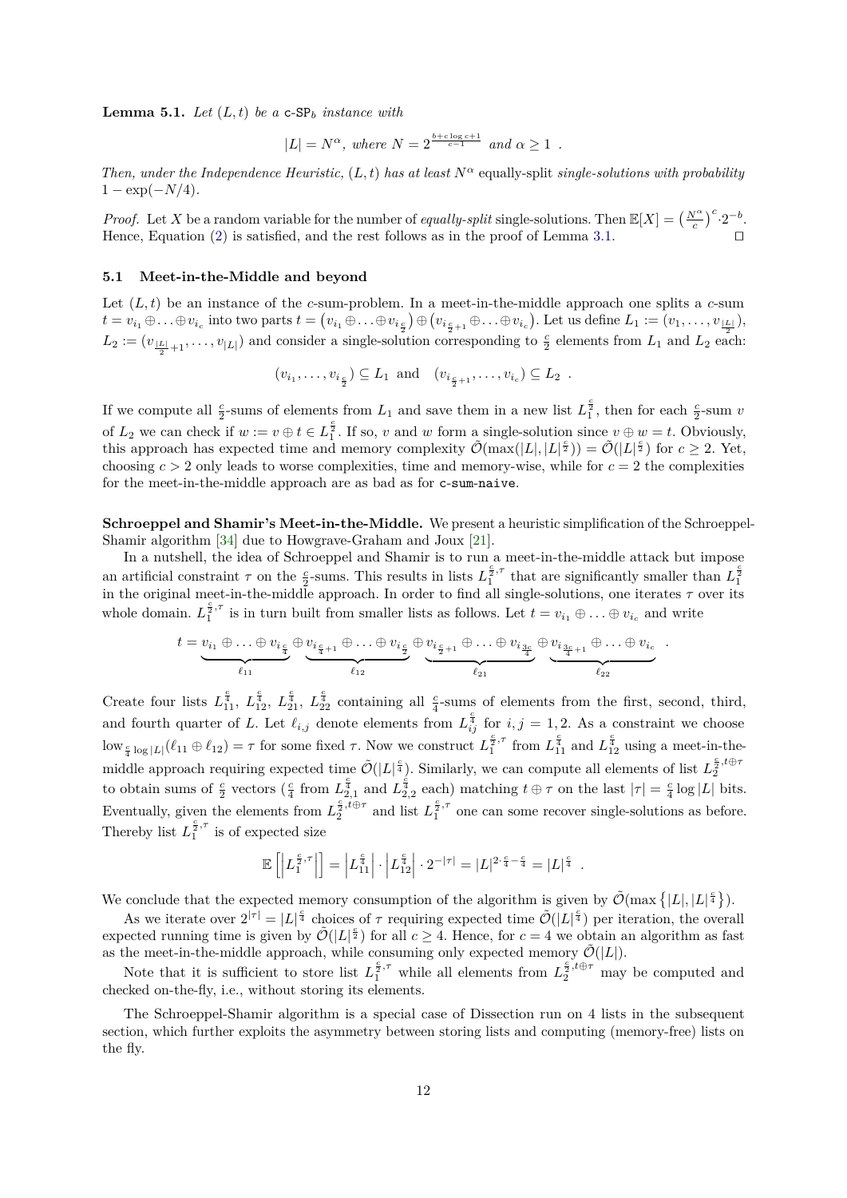**Lemma 5.1.** *Let $(L,t)$ be a* c-SP$_b$ *instance with*

$$|L| = N^\alpha, \text{ where } N = 2^{\frac{b+c\log c+1}{c-1}} \text{ and } \alpha \geq 1 \ .$$

*Then, under the Independence Heuristic, $(L,t)$ has at least $N^\alpha$* equally-split *single-solutions with probability $1-\exp(-N/4)$.*

*Proof.* Let $X$ be a random variable for the number of *equally-split* single-solutions. Then $\mathbb{E}[X] = \left(\frac{N^\alpha}{c}\right)^c \cdot 2^{-b}$. Hence, Equation (2) is satisfied, and the rest follows as in the proof of Lemma 3.1. $\square$

## 5.1 Meet-in-the-Middle and beyond

Let $(L,t)$ be an instance of the $c$-sum-problem. In a meet-in-the-middle approach one splits a $c$-sum $t = v_{i_1} \oplus \ldots \oplus v_{i_c}$ into two parts $t = \left(v_{i_1} \oplus \ldots \oplus v_{i_{\frac{c}{2}}}\right) \oplus \left(v_{i_{\frac{c}{2}+1}} \oplus \ldots \oplus v_{i_c}\right)$. Let us define $L_1 := (v_1, \ldots, v_{\frac{|L|}{2}})$, $L_2 := (v_{\frac{|L|}{2}+1}, \ldots, v_{|L|})$ and consider a single-solution corresponding to $\frac{c}{2}$ elements from $L_1$ and $L_2$ each:

$$(v_{i_1}, \ldots, v_{i_{\frac{c}{2}}}) \subseteq L_1 \text{ and } (v_{i_{\frac{c}{2}+1}}, \ldots, v_{i_c}) \subseteq L_2 \ .$$

If we compute all $\frac{c}{2}$-sums of elements from $L_1$ and save them in a new list $L_1^{\frac{c}{2}}$, then for each $\frac{c}{2}$-sum $v$ of $L_2$ we can check if $w := v \oplus t \in L_1^{\frac{c}{2}}$. If so, $v$ and $w$ form a single-solution since $v \oplus w = t$. Obviously, this approach has expected time and memory complexity $\tilde{\mathcal{O}}(\max(|L|, |L|^{\frac{c}{2}})) = \tilde{\mathcal{O}}(|L|^{\frac{c}{2}})$ for $c \geq 2$. Yet, choosing $c > 2$ only leads to worse complexities, time and memory-wise, while for $c = 2$ the complexities for the meet-in-the-middle approach are as bad as for c-sum-naive.

**Schroeppel and Shamir's Meet-in-the-Middle.** We present a heuristic simplification of the Schroeppel-Shamir algorithm [34] due to Howgrave-Graham and Joux [21].

In a nutshell, the idea of Schroeppel and Shamir is to run a meet-in-the-middle attack but impose an artificial constraint $\tau$ on the $\frac{c}{2}$-sums. This results in lists $L_1^{\frac{c}{2},\tau}$ that are significantly smaller than $L_1^{\frac{c}{2}}$ in the original meet-in-the-middle approach. In order to find all single-solutions, one iterates $\tau$ over its whole domain. $L_1^{\frac{c}{2},\tau}$ is in turn built from smaller lists as follows. Let $t = v_{i_1} \oplus \ldots \oplus v_{i_c}$ and write

$$t = \underbrace{v_{i_1} \oplus \ldots \oplus v_{i_{\frac{c}{4}}}}_{\ell_{11}} \oplus \underbrace{v_{i_{\frac{c}{4}+1}} \oplus \ldots \oplus v_{i_{\frac{c}{2}}}}_{\ell_{12}} \oplus \underbrace{v_{i_{\frac{c}{2}+1}} \oplus \ldots \oplus v_{i_{\frac{3c}{4}}}}_{\ell_{21}} \oplus \underbrace{v_{i_{\frac{3c}{4}+1}} \oplus \ldots \oplus v_{i_c}}_{\ell_{22}} \ .$$

Create four lists $L_{11}^{\frac{c}{4}}$, $L_{12}^{\frac{c}{4}}$, $L_{21}^{\frac{c}{4}}$, $L_{22}^{\frac{c}{4}}$ containing all $\frac{c}{4}$-sums of elements from the first, second, third, and fourth quarter of $L$. Let $\ell_{i,j}$ denote elements from $L_{ij}^{\frac{c}{4}}$ for $i,j = 1,2$. As a constraint we choose $\mathrm{low}_{\frac{c}{4}\log|L|}(\ell_{11} \oplus \ell_{12}) = \tau$ for some fixed $\tau$. Now we construct $L_1^{\frac{c}{2},\tau}$ from $L_{11}^{\frac{c}{4}}$ and $L_{12}^{\frac{c}{4}}$ using a meet-in-the-middle approach requiring expected time $\tilde{\mathcal{O}}(|L|^{\frac{c}{4}})$. Similarly, we can compute all elements of list $L_2^{\frac{c}{2},t\oplus\tau}$ to obtain sums of $\frac{c}{2}$ vectors ($\frac{c}{4}$ from $L_{2,1}^{\frac{c}{4}}$ and $L_{2,2}^{\frac{c}{4}}$ each) matching $t \oplus \tau$ on the last $|\tau| = \frac{c}{4}\log|L|$ bits. Eventually, given the elements from $L_2^{\frac{c}{2},t\oplus\tau}$ and list $L_1^{\frac{c}{2},\tau}$ one can some recover single-solutions as before. Thereby list $L_1^{\frac{c}{2},\tau}$ is of expected size

$$\mathbb{E}\left[\left|L_1^{\frac{c}{2},\tau}\right|\right] = \left|L_{11}^{\frac{c}{4}}\right| \cdot \left|L_{12}^{\frac{c}{4}}\right| \cdot 2^{-|\tau|} = |L|^{2\cdot\frac{c}{4}-\frac{c}{4}} = |L|^{\frac{c}{4}} \ .$$

We conclude that the expected memory consumption of the algorithm is given by $\tilde{\mathcal{O}}(\max\{|L|, |L|^{\frac{c}{4}}\})$.

As we iterate over $2^{|\tau|} = |L|^{\frac{c}{4}}$ choices of $\tau$ requiring expected time $\tilde{\mathcal{O}}(|L|^{\frac{c}{4}})$ per iteration, the overall expected running time is given by $\tilde{\mathcal{O}}(|L|^{\frac{c}{2}})$ for all $c \geq 4$. Hence, for $c = 4$ we obtain an algorithm as fast as the meet-in-the-middle approach, while consuming only expected memory $\tilde{\mathcal{O}}(|L|)$.

Note that it is sufficient to store list $L_1^{\frac{c}{2},\tau}$ while all elements from $L_2^{\frac{c}{2},t\oplus\tau}$ may be computed and checked on-the-fly, i.e., without storing its elements.

The Schroeppel-Shamir algorithm is a special case of Dissection run on 4 lists in the subsequent section, which further exploits the asymmetry between storing lists and computing (memory-free) lists on the fly.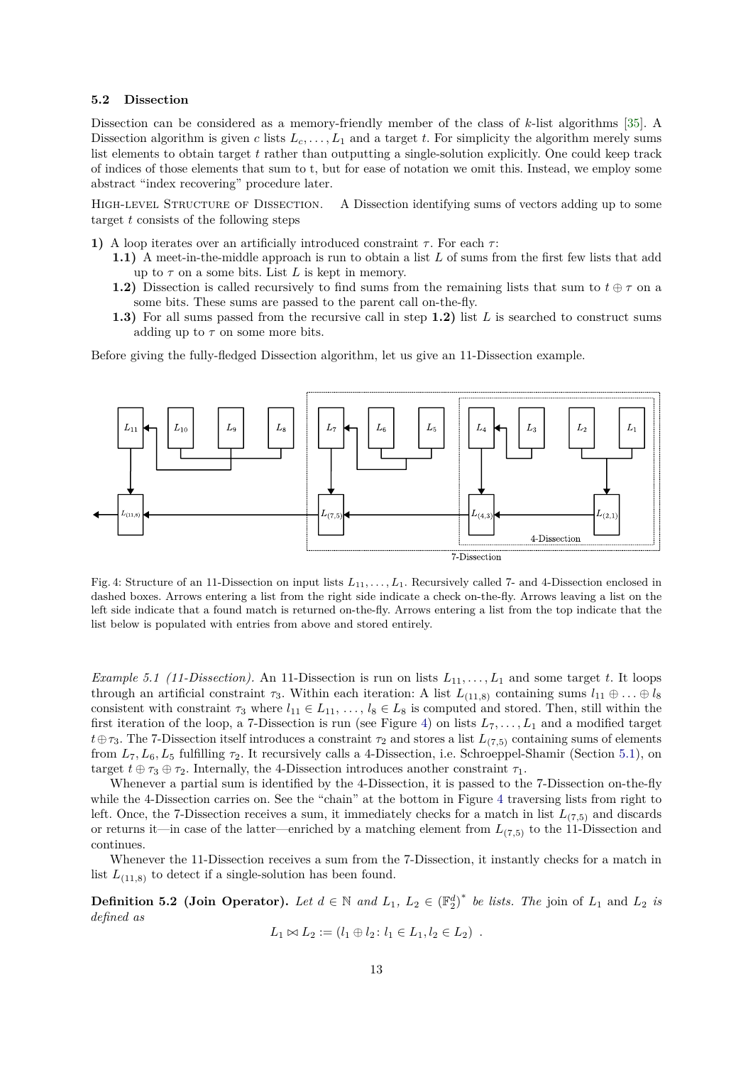### 5.2 Dissection

Dissection can be considered as a memory-friendly member of the class of $k$-list algorithms [35]. A Dissection algorithm is given $c$ lists $L_c, \ldots, L_1$ and a target $t$. For simplicity the algorithm merely sums list elements to obtain target $t$ rather than outputting a single-solution explicitly. One could keep track of indices of those elements that sum to t, but for ease of notation we omit this. Instead, we employ some abstract "index recovering" procedure later.

High-level Structure of Dissection. A Dissection identifying sums of vectors adding up to some target $t$ consists of the following steps

**1)** A loop iterates over an artificially introduced constraint $\tau$. For each $\tau$:
   - **1.1)** A meet-in-the-middle approach is run to obtain a list $L$ of sums from the first few lists that add up to $\tau$ on a some bits. List $L$ is kept in memory.
   - **1.2)** Dissection is called recursively to find sums from the remaining lists that sum to $t \oplus \tau$ on a some bits. These sums are passed to the parent call on-the-fly.
   - **1.3)** For all sums passed from the recursive call in step **1.2)** list $L$ is searched to construct sums adding up to $\tau$ on some more bits.

Before giving the fully-fledged Dissection algorithm, let us give an 11-Dissection example.

Fig. 4: Structure of an 11-Dissection on input lists $L_{11}, \ldots, L_1$. Recursively called 7- and 4-Dissection enclosed in dashed boxes. Arrows entering a list from the right side indicate a check on-the-fly. Arrows leaving a list on the left side indicate that a found match is returned on-the-fly. Arrows entering a list from the top indicate that the list below is populated with entries from above and stored entirely.

*Example 5.1 (11-Dissection).* An 11-Dissection is run on lists $L_{11}, \ldots, L_1$ and some target $t$. It loops through an artificial constraint $\tau_3$. Within each iteration: A list $L_{(11,8)}$ containing sums $l_{11} \oplus \ldots \oplus l_8$ consistent with constraint $\tau_3$ where $l_{11} \in L_{11}, \ldots, l_8 \in L_8$ is computed and stored. Then, still within the first iteration of the loop, a 7-Dissection is run (see Figure 4) on lists $L_7, \ldots, L_1$ and a modified target $t \oplus \tau_3$. The 7-Dissection itself introduces a constraint $\tau_2$ and stores a list $L_{(7,5)}$ containing sums of elements from $L_7, L_6, L_5$ fulfilling $\tau_2$. It recursively calls a 4-Dissection, i.e. Schroeppel-Shamir (Section 5.1), on target $t \oplus \tau_3 \oplus \tau_2$. Internally, the 4-Dissection introduces another constraint $\tau_1$.

Whenever a partial sum is identified by the 4-Dissection, it is passed to the 7-Dissection on-the-fly while the 4-Dissection carries on. See the "chain" at the bottom in Figure 4 traversing lists from right to left. Once, the 7-Dissection receives a sum, it immediately checks for a match in list $L_{(7,5)}$ and discards or returns it—in case of the latter—enriched by a matching element from $L_{(7,5)}$ to the 11-Dissection and continues.

Whenever the 11-Dissection receives a sum from the 7-Dissection, it instantly checks for a match in list $L_{(11,8)}$ to detect if a single-solution has been found.

**Definition 5.2 (Join Operator).** *Let $d \in \mathbb{N}$ and $L_1, L_2 \in (\mathbb{F}_2^d)^*$ be lists. The* join of $L_1$ and $L_2$ *is defined as*

$$L_1 \bowtie L_2 := (l_1 \oplus l_2 \colon l_1 \in L_1, l_2 \in L_2) \ .$$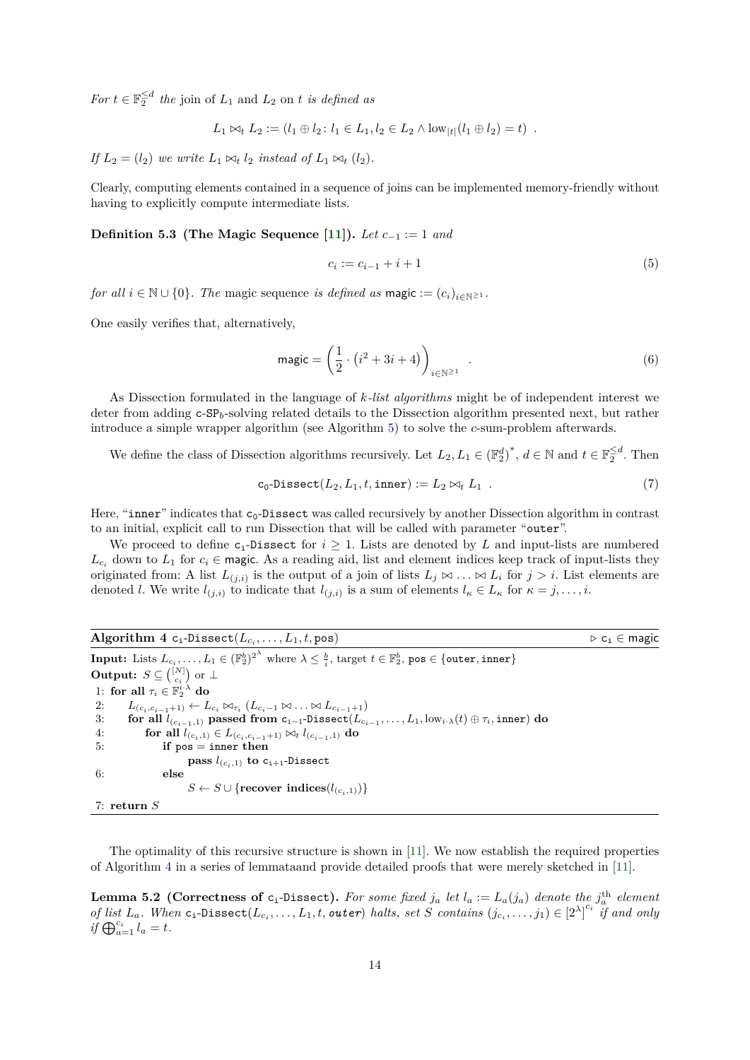*For $t \in \mathbb{F}_2^{\leq d}$ the* join of $L_1$ and $L_2$ on $t$ *is defined as*

$$L_1 \bowtie_t L_2 := (l_1 \oplus l_2 \colon l_1 \in L_1, l_2 \in L_2 \wedge \text{low}_{|t|}(l_1 \oplus l_2) = t) \ .$$

*If $L_2 = (l_2)$ we write $L_1 \bowtie_t l_2$ instead of $L_1 \bowtie_t (l_2)$.*

Clearly, computing elements contained in a sequence of joins can be implemented memory-friendly without having to explicitly compute intermediate lists.

**Definition 5.3 (The Magic Sequence [11]).** *Let $c_{-1} := 1$ and*

$$c_i := c_{i-1} + i + 1 \tag{5}$$

*for all $i \in \mathbb{N} \cup \{0\}$. The* magic sequence *is defined as* $\mathsf{magic} := (c_i)_{i \in \mathbb{N}^{\geq 1}}$.

One easily verifies that, alternatively,

$$\mathsf{magic} = \left( \frac{1}{2} \cdot \left( i^2 + 3i + 4 \right) \right)_{i \in \mathbb{N}^{\geq 1}} \ . \tag{6}$$

As Dissection formulated in the language of *k-list algorithms* might be of independent interest we deter from adding c-$\mathsf{SP}_b$-solving related details to the Dissection algorithm presented next, but rather introduce a simple wrapper algorithm (see Algorithm 5) to solve the *c*-sum-problem afterwards.

We define the class of Dissection algorithms recursively. Let $L_2, L_1 \in \left(\mathbb{F}_2^d\right)^*$, $d \in \mathbb{N}$ and $t \in \mathbb{F}_2^{\leq d}$. Then

$$\mathtt{c_0\text{-}Dissect}(L_2, L_1, t, \mathtt{inner}) := L_2 \bowtie_t L_1 \ . \tag{7}$$

Here, "inner" indicates that $\mathtt{c_0\text{-}Dissect}$ was called recursively by another Dissection algorithm in contrast to an initial, explicit call to run Dissection that will be called with parameter "outer".

We proceed to define $\mathtt{c_i\text{-}Dissect}$ for $i \geq 1$. Lists are denoted by $L$ and input-lists are numbered $L_{c_i}$ down to $L_1$ for $c_i \in \mathsf{magic}$. As a reading aid, list and element indices keep track of input-lists they originated from: A list $L_{(j,i)}$ is the output of a join of lists $L_j \bowtie \ldots \bowtie L_i$ for $j > i$. List elements are denoted $l$. We write $l_{(j,i)}$ to indicate that $l_{(j,i)}$ is a sum of elements $l_\kappa \in L_\kappa$ for $\kappa = j, \ldots, i$.

---

**Algorithm 4** $\mathtt{c_i\text{-}Dissect}(L_{c_i}, \ldots, L_1, t, \mathtt{pos})$ ▷ $\mathtt{c_i} \in \mathsf{magic}$

**Input:** Lists $L_{c_i}, \ldots, L_1 \in (\mathbb{F}_2^b)^{2^\lambda}$ where $\lambda \leq \frac{b}{i}$, target $t \in \mathbb{F}_2^b$, $\mathtt{pos} \in \{\mathtt{outer}, \mathtt{inner}\}$

**Output:** $S \subseteq \binom{[N]}{c_i}$ or $\perp$

1: **for all** $\tau_i \in \mathbb{F}_2^{i \cdot \lambda}$ **do**
2: $\quad L_{(c_i, c_{i-1}+1)} \leftarrow L_{c_i} \bowtie_{\tau_i} (L_{c_i-1} \bowtie \ldots \bowtie L_{c_{i-1}+1})$
3: $\quad$ **for all** $l_{(c_{i-1},1)}$ **passed from** $\mathtt{c_{i-1}\text{-}Dissect}(L_{c_{i-1}}, \ldots, L_1, \text{low}_{i \cdot \lambda}(t) \oplus \tau_i, \mathtt{inner})$ **do**
4: $\quad\quad$ **for all** $l_{(c_i,1)} \in L_{(c_i, c_{i-1}+1)} \bowtie_t l_{(c_{i-1},1)}$ **do**
5: $\quad\quad\quad$ **if** $\mathtt{pos} = \mathtt{inner}$ **then**
$\quad\quad\quad\quad$ **pass** $l_{(c_i,1)}$ **to** $\mathtt{c_{i+1}\text{-}Dissect}$
6: $\quad\quad\quad$ **else**
$\quad\quad\quad\quad S \leftarrow S \cup \{$**recover indices**$(l_{(c_i,1)})\}$
7: **return** $S$

---

The optimality of this recursive structure is shown in [11]. We now establish the required properties of Algorithm 4 in a series of lemmataand provide detailed proofs that were merely sketched in [11].

**Lemma 5.2 (Correctness of $\mathtt{c_i\text{-}Dissect}$).** *For some fixed $j_a$ let $l_a := L_a(j_a)$ denote the $j_a^{\text{th}}$ element of list $L_a$. When $\mathtt{c_i\text{-}Dissect}(L_{c_i}, \ldots, L_1, t, \mathtt{outer})$ halts, set $S$ contains $(j_{c_i}, \ldots, j_1) \in [2^\lambda]^{c_i}$ if and only if $\bigoplus_{a=1}^{c_i} l_a = t$.*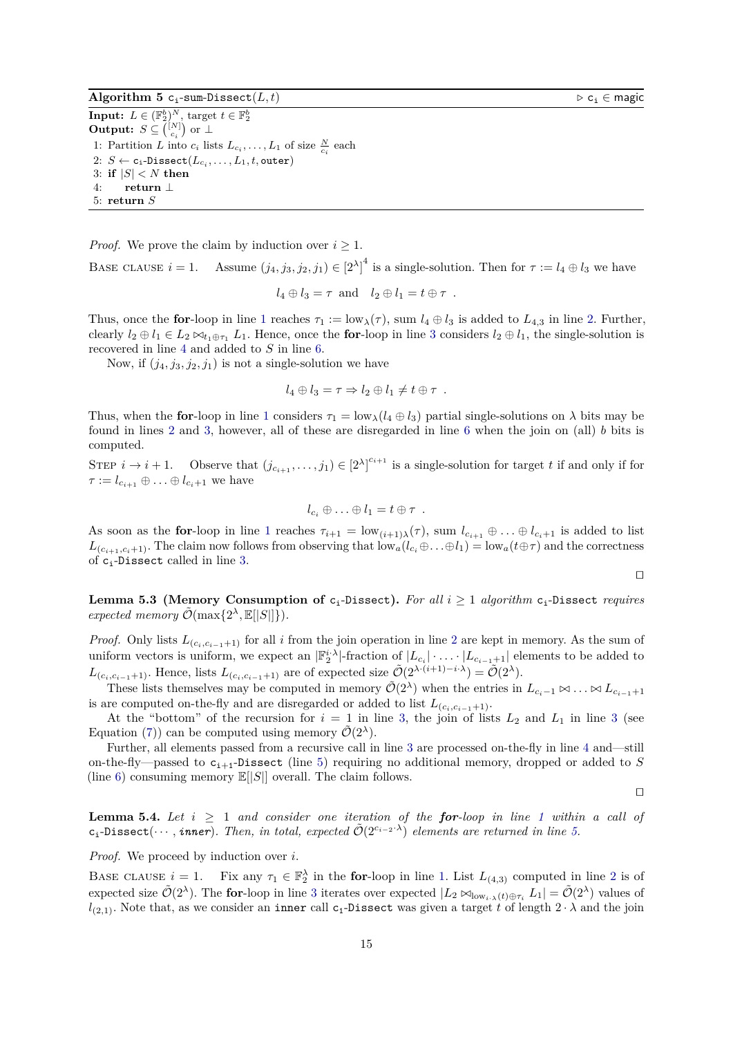**Algorithm 5** $\mathtt{c_i}$-sum-Dissect$(L, t)$ ▷ $\mathtt{c_i} \in$ magic

**Input:** $L \in (\mathbb{F}_2^b)^N$, target $t \in \mathbb{F}_2^b$
**Output:** $S \subseteq \binom{[N]}{c_i}$ or $\perp$

1: Partition $L$ into $c_i$ lists $L_{c_i}, \ldots, L_1$ of size $\frac{N}{c_i}$ each
2: $S \leftarrow \mathtt{c_i}$-Dissect$(L_{c_i}, \ldots, L_1, t, \mathtt{outer})$
3: **if** $|S| < N$ **then**
4: **return** $\perp$
5: **return** $S$

*Proof.* We prove the claim by induction over $i \geq 1$.

Base clause $i = 1$. Assume $(j_4, j_3, j_2, j_1) \in [2^\lambda]^4$ is a single-solution. Then for $\tau := l_4 \oplus l_3$ we have

$$l_4 \oplus l_3 = \tau \text{ and } l_2 \oplus l_1 = t \oplus \tau .$$

Thus, once the **for**-loop in line 1 reaches $\tau_1 := \mathrm{low}_\lambda(\tau)$, sum $l_4 \oplus l_3$ is added to $L_{4,3}$ in line 2. Further, clearly $l_2 \oplus l_1 \in L_2 \bowtie_{t_1 \oplus \tau_1} L_1$. Hence, once the **for**-loop in line 3 considers $l_2 \oplus l_1$, the single-solution is recovered in line 4 and added to $S$ in line 6.

Now, if $(j_4, j_3, j_2, j_1)$ is not a single-solution we have

$$l_4 \oplus l_3 = \tau \Rightarrow l_2 \oplus l_1 \neq t \oplus \tau .$$

Thus, when the **for**-loop in line 1 considers $\tau_1 = \mathrm{low}_\lambda(l_4 \oplus l_3)$ partial single-solutions on $\lambda$ bits may be found in lines 2 and 3, however, all of these are disregarded in line 6 when the join on (all) $b$ bits is computed.

Step $i \to i+1$. Observe that $(j_{c_{i+1}}, \ldots, j_1) \in [2^\lambda]^{c_{i+1}}$ is a single-solution for target $t$ if and only if for $\tau := l_{c_{i+1}} \oplus \ldots \oplus l_{c_i+1}$ we have

$$l_{c_i} \oplus \ldots \oplus l_1 = t \oplus \tau .$$

As soon as the **for**-loop in line 1 reaches $\tau_{i+1} = \mathrm{low}_{(i+1)\lambda}(\tau)$, sum $l_{c_{i+1}} \oplus \ldots \oplus l_{c_i+1}$ is added to list $L_{(c_{i+1}, c_i+1)}$. The claim now follows from observing that $\mathrm{low}_a(l_{c_i} \oplus \ldots \oplus l_1) = \mathrm{low}_a(t \oplus \tau)$ and the correctness of $\mathtt{c_i}$-Dissect called in line 3. ◻

**Lemma 5.3 (Memory Consumption of $\mathtt{c_i}$-Dissect).** *For all $i \geq 1$ algorithm $\mathtt{c_i}$-Dissect requires expected memory $\tilde{\mathcal{O}}(\max\{2^\lambda, \mathbb{E}[|S|]\})$.*

*Proof.* Only lists $L_{(c_i, c_{i-1}+1)}$ for all $i$ from the join operation in line 2 are kept in memory. As the sum of uniform vectors is uniform, we expect an $|\mathbb{F}_2^{i \cdot \lambda}|$-fraction of $|L_{c_i}| \cdot \ldots \cdot |L_{c_{i-1}+1}|$ elements to be added to $L_{(c_i, c_{i-1}+1)}$. Hence, lists $L_{(c_i, c_{i-1}+1)}$ are of expected size $\tilde{\mathcal{O}}(2^{\lambda \cdot (i+1) - i \cdot \lambda}) = \tilde{\mathcal{O}}(2^\lambda)$.

These lists themselves may be computed in memory $\tilde{\mathcal{O}}(2^\lambda)$ when the entries in $L_{c_i-1} \bowtie \ldots \bowtie L_{c_{i-1}+1}$ is are computed on-the-fly and are disregarded or added to list $L_{(c_i, c_{i-1}+1)}$.

At the "bottom" of the recursion for $i = 1$ in line 3, the join of lists $L_2$ and $L_1$ in line 3 (see Equation (7)) can be computed using memory $\tilde{\mathcal{O}}(2^\lambda)$.

Further, all elements passed from a recursive call in line 3 are processed on-the-fly in line 4 and—still on-the-fly—passed to $\mathtt{c_{i+1}}$-Dissect (line 5) requiring no additional memory, dropped or added to $S$ (line 6) consuming memory $\mathbb{E}[|S|]$ overall. The claim follows. ◻

**Lemma 5.4.** *Let $i \geq 1$ and consider one iteration of the **for**-loop in line 1 within a call of $\mathtt{c_i}$-Dissect$(\cdots, \mathtt{inner})$. Then, in total, expected $\tilde{\mathcal{O}}(2^{c_{i-2} \cdot \lambda})$ elements are returned in line 5.*

*Proof.* We proceed by induction over $i$.

Base clause $i = 1$. Fix any $\tau_1 \in \mathbb{F}_2^\lambda$ in the **for**-loop in line 1. List $L_{(4,3)}$ computed in line 2 is of expected size $\tilde{\mathcal{O}}(2^\lambda)$. The **for**-loop in line 3 iterates over expected $|L_2 \bowtie_{\mathrm{low}_{i \cdot \lambda}(t) \oplus \tau_i} L_1| = \tilde{\mathcal{O}}(2^\lambda)$ values of $l_{(2,1)}$. Note that, as we consider an $\mathtt{inner}$ call $\mathtt{c_1}$-Dissect was given a target $t$ of length $2 \cdot \lambda$ and the join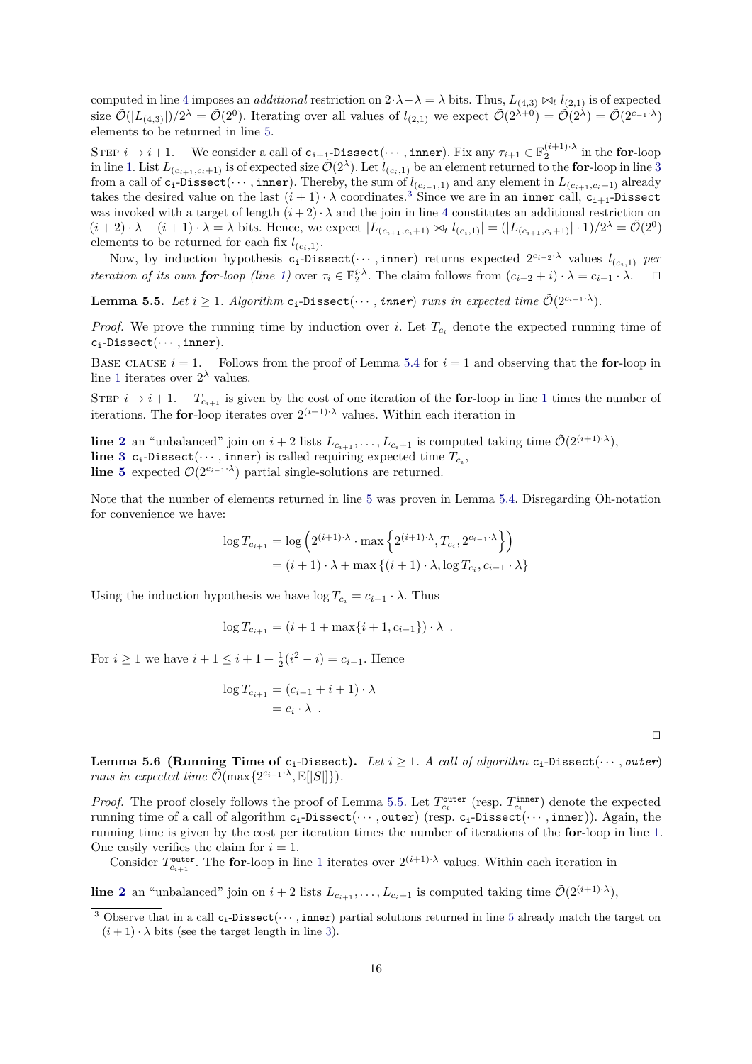computed in line 4 imposes an *additional* restriction on $2 \cdot \lambda - \lambda = \lambda$ bits. Thus, $L_{(4,3)} \bowtie_t l_{(2,1)}$ is of expected size $\tilde{\mathcal{O}}(|L_{(4,3)}|)/2^\lambda = \tilde{\mathcal{O}}(2^0)$. Iterating over all values of $l_{(2,1)}$ we expect $\tilde{\mathcal{O}}(2^{\lambda+0}) = \tilde{\mathcal{O}}(2^\lambda) = \tilde{\mathcal{O}}(2^{c_{-1} \cdot \lambda})$ elements to be returned in line 5.

Step $i \to i+1$. We consider a call of $\mathtt{c_{i+1}}$-Dissect$(\cdots, \mathtt{inner})$. Fix any $\tau_{i+1} \in \mathbb{F}_2^{(i+1)\cdot\lambda}$ in the **for**-loop in line 1. List $L_{(c_{i+1}, c_i+1)}$ is of expected size $\tilde{\mathcal{O}}(2^\lambda)$. Let $l_{(c_i,1)}$ be an element returned to the **for**-loop in line 3 from a call of $\mathtt{c_i}$-Dissect$(\cdots, \mathtt{inner})$. Thereby, the sum of $l_{(c_{i-1},1)}$ and any element in $L_{(c_{i+1}, c_i+1)}$ already takes the desired value on the last $(i+1) \cdot \lambda$ coordinates.[3] Since we are in an inner call, $\mathtt{c_{i+1}}$-Dissect was invoked with a target of length $(i+2) \cdot \lambda$ and the join in line 4 constitutes an additional restriction on $(i+2) \cdot \lambda - (i+1) \cdot \lambda = \lambda$ bits. Hence, we expect $|L_{(c_{i+1}, c_i+1)} \bowtie_t l_{(c_i,1)}| = (|L_{(c_{i+1}, c_i+1)}| \cdot 1)/2^\lambda = \tilde{\mathcal{O}}(2^0)$ elements to be returned for each fix $l_{(c_i,1)}$.

Now, by induction hypothesis $\mathtt{c_i}$-Dissect$(\cdots, \mathtt{inner})$ returns expected $2^{c_{i-2} \cdot \lambda}$ values $l_{(c_i,1)}$ *per iteration of its own **for**-loop (line 1)* over $\tau_i \in \mathbb{F}_2^{i \cdot \lambda}$. The claim follows from $(c_{i-2} + i) \cdot \lambda = c_{i-1} \cdot \lambda$. ◻

**Lemma 5.5.** *Let $i \geq 1$. Algorithm $\mathtt{c_i}$-Dissect$(\cdots, \mathtt{inner})$ runs in expected time $\tilde{\mathcal{O}}(2^{c_{i-1} \cdot \lambda})$.*

*Proof.* We prove the running time by induction over $i$. Let $T_{c_i}$ denote the expected running time of $\mathtt{c_i}$-Dissect$(\cdots, \mathtt{inner})$.

Base clause $i = 1$. Follows from the proof of Lemma 5.4 for $i = 1$ and observing that the **for**-loop in line 1 iterates over $2^\lambda$ values.

Step $i \to i+1$. $T_{c_{i+1}}$ is given by the cost of one iteration of the **for**-loop in line 1 times the number of iterations. The **for**-loop iterates over $2^{(i+1)\cdot\lambda}$ values. Within each iteration in

**line 2** an "unbalanced" join on $i+2$ lists $L_{c_{i+1}}, \ldots, L_{c_i+1}$ is computed taking time $\tilde{\mathcal{O}}(2^{(i+1)\cdot\lambda})$,
**line 3** $\mathtt{c_i}$-Dissect$(\cdots, \mathtt{inner})$ is called requiring expected time $T_{c_i}$,
**line 5** expected $\mathcal{O}(2^{c_{i-1} \cdot \lambda})$ partial single-solutions are returned.

Note that the number of elements returned in line 5 was proven in Lemma 5.4. Disregarding Oh-notation for convenience we have:

$$\begin{aligned}
\log T_{c_{i+1}} &= \log\left(2^{(i+1)\cdot\lambda} \cdot \max\left\{2^{(i+1)\cdot\lambda}, T_{c_i}, 2^{c_{i-1}\cdot\lambda}\right\}\right) \\
&= (i+1) \cdot \lambda + \max\left\{(i+1) \cdot \lambda, \log T_{c_i}, c_{i-1} \cdot \lambda\right\}
\end{aligned}$$

Using the induction hypothesis we have $\log T_{c_i} = c_{i-1} \cdot \lambda$. Thus

$$\log T_{c_{i+1}} = (i + 1 + \max\{i+1, c_{i-1}\}) \cdot \lambda \ .$$

For $i \geq 1$ we have $i + 1 \leq i + 1 + \frac{1}{2}(i^2 - i) = c_{i-1}$. Hence

$$\begin{aligned}
\log T_{c_{i+1}} &= (c_{i-1} + i + 1) \cdot \lambda \\
&= c_i \cdot \lambda \ .
\end{aligned}$$

◻

**Lemma 5.6 (Running Time of $\mathtt{c_i}$-Dissect).** *Let $i \geq 1$. A call of algorithm $\mathtt{c_i}$-Dissect$(\cdots, \mathtt{outer})$ runs in expected time $\tilde{\mathcal{O}}(\max\{2^{c_{i-1}\cdot\lambda}, \mathbb{E}[|S|]\})$.*

*Proof.* The proof closely follows the proof of Lemma 5.5. Let $T_{c_i}^{\mathtt{outer}}$ (resp. $T_{c_i}^{\mathtt{inner}}$) denote the expected running time of a call of algorithm $\mathtt{c_i}$-Dissect$(\cdots, \mathtt{outer})$ (resp. $\mathtt{c_i}$-Dissect$(\cdots, \mathtt{inner})$). Again, the running time is given by the cost per iteration times the number of iterations of the **for**-loop in line 1. One easily verifies the claim for $i = 1$.

Consider $T_{c_{i+1}}^{\mathtt{outer}}$. The **for**-loop in line 1 iterates over $2^{(i+1)\cdot\lambda}$ values. Within each iteration in

**line 2** an "unbalanced" join on $i+2$ lists $L_{c_{i+1}}, \ldots, L_{c_i+1}$ is computed taking time $\tilde{\mathcal{O}}(2^{(i+1)\cdot\lambda})$,

---

[3] Observe that in a call $\mathtt{c_i}$-Dissect$(\cdots, \mathtt{inner})$ partial solutions returned in line 5 already match the target on $(i+1) \cdot \lambda$ bits (see the target length in line 3).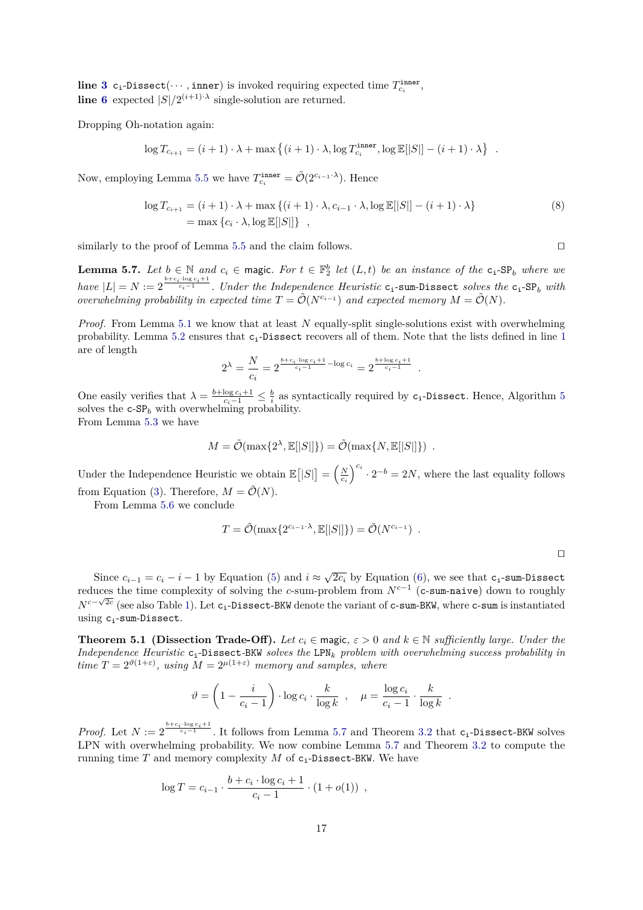**line 3** $\mathtt{c_i\text{-}Dissect}(\cdots, \mathtt{inner})$ is invoked requiring expected time $T^{\mathtt{inner}}_{c_i}$,
**line 6** expected $|S|/2^{(i+1)\cdot\lambda}$ single-solution are returned.

Dropping Oh-notation again:

$$\log T_{c_{i+1}} = (i+1)\cdot\lambda + \max\left\{(i+1)\cdot\lambda, \log T^{\mathtt{inner}}_{c_i}, \log \mathbb{E}[|S|] - (i+1)\cdot\lambda\right\} \ .$$

Now, employing Lemma 5.5 we have $T^{\mathtt{inner}}_{c_i} = \tilde{\mathcal{O}}(2^{c_{i-1}\cdot\lambda})$. Hence

$$\begin{aligned}\log T_{c_{i+1}} &= (i+1)\cdot\lambda + \max\left\{(i+1)\cdot\lambda, c_{i-1}\cdot\lambda, \log \mathbb{E}[|S|] - (i+1)\cdot\lambda\right\} \\ &= \max\left\{c_i\cdot\lambda, \log\mathbb{E}[|S|]\right\} \ ,\end{aligned} \tag{8}$$

similarly to the proof of Lemma 5.5 and the claim follows. ◻

**Lemma 5.7.** *Let $b\in\mathbb{N}$ and $c_i \in \mathsf{magic}$. For $t\in\mathbb{F}_2^b$ let $(L,t)$ be an instance of the $\mathtt{c_i\text{-}SP}_b$ where we have $|L| = N := 2^{\frac{b+c_i\cdot\log c_i+1}{c_i-1}}$. Under the Independence Heuristic $\mathtt{c_i\text{-}sum\text{-}Dissect}$ solves the $\mathtt{c_i\text{-}SP}_b$ with overwhelming probability in expected time $T = \tilde{\mathcal{O}}(N^{c_{i-1}})$ and expected memory $M = \tilde{\mathcal{O}}(N)$.*

*Proof.* From Lemma 5.1 we know that at least $N$ equally-split single-solutions exist with overwhelming probability. Lemma 5.2 ensures that $\mathtt{c_i\text{-}Dissect}$ recovers all of them. Note that the lists defined in line 1 are of length

$$2^\lambda = \frac{N}{c_i} = 2^{\frac{b+c_i\cdot\log c_i+1}{c_i-1}-\log c_i} = 2^{\frac{b+\log c_i+1}{c_i-1}} \ .$$

One easily verifies that $\lambda = \frac{b+\log c_i+1}{c_i-1} \le \frac{b}{i}$ as syntactically required by $\mathtt{c_i\text{-}Dissect}$. Hence, Algorithm 5 solves the $\mathtt{c\text{-}SP}_b$ with overwhelming probability.
From Lemma 5.3 we have

$$M = \tilde{\mathcal{O}}(\max\{2^\lambda, \mathbb{E}[|S|]\}) = \tilde{\mathcal{O}}(\max\{N, \mathbb{E}[|S|]\}) \ .$$

Under the Independence Heuristic we obtain $\mathbb{E}\big[|S|\big] = \left(\frac{N}{c_i}\right)^{c_i}\cdot 2^{-b} = 2N$, where the last equality follows from Equation (3). Therefore, $M = \tilde{\mathcal{O}}(N)$.
From Lemma 5.6 we conclude

$$T = \tilde{\mathcal{O}}(\max\{2^{c_{i-1}\cdot\lambda}, \mathbb{E}[|S|]\}) = \tilde{\mathcal{O}}(N^{c_{i-1}}) \ .$$

◻

Since $c_{i-1} = c_i - i - 1$ by Equation (5) and $i \approx \sqrt{2c_i}$ by Equation (6), we see that $\mathtt{c_i\text{-}sum\text{-}Dissect}$ reduces the time complexity of solving the $c$-sum-problem from $N^{c-1}$ ($\mathtt{c\text{-}sum\text{-}naive}$) down to roughly $N^{c-\sqrt{2c}}$ (see also Table 1). Let $\mathtt{c_i\text{-}Dissect\text{-}BKW}$ denote the variant of $\mathtt{c\text{-}sum\text{-}BKW}$, where $\mathtt{c\text{-}sum}$ is instantiated using $\mathtt{c_i\text{-}sum\text{-}Dissect}$.

**Theorem 5.1 (Dissection Trade-Off).** *Let $c_i \in \mathsf{magic}$, $\varepsilon > 0$ and $k\in\mathbb{N}$ sufficiently large. Under the Independence Heuristic $\mathtt{c_i\text{-}Dissect\text{-}BKW}$ solves the $\mathsf{LPN}_k$ problem with overwhelming success probability in time $T = 2^{\vartheta(1+\varepsilon)}$, using $M = 2^{\mu(1+\varepsilon)}$ memory and samples, where*

$$\vartheta = \left(1 - \frac{i}{c_i-1}\right)\cdot\log c_i\cdot\frac{k}{\log k} \ , \quad \mu = \frac{\log c_i}{c_i-1}\cdot\frac{k}{\log k} \ .$$

*Proof.* Let $N := 2^{\frac{b+c_i\cdot\log c_i+1}{c_i-1}}$. It follows from Lemma 5.7 and Theorem 3.2 that $\mathtt{c_i\text{-}Dissect\text{-}BKW}$ solves LPN with overwhelming probability. We now combine Lemma 5.7 and Theorem 3.2 to compute the running time $T$ and memory complexity $M$ of $\mathtt{c_i\text{-}Dissect\text{-}BKW}$. We have

$$\log T = c_{i-1}\cdot\frac{b+c_i\cdot\log c_i+1}{c_i-1}\cdot(1+o(1)) \ ,$$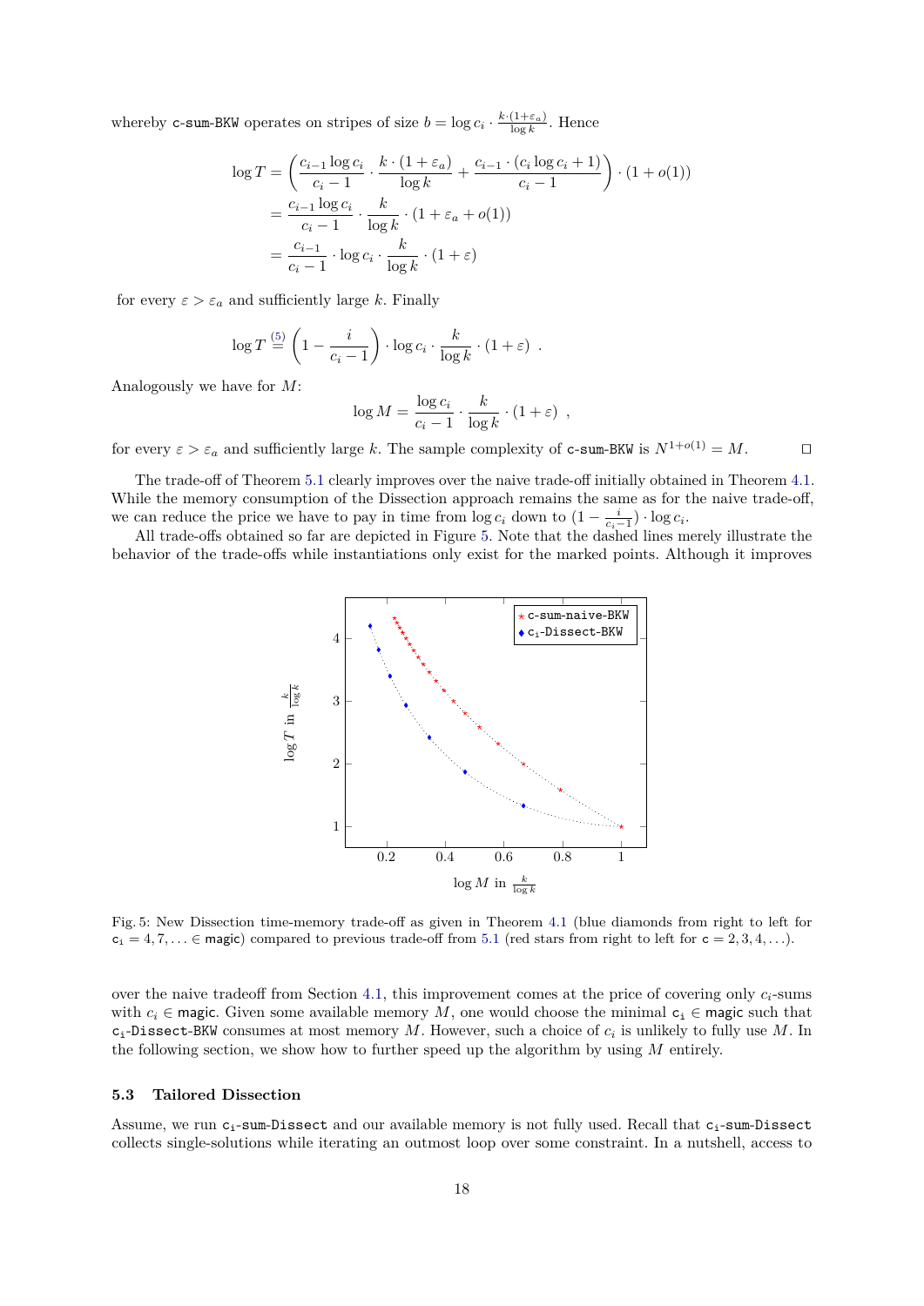whereby `c-sum-BKW` operates on stripes of size $b = \log c_i \cdot \frac{k\cdot(1+\varepsilon_a)}{\log k}$. Hence

$$\log T = \left( \frac{c_{i-1}\log c_i}{c_i - 1} \cdot \frac{k\cdot(1+\varepsilon_a)}{\log k} + \frac{c_{i-1}\cdot(c_i \log c_i + 1)}{c_i - 1} \right) \cdot (1+o(1))$$
$$= \frac{c_{i-1}\log c_i}{c_i - 1} \cdot \frac{k}{\log k} \cdot (1+\varepsilon_a + o(1))$$
$$= \frac{c_{i-1}}{c_i - 1} \cdot \log c_i \cdot \frac{k}{\log k} \cdot (1+\varepsilon)$$

for every $\varepsilon > \varepsilon_a$ and sufficiently large $k$. Finally

$$\log T \overset{(5)}{=} \left(1 - \frac{i}{c_i - 1}\right) \cdot \log c_i \cdot \frac{k}{\log k} \cdot (1+\varepsilon) \ .$$

Analogously we have for $M$:

$$\log M = \frac{\log c_i}{c_i - 1} \cdot \frac{k}{\log k} \cdot (1+\varepsilon) \ ,$$

for every $\varepsilon > \varepsilon_a$ and sufficiently large $k$. The sample complexity of `c-sum-BKW` is $N^{1+o(1)} = M$. □

The trade-off of Theorem 5.1 clearly improves over the naive trade-off initially obtained in Theorem 4.1. While the memory consumption of the Dissection approach remains the same as for the naive trade-off, we can reduce the price we have to pay in time from $\log c_i$ down to $(1 - \frac{i}{c_i-1}) \cdot \log c_i$.

All trade-offs obtained so far are depicted in Figure 5. Note that the dashed lines merely illustrate the behavior of the trade-offs while instantiations only exist for the marked points. Although it improves

Fig. 5: New Dissection time-memory trade-off as given in Theorem 4.1 (blue diamonds from right to left for $c_i = 4, 7, \ldots \in$ magic) compared to previous trade-off from 5.1 (red stars from right to left for $c = 2, 3, 4, \ldots$).

over the naive tradeoff from Section 4.1, this improvement comes at the price of covering only $c_i$-sums with $c_i \in$ magic. Given some available memory $M$, one would choose the minimal $c_i \in$ magic such that `ci-Dissect-BKW` consumes at most memory $M$. However, such a choice of $c_i$ is unlikely to fully use $M$. In the following section, we show how to further speed up the algorithm by using $M$ entirely.

### 5.3 Tailored Dissection

Assume, we run `ci-sum-Dissect` and our available memory is not fully used. Recall that `ci-sum-Dissect` collects single-solutions while iterating an outmost loop over some constraint. In a nutshell, access to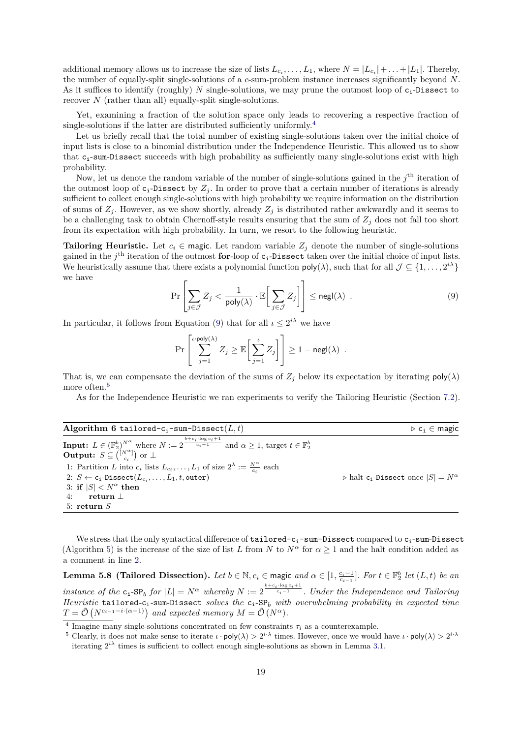additional memory allows us to increase the size of lists $L_{c_i}, \ldots, L_1$, where $N = |L_{c_i}| + \ldots + |L_1|$. Thereby, the number of equally-split single-solutions of a $c$-sum-problem instance increases significantly beyond $N$. As it suffices to identify (roughly) $N$ single-solutions, we may prune the outmost loop of $\mathtt{c_i}$-Dissect to recover $N$ (rather than all) equally-split single-solutions.

Yet, examining a fraction of the solution space only leads to recovering a respective fraction of single-solutions if the latter are distributed sufficiently uniformly.[4]

Let us briefly recall that the total number of existing single-solutions taken over the initial choice of input lists is close to a binomial distribution under the Independence Heuristic. This allowed us to show that $\mathtt{c_i}$-sum-Dissect succeeds with high probability as sufficiently many single-solutions exist with high probability.

Now, let us denote the random variable of the number of single-solutions gained in the $j^{\text{th}}$ iteration of the outmost loop of $\mathtt{c_i}$-Dissect by $Z_j$. In order to prove that a certain number of iterations is already sufficient to collect enough single-solutions with high probability we require information on the distribution of sums of $Z_j$. However, as we show shortly, already $Z_j$ is distributed rather awkwardly and it seems to be a challenging task to obtain Chernoff-style results ensuring that the sum of $Z_j$ does not fall too short from its expectation with high probability. In turn, we resort to the following heuristic.

**Tailoring Heuristic.** Let $c_i \in \mathsf{magic}$. Let random variable $Z_j$ denote the number of single-solutions gained in the $j^{\text{th}}$ iteration of the outmost **for**-loop of $\mathtt{c_i}$-Dissect taken over the initial choice of input lists. We heuristically assume that there exists a polynomial function $\mathsf{poly}(\lambda)$, such that for all $\mathcal{J} \subseteq \{1, \ldots, 2^{i\lambda}\}$ we have

$$\Pr\left[\sum_{j \in \mathcal{J}} Z_j < \frac{1}{\mathsf{poly}(\lambda)} \cdot \mathbb{E}\left[\sum_{j \in \mathcal{J}} Z_j\right]\right] \leq \mathsf{negl}(\lambda) \ . \tag{9}$$

In particular, it follows from Equation (9) that for all $\iota \leq 2^{i\lambda}$ we have

$$\Pr\left[\sum_{j=1}^{\iota \cdot \mathsf{poly}(\lambda)} Z_j \geq \mathbb{E}\left[\sum_{j=1}^{\iota} Z_j\right]\right] \geq 1 - \mathsf{negl}(\lambda) \ .$$

That is, we can compensate the deviation of the sums of $Z_j$ below its expectation by iterating $\mathsf{poly}(\lambda)$ more often.[5]

As for the Independence Heuristic we ran experiments to verify the Tailoring Heuristic (Section 7.2).

---

**Algorithm 6** $\mathtt{tailored\text{-}c_i\text{-}sum\text{-}Dissect}(L, t)$ ▷ $\mathtt{c_i} \in \mathsf{magic}$

**Input:** $L \in (\mathbb{F}_2^b)^{N^\alpha}$ where $N := 2^{\frac{b + c_i \cdot \log c_i + 1}{c_i - 1}}$ and $\alpha \geq 1$, target $t \in \mathbb{F}_2^b$
**Output:** $S \subseteq \binom{[N^\alpha]}{c_i}$ or $\perp$

1: Partition $L$ into $c_i$ lists $L_{c_i}, \ldots, L_1$ of size $2^\lambda := \frac{N^\alpha}{c_i}$ each
2: $S \leftarrow \mathtt{c_i}\text{-Dissect}(L_{c_i}, \ldots, L_1, t, \mathtt{outer})$ ▷ halt $\mathtt{c_i}$-Dissect once $|S| = N^\alpha$
3: **if** $|S| < N^\alpha$ **then**
4: &nbsp;&nbsp;&nbsp;&nbsp;**return** $\perp$
5: **return** $S$

---

We stress that the only syntactical difference of $\mathtt{tailored\text{-}c_i\text{-}sum\text{-}Dissect}$ compared to $\mathtt{c_i}$-sum-Dissect (Algorithm 5) is the increase of the size of list $L$ from $N$ to $N^\alpha$ for $\alpha \geq 1$ and the halt condition added as a comment in line 2.

**Lemma 5.8 (Tailored Dissection).** *Let $b \in \mathbb{N}, c_i \in \mathsf{magic}$ and $\alpha \in [1, \frac{c_i - 1}{c_{i-1}}]$. For $t \in \mathbb{F}_2^b$ let $(L, t)$ be an instance of the $\mathtt{c_i}\text{-}\mathsf{SP}_b$ for $|L| = N^\alpha$ whereby $N := 2^{\frac{b + c_i \cdot \log c_i + 1}{c_i - 1}}$. Under the Independence and Tailoring Heuristic $\mathtt{tailored\text{-}c_i\text{-}sum\text{-}Dissect}$ solves the $\mathtt{c_i}\text{-}\mathsf{SP}_b$ with overwhelming probability in expected time $T = \tilde{\mathcal{O}}\left(N^{c_{i-1} - i \cdot (\alpha - 1)}\right)$ and expected memory $M = \tilde{\mathcal{O}}\left(N^\alpha\right)$.*

[4] Imagine many single-solutions concentrated on few constraints $\tau_i$ as a counterexample.

[5] Clearly, it does not make sense to iterate $\iota \cdot \mathsf{poly}(\lambda) > 2^{i \cdot \lambda}$ times. However, once we would have $\iota \cdot \mathsf{poly}(\lambda) > 2^{i \cdot \lambda}$ iterating $2^{i\lambda}$ times is sufficient to collect enough single-solutions as shown in Lemma 3.1.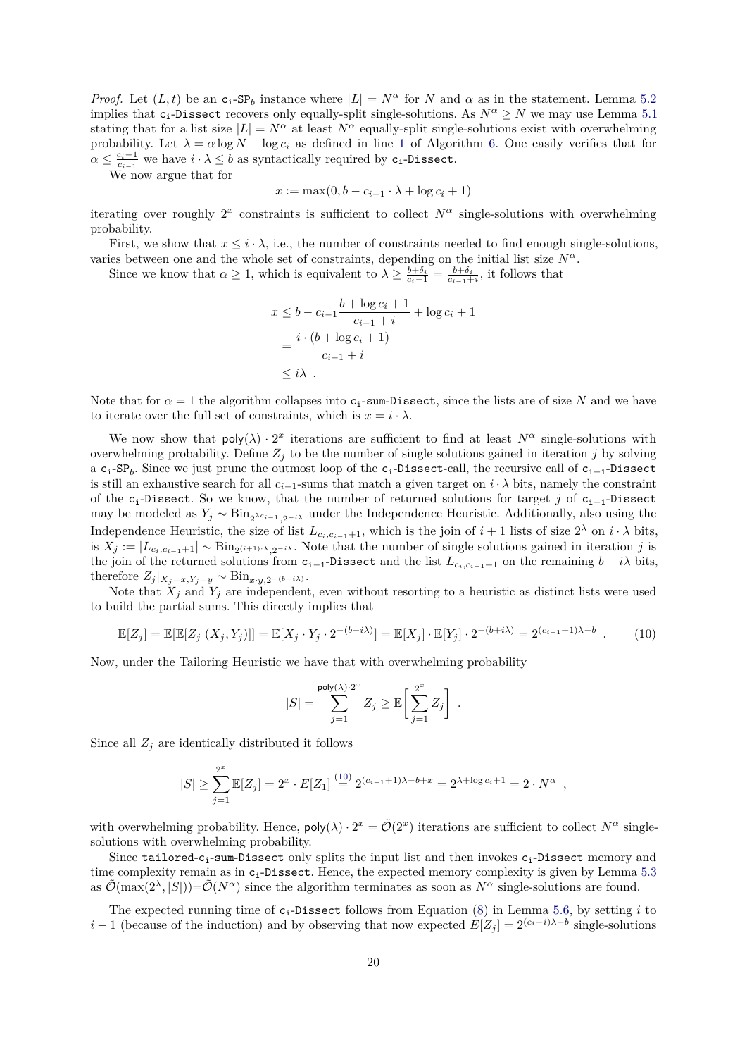*Proof.* Let $(L, t)$ be an $\texttt{c}_\texttt{i}\texttt{-SP}_b$ instance where $|L| = N^\alpha$ for $N$ and $\alpha$ as in the statement. Lemma 5.2 implies that $\texttt{c}_\texttt{i}\texttt{-Dissect}$ recovers only equally-split single-solutions. As $N^\alpha \geq N$ we may use Lemma 5.1 stating that for a list size $|L| = N^\alpha$ at least $N^\alpha$ equally-split single-solutions exist with overwhelming probability. Let $\lambda = \alpha \log N - \log c_i$ as defined in line 1 of Algorithm 6. One easily verifies that for $\alpha \leq \frac{c_i - 1}{c_{i-1}}$ we have $i \cdot \lambda \leq b$ as syntactically required by $\texttt{c}_\texttt{i}\texttt{-Dissect}$.

We now argue that for

$$x := \max(0, b - c_{i-1} \cdot \lambda + \log c_i + 1)$$

iterating over roughly $2^x$ constraints is sufficient to collect $N^\alpha$ single-solutions with overwhelming probability.

First, we show that $x \leq i \cdot \lambda$, i.e., the number of constraints needed to find enough single-solutions, varies between one and the whole set of constraints, depending on the initial list size $N^\alpha$.

Since we know that $\alpha \geq 1$, which is equivalent to $\lambda \geq \frac{b + \delta_i}{c_i - 1} = \frac{b + \delta_i}{c_{i-1} + i}$, it follows that

$$\begin{aligned}
x &\leq b - c_{i-1} \frac{b + \log c_i + 1}{c_{i-1} + i} + \log c_i + 1 \\
&= \frac{i \cdot (b + \log c_i + 1)}{c_{i-1} + i} \\
&\leq i\lambda \ .
\end{aligned}$$

Note that for $\alpha = 1$ the algorithm collapses into $\texttt{c}_\texttt{i}\texttt{-sum-Dissect}$, since the lists are of size $N$ and we have to iterate over the full set of constraints, which is $x = i \cdot \lambda$.

We now show that $\mathsf{poly}(\lambda) \cdot 2^x$ iterations are sufficient to find at least $N^\alpha$ single-solutions with overwhelming probability. Define $Z_j$ to be the number of single solutions gained in iteration $j$ by solving a $\texttt{c}_\texttt{i}\texttt{-SP}_b$. Since we just prune the outmost loop of the $\texttt{c}_\texttt{i}\texttt{-Dissect}$-call, the recursive call of $\texttt{c}_{\texttt{i-1}}\texttt{-Dissect}$ is still an exhaustive search for all $c_{i-1}$-sums that match a given target on $i \cdot \lambda$ bits, namely the constraint of the $\texttt{c}_\texttt{i}\texttt{-Dissect}$. So we know, that the number of returned solutions for target $j$ of $\texttt{c}_{\texttt{i-1}}\texttt{-Dissect}$ may be modeled as $Y_j \sim \mathrm{Bin}_{2^{\lambda c_{i-1}}, 2^{-i\lambda}}$ under the Independence Heuristic. Additionally, also using the Independence Heuristic, the size of list $L_{c_i, c_{i-1}+1}$, which is the join of $i+1$ lists of size $2^\lambda$ on $i \cdot \lambda$ bits, is $X_j := |L_{c_i, c_{i-1}+1}| \sim \mathrm{Bin}_{2^{(i+1) \cdot \lambda}, 2^{-i\lambda}}$. Note that the number of single solutions gained in iteration $j$ is the join of the returned solutions from $\texttt{c}_{\texttt{i-1}}\texttt{-Dissect}$ and the list $L_{c_i, c_{i-1}+1}$ on the remaining $b - i\lambda$ bits, therefore $Z_j|_{X_j = x, Y_j = y} \sim \mathrm{Bin}_{x \cdot y, 2^{-(b - i\lambda)}}$.

Note that $X_j$ and $Y_j$ are independent, even without resorting to a heuristic as distinct lists were used to build the partial sums. This directly implies that

$$\mathbb{E}[Z_j] = \mathbb{E}[\mathbb{E}[Z_j | (X_j, Y_j)]] = \mathbb{E}[X_j \cdot Y_j \cdot 2^{-(b - i\lambda)}] = \mathbb{E}[X_j] \cdot \mathbb{E}[Y_j] \cdot 2^{-(b + i\lambda)} = 2^{(c_{i-1}+1)\lambda - b} \ . \tag{10}$$

Now, under the Tailoring Heuristic we have that with overwhelming probability

$$|S| = \sum_{j=1}^{\mathsf{poly}(\lambda) \cdot 2^x} Z_j \geq \mathbb{E}\left[ \sum_{j=1}^{2^x} Z_j \right] \ .$$

Since all $Z_j$ are identically distributed it follows

$$|S| \geq \sum_{j=1}^{2^x} \mathbb{E}[Z_j] = 2^x \cdot E[Z_1] \overset{(10)}{=} 2^{(c_{i-1}+1)\lambda - b + x} = 2^{\lambda + \log c_i + 1} = 2 \cdot N^\alpha \ ,$$

with overwhelming probability. Hence, $\mathsf{poly}(\lambda) \cdot 2^x = \tilde{\mathcal{O}}(2^x)$ iterations are sufficient to collect $N^\alpha$ single-solutions with overwhelming probability.

Since $\texttt{tailored-c}_\texttt{i}\texttt{-sum-Dissect}$ only splits the input list and then invokes $\texttt{c}_\texttt{i}\texttt{-Dissect}$ memory and time complexity remain as in $\texttt{c}_\texttt{i}\texttt{-Dissect}$. Hence, the expected memory complexity is given by Lemma 5.3 as $\tilde{\mathcal{O}}(\max(2^\lambda, |S|)) = \tilde{\mathcal{O}}(N^\alpha)$ since the algorithm terminates as soon as $N^\alpha$ single-solutions are found.

The expected running time of $\texttt{c}_\texttt{i}\texttt{-Dissect}$ follows from Equation (8) in Lemma 5.6, by setting $i$ to $i - 1$ (because of the induction) and by observing that now expected $E[Z_j] = 2^{(c_i - i)\lambda - b}$ single-solutions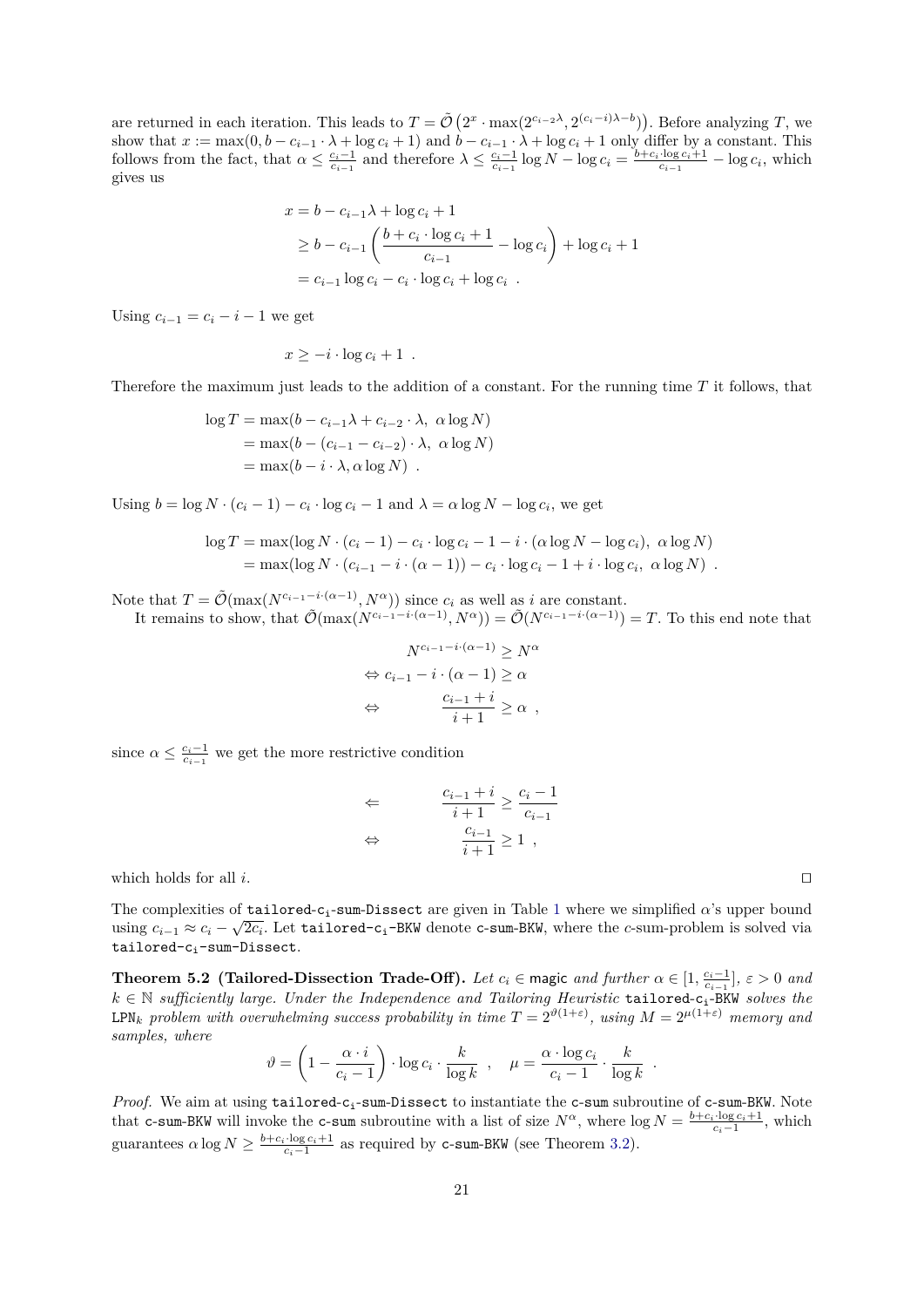are returned in each iteration. This leads to $T = \tilde{\mathcal{O}}\left(2^x \cdot \max(2^{c_{i-2}\lambda}, 2^{(c_i-i)\lambda-b})\right)$. Before analyzing $T$, we show that $x := \max(0, b - c_{i-1} \cdot \lambda + \log c_i + 1)$ and $b - c_{i-1} \cdot \lambda + \log c_i + 1$ only differ by a constant. This follows from the fact, that $\alpha \leq \frac{c_i-1}{c_{i-1}}$ and therefore $\lambda \leq \frac{c_i-1}{c_{i-1}} \log N - \log c_i = \frac{b+c_i \cdot \log c_i+1}{c_{i-1}} - \log c_i$, which gives us

$$
\begin{aligned}
x &= b - c_{i-1}\lambda + \log c_i + 1 \\
&\geq b - c_{i-1}\left(\frac{b + c_i \cdot \log c_i + 1}{c_{i-1}} - \log c_i\right) + \log c_i + 1 \\
&= c_{i-1} \log c_i - c_i \cdot \log c_i + \log c_i \ .
\end{aligned}
$$

Using $c_{i-1} = c_i - i - 1$ we get

$$
x \geq -i \cdot \log c_i + 1 \ .
$$

Therefore the maximum just leads to the addition of a constant. For the running time $T$ it follows, that

$$
\begin{aligned}
\log T &= \max(b - c_{i-1}\lambda + c_{i-2} \cdot \lambda,\ \alpha \log N) \\
&= \max(b - (c_{i-1} - c_{i-2}) \cdot \lambda,\ \alpha \log N) \\
&= \max(b - i \cdot \lambda, \alpha \log N) \ .
\end{aligned}
$$

Using $b = \log N \cdot (c_i - 1) - c_i \cdot \log c_i - 1$ and $\lambda = \alpha \log N - \log c_i$, we get

$$
\begin{aligned}
\log T &= \max(\log N \cdot (c_i - 1) - c_i \cdot \log c_i - 1 - i \cdot (\alpha \log N - \log c_i),\ \alpha \log N) \\
&= \max(\log N \cdot (c_{i-1} - i \cdot (\alpha - 1)) - c_i \cdot \log c_i - 1 + i \cdot \log c_i,\ \alpha \log N) \ .
\end{aligned}
$$

Note that $T = \tilde{\mathcal{O}}(\max(N^{c_{i-1}-i\cdot(\alpha-1)}, N^\alpha))$ since $c_i$ as well as $i$ are constant.

It remains to show, that $\tilde{\mathcal{O}}(\max(N^{c_{i-1}-i\cdot(\alpha-1)}, N^\alpha)) = \tilde{\mathcal{O}}(N^{c_{i-1}-i\cdot(\alpha-1)}) = T$. To this end note that

$$
\begin{aligned}
& N^{c_{i-1}-i\cdot(\alpha-1)} \geq N^\alpha \\
\Leftrightarrow\ & c_{i-1} - i \cdot (\alpha - 1) \geq \alpha \\
\Leftrightarrow\ & \frac{c_{i-1} + i}{i + 1} \geq \alpha \ ,
\end{aligned}
$$

since $\alpha \leq \frac{c_i-1}{c_{i-1}}$ we get the more restrictive condition

$$
\begin{aligned}
\Leftarrow\ & \frac{c_{i-1} + i}{i + 1} \geq \frac{c_i - 1}{c_{i-1}} \\
\Leftrightarrow\ & \frac{c_{i-1}}{i + 1} \geq 1 \ ,
\end{aligned}
$$

which holds for all $i$. ◻

The complexities of `tailored-c_i-sum-Dissect` are given in Table 1 where we simplified $\alpha$'s upper bound using $c_{i-1} \approx c_i - \sqrt{2c_i}$. Let `tailored-c_i-BKW` denote `c-sum-BKW`, where the $c$-sum-problem is solved via `tailored-c_i-sum-Dissect`.

**Theorem 5.2 (Tailored-Dissection Trade-Off).** *Let $c_i \in$ magic and further $\alpha \in [1, \frac{c_i-1}{c_{i-1}}]$, $\varepsilon > 0$ and $k \in \mathbb{N}$ sufficiently large. Under the Independence and Tailoring Heuristic `tailored-c_i-BKW` solves the $\mathtt{LPN}_k$ problem with overwhelming success probability in time $T = 2^{\vartheta(1+\varepsilon)}$, using $M = 2^{\mu(1+\varepsilon)}$ memory and samples, where*

$$
\vartheta = \left(1 - \frac{\alpha \cdot i}{c_i - 1}\right) \cdot \log c_i \cdot \frac{k}{\log k} \ , \quad \mu = \frac{\alpha \cdot \log c_i}{c_i - 1} \cdot \frac{k}{\log k} \ .
$$

*Proof.* We aim at using `tailored-c_i-sum-Dissect` to instantiate the `c-sum` subroutine of `c-sum-BKW`. Note that `c-sum-BKW` will invoke the `c-sum` subroutine with a list of size $N^\alpha$, where $\log N = \frac{b+c_i \cdot \log c_i+1}{c_i-1}$, which guarantees $\alpha \log N \geq \frac{b+c_i \cdot \log c_i+1}{c_i-1}$ as required by `c-sum-BKW` (see Theorem 3.2).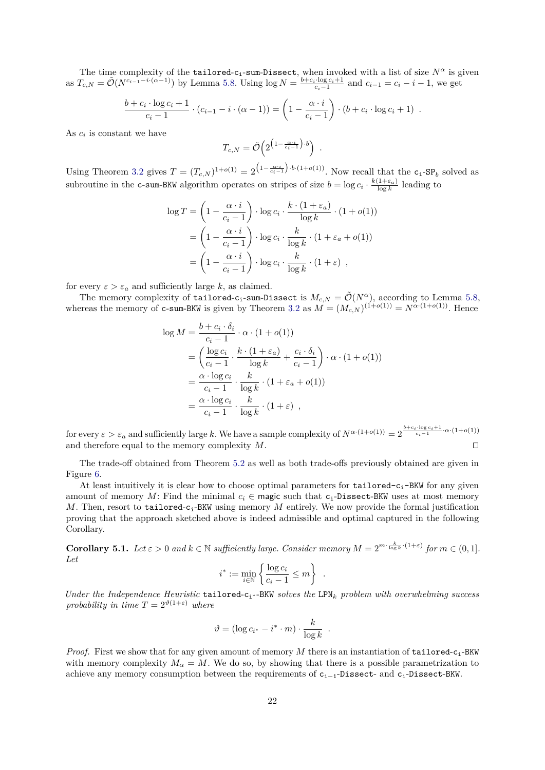The time complexity of the tailored-$\mathtt{c_i}$-sum-Dissect, when invoked with a list of size $N^\alpha$ is given as $T_{c,N} = \tilde{\mathcal{O}}(N^{c_{i-1}-i\cdot(\alpha-1)})$ by Lemma 5.8. Using $\log N = \frac{b+c_i\cdot\log c_i+1}{c_i-1}$ and $c_{i-1} = c_i - i - 1$, we get

$$\frac{b + c_i \cdot \log c_i + 1}{c_i - 1} \cdot (c_{i-1} - i \cdot (\alpha - 1)) = \left(1 - \frac{\alpha \cdot i}{c_i - 1}\right) \cdot (b + c_i \cdot \log c_i + 1) \enspace .$$

As $c_i$ is constant we have

$$T_{c,N} = \tilde{\mathcal{O}}\Big(2^{\left(1-\frac{\alpha\cdot i}{c_i-1}\right)\cdot b}\Big) \enspace .$$

Using Theorem 3.2 gives $T = (T_{c,N})^{1+o(1)} = 2^{\left(1-\frac{\alpha\cdot i}{c_i-1}\right)\cdot b\cdot(1+o(1))}$. Now recall that the $\mathtt{c_i}$-$\mathtt{SP}_b$ solved as subroutine in the c-sum-BKW algorithm operates on stripes of size $b = \log c_i \cdot \frac{k(1+\varepsilon_a)}{\log k}$ leading to

$$\begin{aligned}
\log T &= \left(1 - \frac{\alpha \cdot i}{c_i - 1}\right) \cdot \log c_i \cdot \frac{k \cdot (1 + \varepsilon_a)}{\log k} \cdot (1 + o(1)) \\
&= \left(1 - \frac{\alpha \cdot i}{c_i - 1}\right) \cdot \log c_i \cdot \frac{k}{\log k} \cdot (1 + \varepsilon_a + o(1)) \\
&= \left(1 - \frac{\alpha \cdot i}{c_i - 1}\right) \cdot \log c_i \cdot \frac{k}{\log k} \cdot (1 + \varepsilon) \enspace ,
\end{aligned}$$

for every $\varepsilon > \varepsilon_a$ and sufficiently large $k$, as claimed.

The memory complexity of tailored-$\mathtt{c_i}$-sum-Dissect is $M_{c,N} = \tilde{\mathcal{O}}(N^\alpha)$, according to Lemma 5.8, whereas the memory of c-sum-BKW is given by Theorem 3.2 as $M = (M_{c,N})^{(1+o(1))} = N^{\alpha\cdot(1+o(1))}$. Hence

$$\begin{aligned}
\log M &= \frac{b + c_i \cdot \delta_i}{c_i - 1} \cdot \alpha \cdot (1 + o(1)) \\
&= \left(\frac{\log c_i}{c_i - 1} \cdot \frac{k \cdot (1 + \varepsilon_a)}{\log k} + \frac{c_i \cdot \delta_i}{c_i - 1}\right) \cdot \alpha \cdot (1 + o(1)) \\
&= \frac{\alpha \cdot \log c_i}{c_i - 1} \cdot \frac{k}{\log k} \cdot (1 + \varepsilon_a + o(1)) \\
&= \frac{\alpha \cdot \log c_i}{c_i - 1} \cdot \frac{k}{\log k} \cdot (1 + \varepsilon) \enspace ,
\end{aligned}$$

for every $\varepsilon > \varepsilon_a$ and sufficiently large $k$. We have a sample complexity of $N^{\alpha\cdot(1+o(1))} = 2^{\frac{b+c_i\cdot\log c_i+1}{c_i-1}\cdot\alpha\cdot(1+o(1))}$ and therefore equal to the memory complexity $M$. □

The trade-off obtained from Theorem 5.2 as well as both trade-offs previously obtained are given in Figure 6.

At least intuitively it is clear how to choose optimal parameters for tailored-$\mathtt{c_i}$-BKW for any given amount of memory $M$: Find the minimal $c_i \in \mathsf{magic}$ such that $\mathtt{c_i}$-Dissect-BKW uses at most memory $M$. Then, resort to tailored-$\mathtt{c_i}$-BKW using memory $M$ entirely. We now provide the formal justification proving that the approach sketched above is indeed admissible and optimal captured in the following Corollary.

**Corollary 5.1.** *Let $\varepsilon > 0$ and $k \in \mathbb{N}$ sufficiently large. Consider memory $M = 2^{m\cdot\frac{k}{\log k}\cdot(1+\varepsilon)}$ for $m \in (0, 1]$. Let*

$$i^* := \min_{i\in\mathbb{N}} \left\{ \frac{\log c_i}{c_i - 1} \le m \right\} \enspace .$$

*Under the Independence Heuristic tailored-$\mathtt{c_{i^*}}$-BKW solves the $\mathsf{LPN}_k$ problem with overwhelming success probability in time $T = 2^{\vartheta(1+\varepsilon)}$ where*

$$\vartheta = (\log c_{i^*} - i^* \cdot m) \cdot \frac{k}{\log k} \enspace .$$

*Proof.* First we show that for any given amount of memory $M$ there is an instantiation of tailored-$\mathtt{c_i}$-BKW with memory complexity $M_\alpha = M$. We do so, by showing that there is a possible parametrization to achieve any memory consumption between the requirements of $\mathtt{c_{i-1}}$-Dissect- and $\mathtt{c_i}$-Dissect-BKW.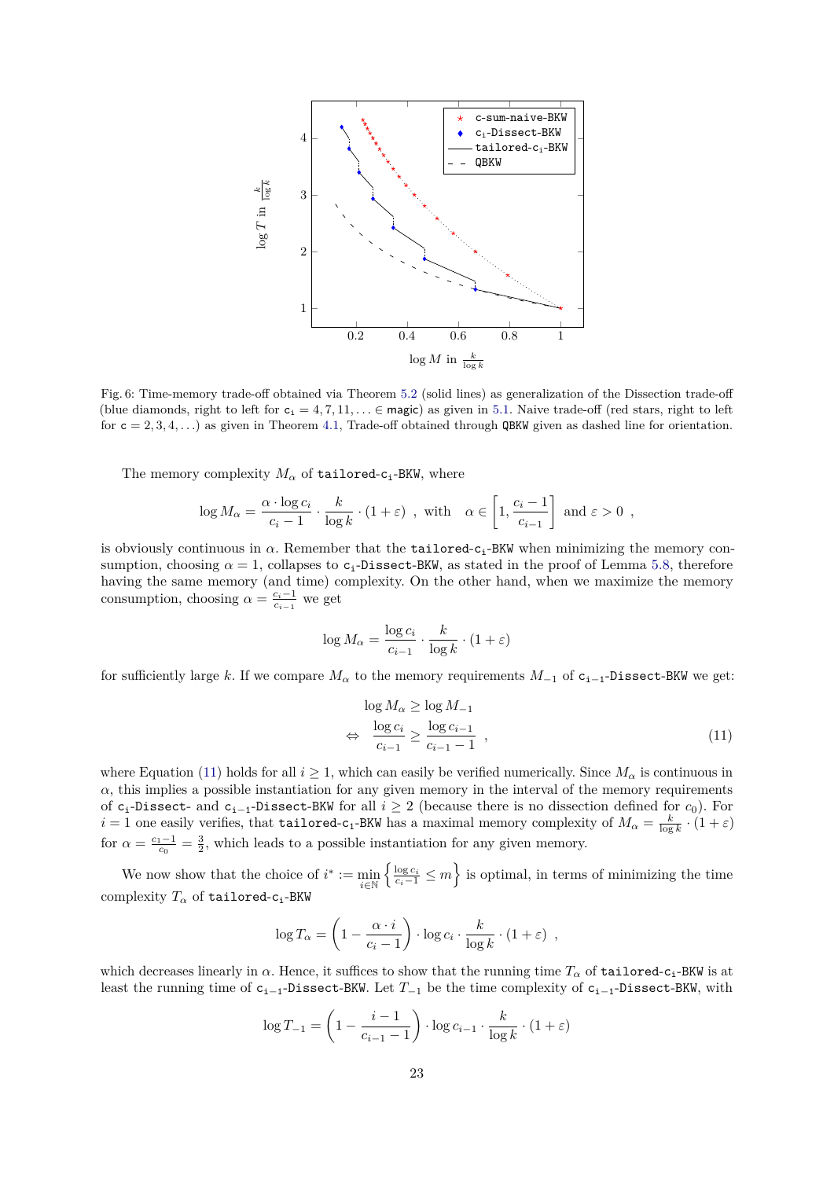Fig. 6: Time-memory trade-off obtained via Theorem 5.2 (solid lines) as generalization of the Dissection trade-off (blue diamonds, right to left for $c_i = 4, 7, 11, \ldots \in$ magic) as given in 5.1. Naive trade-off (red stars, right to left for $c = 2, 3, 4, \ldots$) as given in Theorem 4.1, Trade-off obtained through QBKW given as dashed line for orientation.

The memory complexity $M_\alpha$ of tailored-$c_i$-BKW, where

$$\log M_\alpha = \frac{\alpha \cdot \log c_i}{c_i - 1} \cdot \frac{k}{\log k} \cdot (1 + \varepsilon) \ \ , \ \text{with} \quad \alpha \in \left[1, \frac{c_i - 1}{c_{i-1}}\right] \ \text{and} \ \varepsilon > 0 \ \ ,$$

is obviously continuous in $\alpha$. Remember that the tailored-$c_i$-BKW when minimizing the memory consumption, choosing $\alpha = 1$, collapses to $c_i$-Dissect-BKW, as stated in the proof of Lemma 5.8, therefore having the same memory (and time) complexity. On the other hand, when we maximize the memory consumption, choosing $\alpha = \frac{c_i - 1}{c_{i-1}}$ we get

$$\log M_\alpha = \frac{\log c_i}{c_{i-1}} \cdot \frac{k}{\log k} \cdot (1 + \varepsilon)$$

for sufficiently large $k$. If we compare $M_\alpha$ to the memory requirements $M_{-1}$ of $c_{i-1}$-Dissect-BKW we get:

$$\begin{aligned} & \log M_\alpha \geq \log M_{-1} \\ \Leftrightarrow \quad & \frac{\log c_i}{c_{i-1}} \geq \frac{\log c_{i-1}}{c_{i-1} - 1} \ \ , \end{aligned} \tag{11}$$

where Equation (11) holds for all $i \geq 1$, which can easily be verified numerically. Since $M_\alpha$ is continuous in $\alpha$, this implies a possible instantiation for any given memory in the interval of the memory requirements of $c_i$-Dissect- and $c_{i-1}$-Dissect-BKW for all $i \geq 2$ (because there is no dissection defined for $c_0$). For $i = 1$ one easily verifies, that tailored-$c_1$-BKW has a maximal memory complexity of $M_\alpha = \frac{k}{\log k} \cdot (1 + \varepsilon)$ for $\alpha = \frac{c_1 - 1}{c_0} = \frac{3}{2}$, which leads to a possible instantiation for any given memory.

We now show that the choice of $i^* := \min_{i \in \mathbb{N}} \left\{ \frac{\log c_i}{c_i - 1} \leq m \right\}$ is optimal, in terms of minimizing the time complexity $T_\alpha$ of tailored-$c_i$-BKW

$$\log T_\alpha = \left(1 - \frac{\alpha \cdot i}{c_i - 1}\right) \cdot \log c_i \cdot \frac{k}{\log k} \cdot (1 + \varepsilon) \ \ ,$$

which decreases linearly in $\alpha$. Hence, it suffices to show that the running time $T_\alpha$ of tailored-$c_i$-BKW is at least the running time of $c_{i-1}$-Dissect-BKW. Let $T_{-1}$ be the time complexity of $c_{i-1}$-Dissect-BKW, with

$$\log T_{-1} = \left(1 - \frac{i - 1}{c_{i-1} - 1}\right) \cdot \log c_{i-1} \cdot \frac{k}{\log k} \cdot (1 + \varepsilon)$$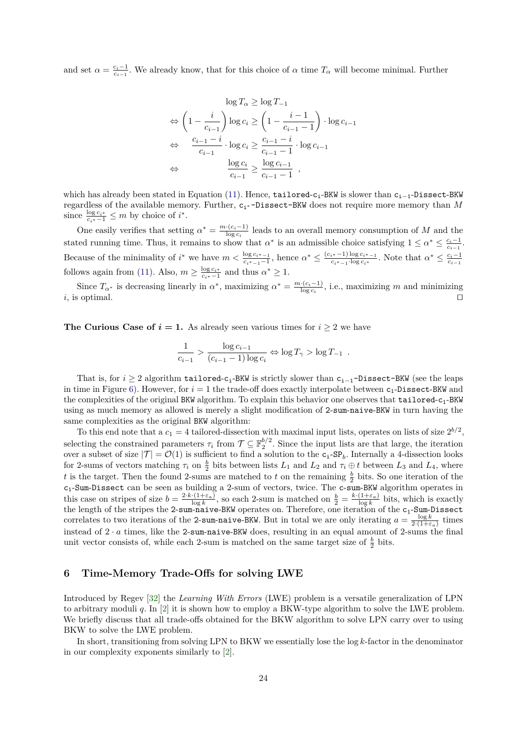and set $\alpha = \frac{c_i - 1}{c_{i-1}}$. We already know, that for this choice of $\alpha$ time $T_\alpha$ will become minimal. Further

$$
\begin{aligned}
&\log T_\alpha \geq \log T_{-1} \\
\Leftrightarrow\ & \left(1 - \frac{i}{c_{i-1}}\right) \log c_i \geq \left(1 - \frac{i-1}{c_{i-1}-1}\right) \cdot \log c_{i-1} \\
\Leftrightarrow\ & \frac{c_{i-1} - i}{c_{i-1}} \cdot \log c_i \geq \frac{c_{i-1} - i}{c_{i-1} - 1} \cdot \log c_{i-1} \\
\Leftrightarrow\ & \frac{\log c_i}{c_{i-1}} \geq \frac{\log c_{i-1}}{c_{i-1} - 1} \ ,
\end{aligned}
$$

which has already been stated in Equation (11). Hence, `tailored-`$\mathtt{c_i}$`-BKW` is slower than $\mathtt{c_{i-1}}$`-Dissect-BKW` regardless of the available memory. Further, $\mathtt{c_{i^*}}$`-Dissect-BKW` does not require more memory than $M$ since $\frac{\log c_{i^*}}{c_{i^*}-1} \leq m$ by choice of $i^*$.

One easily verifies that setting $\alpha^* = \frac{m \cdot (c_i - 1)}{\log c_i}$ leads to an overall memory consumption of $M$ and the stated running time. Thus, it remains to show that $\alpha^*$ is an admissible choice satisfying $1 \leq \alpha^* \leq \frac{c_i - 1}{c_{i-1}}$. Because of the minimality of $i^*$ we have $m < \frac{\log c_{i^*-1}}{c_{i^*-1}-1}$, hence $\alpha^* \leq \frac{(c_{i^*}-1)\log c_{i^*-1}}{c_{i^*-1} \cdot \log c_{i^*}}$. Note that $\alpha^* \leq \frac{c_i - 1}{c_{i-1}}$ follows again from (11). Also, $m \geq \frac{\log c_{i^*}}{c_{i^*}-1}$ and thus $\alpha^* \geq 1$.

Since $T_{\alpha^*}$ is decreasing linearly in $\alpha^*$, maximizing $\alpha^* = \frac{m \cdot (c_i - 1)}{\log c_i}$, i.e., maximizing $m$ and minimizing $i$, is optimal. ◻

**The Curious Case of $i = 1$.** As already seen various times for $i \geq 2$ we have

$$
\frac{1}{c_{i-1}} > \frac{\log c_{i-1}}{(c_{i-1} - 1) \log c_i} \Leftrightarrow \log T_\gamma > \log T_{-1} \ .
$$

That is, for $i \geq 2$ algorithm `tailored-`$\mathtt{c_i}$`-BKW` is strictly slower than $\mathtt{c_{i-1}}$`-Dissect-BKW` (see the leaps in time in Figure 6). However, for $i = 1$ the trade-off does exactly interpolate between $\mathtt{c_1}$`-Dissect-BKW` and the complexities of the original `BKW` algorithm. To explain this behavior one observes that `tailored-`$\mathtt{c_1}$`-BKW` using as much memory as allowed is merely a slight modification of `2-sum-naive-BKW` in turn having the same complexities as the original `BKW` algorithm:

To this end note that a $c_1 = 4$ tailored-dissection with maximal input lists, operates on lists of size $2^{b/2}$, selecting the constrained parameters $\tau_i$ from $\mathcal{T} \subseteq \mathbb{F}_2^{b/2}$. Since the input lists are that large, the iteration over a subset of size $|\mathcal{T}| = \mathcal{O}(1)$ is sufficient to find a solution to the $\mathtt{c_1}$`-SP`$_b$. Internally a 4-dissection looks for 2-sums of vectors matching $\tau_i$ on $\frac{b}{2}$ bits between lists $L_1$ and $L_2$ and $\tau_i \oplus t$ between $L_3$ and $L_4$, where $t$ is the target. Then the found 2-sums are matched to $t$ on the remaining $\frac{b}{2}$ bits. So one iteration of the $\mathtt{c_1}$`-Sum-Dissect` can be seen as building a 2-sum of vectors, twice. The `c-sum-BKW` algorithm operates in this case on stripes of size $b = \frac{2 \cdot k \cdot (1+\varepsilon_a)}{\log k}$, so each 2-sum is matched on $\frac{b}{2} = \frac{k \cdot (1+\varepsilon_a)}{\log k}$ bits, which is exactly the length of the stripes the `2-sum-naive-BKW` operates on. Therefore, one iteration of the $\mathtt{c_1}$`-Sum-Dissect` correlates to two iterations of the `2-sum-naive-BKW`. But in total we are only iterating $a = \frac{\log k}{2 \cdot (1+\varepsilon_a)}$ times instead of $2 \cdot a$ times, like the `2-sum-naive-BKW` does, resulting in an equal amount of 2-sums the final unit vector consists of, while each 2-sum is matched on the same target size of $\frac{b}{2}$ bits.

## 6 Time-Memory Trade-Offs for solving LWE

Introduced by Regev [32] the *Learning With Errors* (LWE) problem is a versatile generalization of LPN to arbitrary moduli $q$. In [2] it is shown how to employ a BKW-type algorithm to solve the LWE problem. We briefly discuss that all trade-offs obtained for the BKW algorithm to solve LPN carry over to using BKW to solve the LWE problem.

In short, transitioning from solving LPN to BKW we essentially lose the $\log k$-factor in the denominator in our complexity exponents similarly to [2].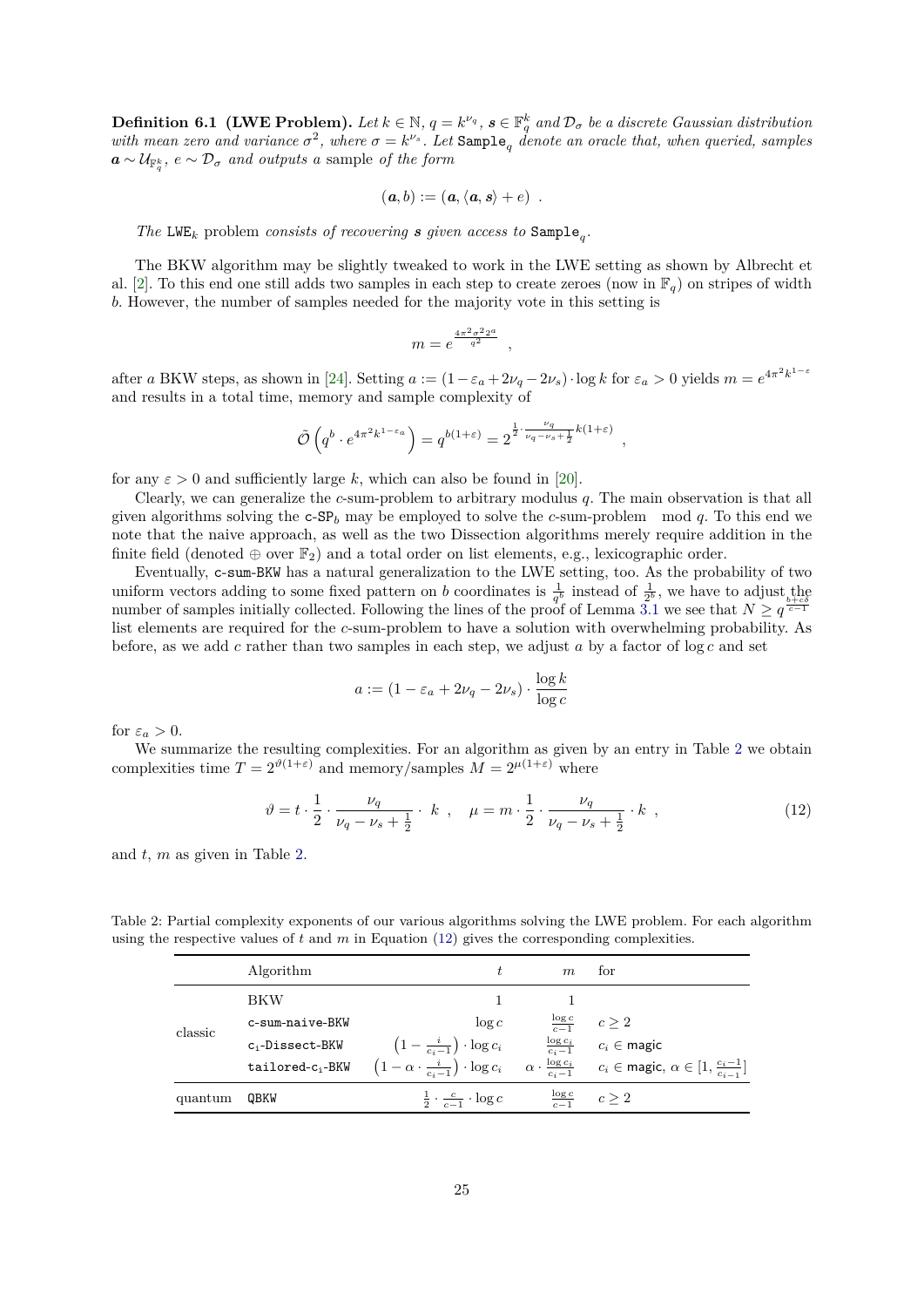**Definition 6.1 (LWE Problem).** *Let $k \in \mathbb{N}$, $q = k^{\nu_q}$, $\boldsymbol{s} \in \mathbb{F}_q^k$ and $\mathcal{D}_\sigma$ be a discrete Gaussian distribution with mean zero and variance $\sigma^2$, where $\sigma = k^{\nu_s}$. Let* $\texttt{Sample}_q$ *denote an oracle that, when queried, samples $\boldsymbol{a} \sim \mathcal{U}_{\mathbb{F}_q^k}$, $e \sim \mathcal{D}_\sigma$ and outputs a* sample *of the form*

$$(\boldsymbol{a}, b) := (\boldsymbol{a}, \langle \boldsymbol{a}, \boldsymbol{s} \rangle + e) \enspace .$$

*The* $\texttt{LWE}_k$ problem *consists of recovering $\boldsymbol{s}$ given access to* $\texttt{Sample}_q$.

The BKW algorithm may be slightly tweaked to work in the LWE setting as shown by Albrecht et al. [2]. To this end one still adds two samples in each step to create zeroes (now in $\mathbb{F}_q$) on stripes of width $b$. However, the number of samples needed for the majority vote in this setting is

$$m = e^{\frac{4\pi^2\sigma^2 2^a}{q^2}} \enspace ,$$

after $a$ BKW steps, as shown in [24]. Setting $a := (1 - \varepsilon_a + 2\nu_q - 2\nu_s) \cdot \log k$ for $\varepsilon_a > 0$ yields $m = e^{4\pi^2 k^{1-\varepsilon}}$ and results in a total time, memory and sample complexity of

$$\tilde{\mathcal{O}}\left(q^b \cdot e^{4\pi^2 k^{1-\varepsilon_a}}\right) = q^{b(1+\varepsilon)} = 2^{\frac{1}{2} \cdot \frac{\nu_q}{\nu_q - \nu_s + \frac{1}{2}} k(1+\varepsilon)} \enspace ,$$

for any $\varepsilon > 0$ and sufficiently large $k$, which can also be found in [20].

Clearly, we can generalize the $c$-sum-problem to arbitrary modulus $q$. The main observation is that all given algorithms solving the $\texttt{c-SP}_b$ may be employed to solve the $c$-sum-problem $\mod q$. To this end we note that the naive approach, as well as the two Dissection algorithms merely require addition in the finite field (denoted $\oplus$ over $\mathbb{F}_2$) and a total order on list elements, e.g., lexicographic order.

Eventually, $\texttt{c-sum-BKW}$ has a natural generalization to the LWE setting, too. As the probability of two uniform vectors adding to some fixed pattern on $b$ coordinates is $\frac{1}{q^b}$ instead of $\frac{1}{2^b}$, we have to adjust the number of samples initially collected. Following the lines of the proof of Lemma 3.1 we see that $N \geq q^{\frac{b+c\delta}{c-1}}$ list elements are required for the $c$-sum-problem to have a solution with overwhelming probability. As before, as we add $c$ rather than two samples in each step, we adjust $a$ by a factor of $\log c$ and set

$$a := (1 - \varepsilon_a + 2\nu_q - 2\nu_s) \cdot \frac{\log k}{\log c}$$

for $\varepsilon_a > 0$.

We summarize the resulting complexities. For an algorithm as given by an entry in Table 2 we obtain complexities time $T = 2^{\vartheta(1+\varepsilon)}$ and memory/samples $M = 2^{\mu(1+\varepsilon)}$ where

$$\vartheta = t \cdot \frac{1}{2} \cdot \frac{\nu_q}{\nu_q - \nu_s + \frac{1}{2}} \cdot \; k \enspace , \quad \mu = m \cdot \frac{1}{2} \cdot \frac{\nu_q}{\nu_q - \nu_s + \frac{1}{2}} \cdot k \enspace , \tag{12}$$

and $t$, $m$ as given in Table 2.

Table 2: Partial complexity exponents of our various algorithms solving the LWE problem. For each algorithm using the respective values of $t$ and $m$ in Equation (12) gives the corresponding complexities.

| | Algorithm | $t$ | $m$ | for |
|---|---|---|---|---|
| classic | BKW | $1$ | $1$ | |
| | $\texttt{c-sum-naive-BKW}$ | $\log c$ | $\frac{\log c}{c-1}$ | $c \geq 2$ |
| | $\texttt{c}_\texttt{i}\texttt{-Dissect-BKW}$ | $\left(1 - \frac{i}{c_i - 1}\right) \cdot \log c_i$ | $\frac{\log c_i}{c_i - 1}$ | $c_i \in \mathsf{magic}$ |
| | $\texttt{tailored-c}_\texttt{i}\texttt{-BKW}$ | $\left(1 - \alpha \cdot \frac{i}{c_i - 1}\right) \cdot \log c_i$ | $\alpha \cdot \frac{\log c_i}{c_i - 1}$ | $c_i \in \mathsf{magic}$, $\alpha \in [1, \frac{c_i - 1}{c_{i-1}}]$ |
| quantum | $\texttt{QBKW}$ | $\frac{1}{2} \cdot \frac{c}{c-1} \cdot \log c$ | $\frac{\log c}{c-1}$ | $c \geq 2$ |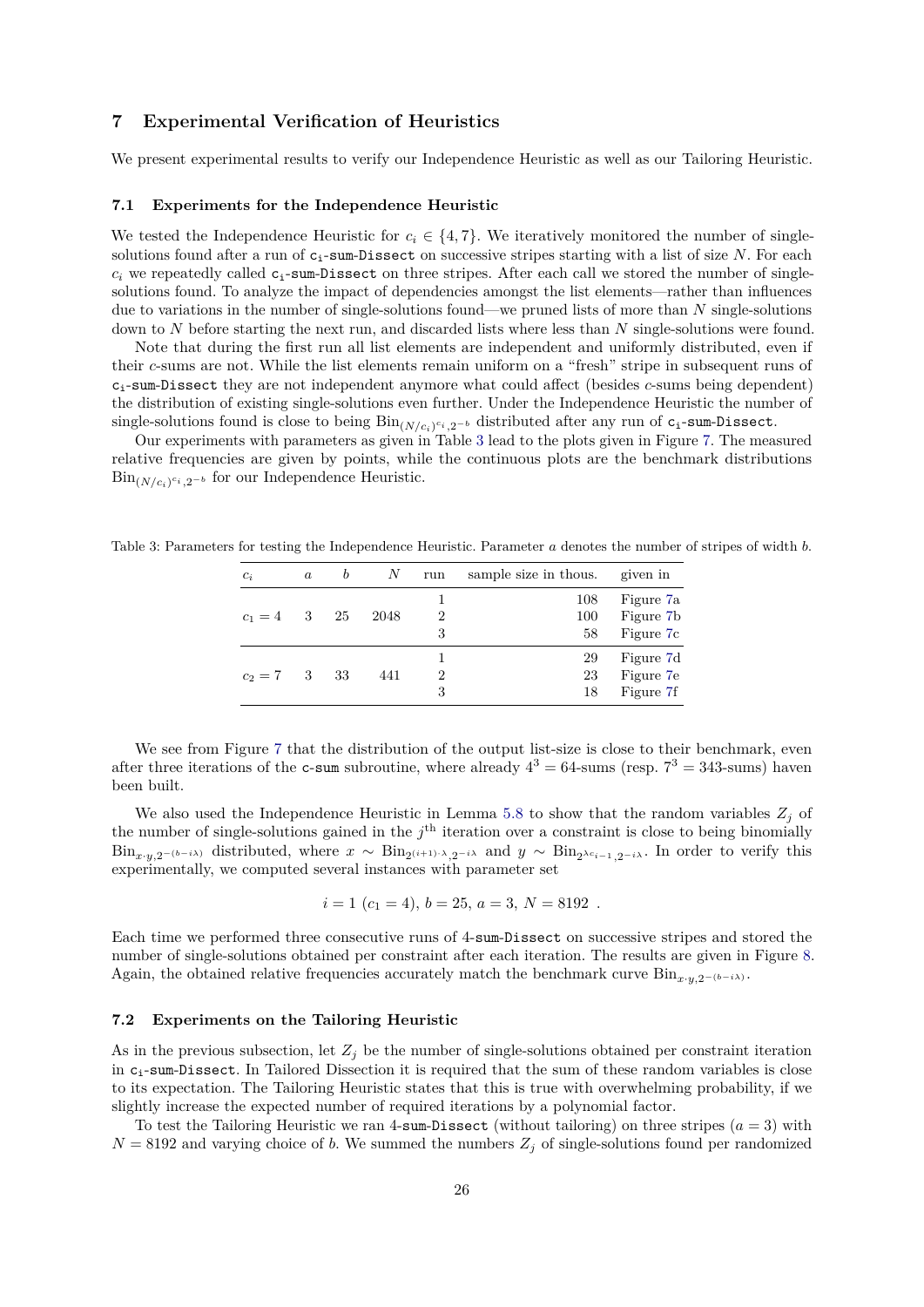## 7 Experimental Verification of Heuristics

We present experimental results to verify our Independence Heuristic as well as our Tailoring Heuristic.

### 7.1 Experiments for the Independence Heuristic

We tested the Independence Heuristic for $c_i \in \{4, 7\}$. We iteratively monitored the number of single-solutions found after a run of $\texttt{c}_\texttt{i}$-sum-Dissect on successive stripes starting with a list of size $N$. For each $c_i$ we repeatedly called $\texttt{c}_\texttt{i}$-sum-Dissect on three stripes. After each call we stored the number of single-solutions found. To analyze the impact of dependencies amongst the list elements—rather than influences due to variations in the number of single-solutions found—we pruned lists of more than $N$ single-solutions down to $N$ before starting the next run, and discarded lists where less than $N$ single-solutions were found.

Note that during the first run all list elements are independent and uniformly distributed, even if their $c$-sums are not. While the list elements remain uniform on a "fresh" stripe in subsequent runs of $\texttt{c}_\texttt{i}$-sum-Dissect they are not independent anymore what could affect (besides $c$-sums being dependent) the distribution of existing single-solutions even further. Under the Independence Heuristic the number of single-solutions found is close to being $\text{Bin}_{(N/c_i)^{c_i},2^{-b}}$ distributed after any run of $\texttt{c}_\texttt{i}$-sum-Dissect.

Our experiments with parameters as given in Table 3 lead to the plots given in Figure 7. The measured relative frequencies are given by points, while the continuous plots are the benchmark distributions $\text{Bin}_{(N/c_i)^{c_i},2^{-b}}$ for our Independence Heuristic.

Table 3: Parameters for testing the Independence Heuristic. Parameter $a$ denotes the number of stripes of width $b$.

| $c_i$ | $a$ | $b$ | $N$ | run | sample size in thous. | given in |
|---|---|---|---|---|---|---|
| $c_1 = 4$ | 3 | 25 | 2048 | 1 | 108 | Figure 7a |
| | | | | 2 | 100 | Figure 7b |
| | | | | 3 | 58 | Figure 7c |
| $c_2 = 7$ | 3 | 33 | 441 | 1 | 29 | Figure 7d |
| | | | | 2 | 23 | Figure 7e |
| | | | | 3 | 18 | Figure 7f |

We see from Figure 7 that the distribution of the output list-size is close to their benchmark, even after three iterations of the c-sum subroutine, where already $4^3 = 64$-sums (resp. $7^3 = 343$-sums) haven been built.

We also used the Independence Heuristic in Lemma 5.8 to show that the random variables $Z_j$ of the number of single-solutions gained in the $j^{\text{th}}$ iteration over a constraint is close to being binomially $\text{Bin}_{x \cdot y, 2^{-(b-i\lambda)}}$ distributed, where $x \sim \text{Bin}_{2^{(i+1)\cdot\lambda}, 2^{-i\lambda}}$ and $y \sim \text{Bin}_{2^{\lambda c_{i-1}}, 2^{-i\lambda}}$. In order to verify this experimentally, we computed several instances with parameter set

$$i = 1 \ (c_1 = 4), \ b = 25, \ a = 3, \ N = 8192 \ .$$

Each time we performed three consecutive runs of 4-sum-Dissect on successive stripes and stored the number of single-solutions obtained per constraint after each iteration. The results are given in Figure 8. Again, the obtained relative frequencies accurately match the benchmark curve $\text{Bin}_{x \cdot y, 2^{-(b-i\lambda)}}$.

### 7.2 Experiments on the Tailoring Heuristic

As in the previous subsection, let $Z_j$ be the number of single-solutions obtained per constraint iteration in $\texttt{c}_\texttt{i}$-sum-Dissect. In Tailored Dissection it is required that the sum of these random variables is close to its expectation. The Tailoring Heuristic states that this is true with overwhelming probability, if we slightly increase the expected number of required iterations by a polynomial factor.

To test the Tailoring Heuristic we ran 4-sum-Dissect (without tailoring) on three stripes ($a = 3$) with $N = 8192$ and varying choice of $b$. We summed the numbers $Z_j$ of single-solutions found per randomized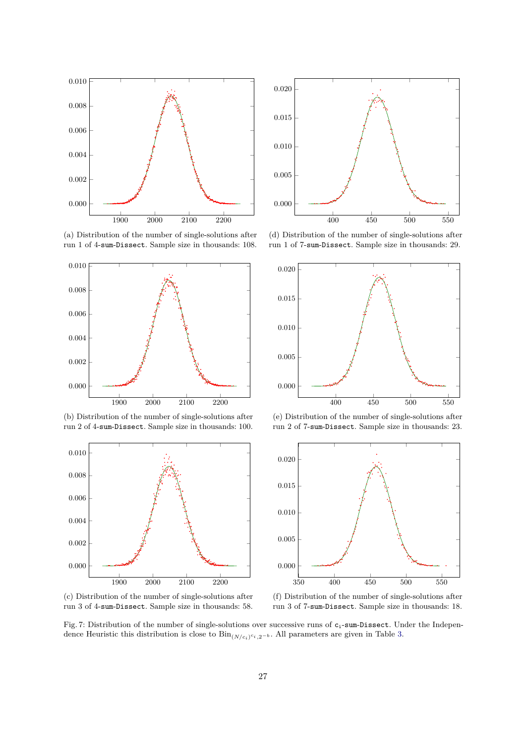(a) Distribution of the number of single-solutions after run 1 of 4-`sum-Dissect`. Sample size in thousands: 108.

(d) Distribution of the number of single-solutions after run 1 of 7-`sum-Dissect`. Sample size in thousands: 29.

(b) Distribution of the number of single-solutions after run 2 of 4-`sum-Dissect`. Sample size in thousands: 100.

(e) Distribution of the number of single-solutions after run 2 of 7-`sum-Dissect`. Sample size in thousands: 23.

(c) Distribution of the number of single-solutions after run 3 of 4-`sum-Dissect`. Sample size in thousands: 58.

(f) Distribution of the number of single-solutions after run 3 of 7-`sum-Dissect`. Sample size in thousands: 18.

Fig. 7: Distribution of the number of single-solutions over successive runs of $c_i$-`sum-Dissect`. Under the Independence Heuristic this distribution is close to $\mathrm{Bin}_{(N/c_i)^{c_i},2^{-b}}$. All parameters are given in Table 3.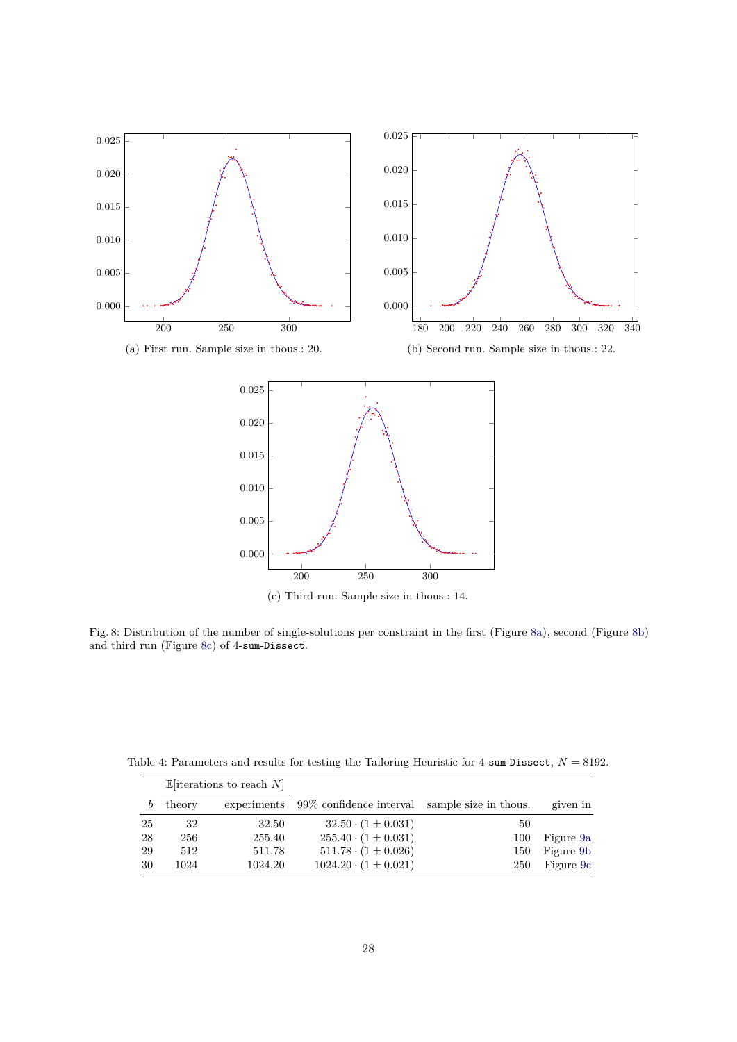(a) First run. Sample size in thous.: 20.

(b) Second run. Sample size in thous.: 22.

(c) Third run. Sample size in thous.: 14.

Fig. 8: Distribution of the number of single-solutions per constraint in the first (Figure 8a), second (Figure 8b) and third run (Figure 8c) of 4-`sum-Dissect`.

Table 4: Parameters and results for testing the Tailoring Heuristic for 4-`sum-Dissect`, $N = 8192$.

| | $\mathbb{E}$[iterations to reach $N$] | | | | |
|---|---|---|---|---|---|
| $b$ | theory | experiments | 99% confidence interval | sample size in thous. | given in |
| 25 | 32 | 32.50 | $32.50 \cdot (1 \pm 0.031)$ | 50 | |
| 28 | 256 | 255.40 | $255.40 \cdot (1 \pm 0.031)$ | 100 | Figure 9a |
| 29 | 512 | 511.78 | $511.78 \cdot (1 \pm 0.026)$ | 150 | Figure 9b |
| 30 | 1024 | 1024.20 | $1024.20 \cdot (1 \pm 0.021)$ | 250 | Figure 9c |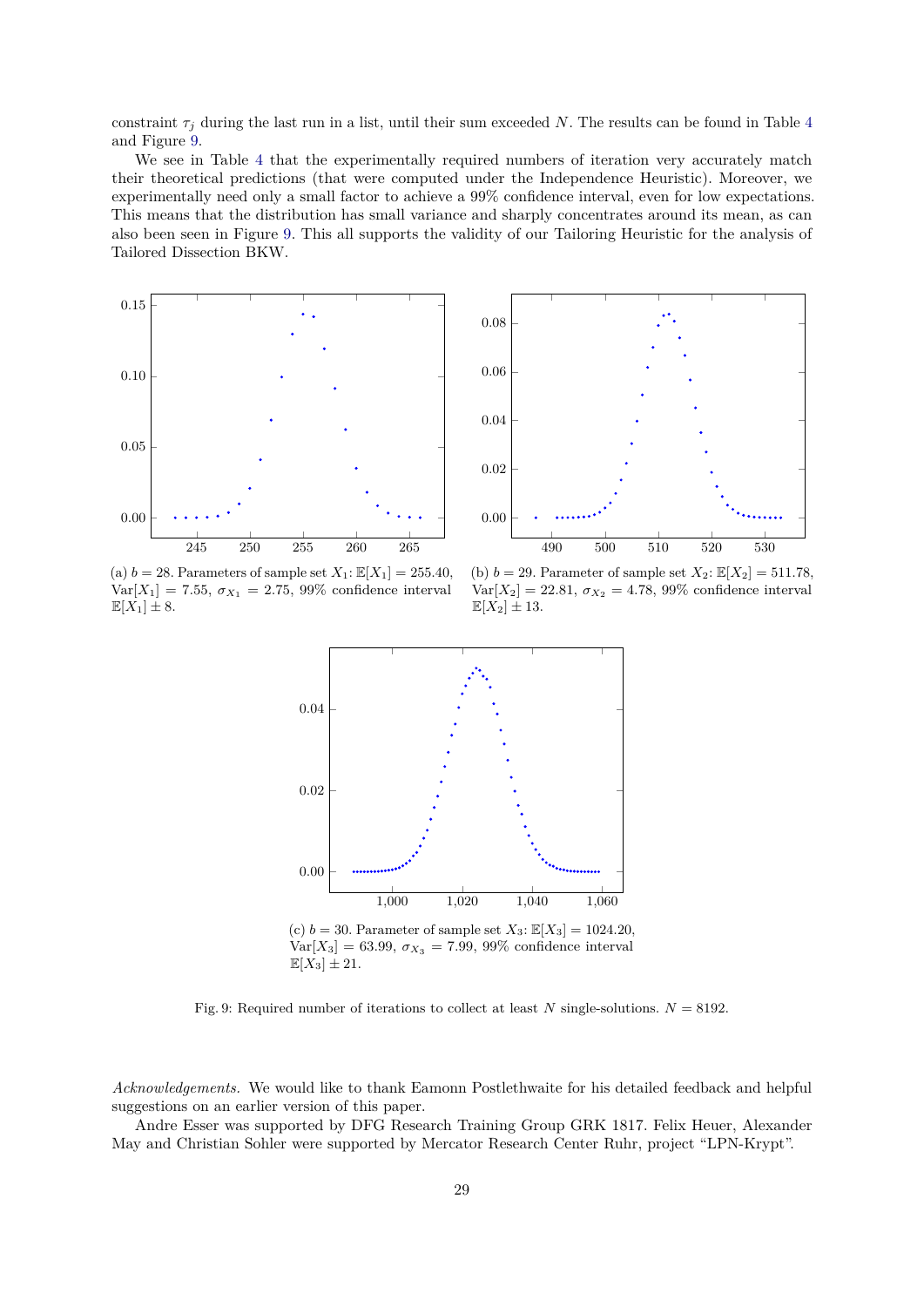constraint $\tau_j$ during the last run in a list, until their sum exceeded $N$. The results can be found in Table 4 and Figure 9.

We see in Table 4 that the experimentally required numbers of iteration very accurately match their theoretical predictions (that were computed under the Independence Heuristic). Moreover, we experimentally need only a small factor to achieve a 99% confidence interval, even for low expectations. This means that the distribution has small variance and sharply concentrates around its mean, as can also been seen in Figure 9. This all supports the validity of our Tailoring Heuristic for the analysis of Tailored Dissection BKW.

(a) $b = 28$. Parameters of sample set $X_1$: $\mathbb{E}[X_1] = 255.40$, $\text{Var}[X_1] = 7.55$, $\sigma_{X_1} = 2.75$, 99% confidence interval $\mathbb{E}[X_1] \pm 8$.

(b) $b = 29$. Parameter of sample set $X_2$: $\mathbb{E}[X_2] = 511.78$, $\text{Var}[X_2] = 22.81$, $\sigma_{X_2} = 4.78$, 99% confidence interval $\mathbb{E}[X_2] \pm 13$.

(c) $b = 30$. Parameter of sample set $X_3$: $\mathbb{E}[X_3] = 1024.20$, $\text{Var}[X_3] = 63.99$, $\sigma_{X_3} = 7.99$, 99% confidence interval $\mathbb{E}[X_3] \pm 21$.

Fig. 9: Required number of iterations to collect at least $N$ single-solutions. $N = 8192$.

*Acknowledgements.* We would like to thank Eamonn Postlethwaite for his detailed feedback and helpful suggestions on an earlier version of this paper.

Andre Esser was supported by DFG Research Training Group GRK 1817. Felix Heuer, Alexander May and Christian Sohler were supported by Mercator Research Center Ruhr, project "LPN-Krypt".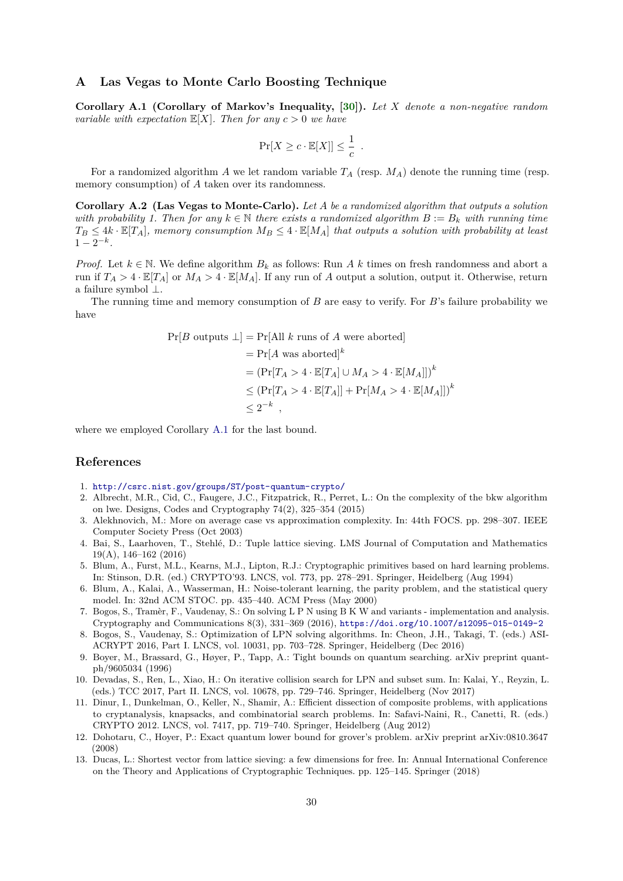## A Las Vegas to Monte Carlo Boosting Technique

**Corollary A.1 (Corollary of Markov's Inequality, [30]).** *Let $X$ denote a non-negative random variable with expectation $\mathbb{E}[X]$. Then for any $c > 0$ we have*

$$\Pr[X \geq c \cdot \mathbb{E}[X]] \leq \frac{1}{c} \ .$$

For a randomized algorithm $A$ we let random variable $T_A$ (resp. $M_A$) denote the running time (resp. memory consumption) of $A$ taken over its randomness.

**Corollary A.2 (Las Vegas to Monte-Carlo).** *Let $A$ be a randomized algorithm that outputs a solution with probability 1. Then for any $k \in \mathbb{N}$ there exists a randomized algorithm $B := B_k$ with running time $T_B \leq 4k \cdot \mathbb{E}[T_A]$, memory consumption $M_B \leq 4 \cdot \mathbb{E}[M_A]$ that outputs a solution with probability at least $1 - 2^{-k}$.*

*Proof.* Let $k \in \mathbb{N}$. We define algorithm $B_k$ as follows: Run $A$ $k$ times on fresh randomness and abort a run if $T_A > 4 \cdot \mathbb{E}[T_A]$ or $M_A > 4 \cdot \mathbb{E}[M_A]$. If any run of $A$ output a solution, output it. Otherwise, return a failure symbol $\perp$.

The running time and memory consumption of $B$ are easy to verify. For $B$'s failure probability we have

$$\begin{aligned}
\Pr[B \text{ outputs } \perp] &= \Pr[\text{All } k \text{ runs of } A \text{ were aborted}] \\
&= \Pr[A \text{ was aborted}]^k \\
&= \left(\Pr[T_A > 4 \cdot \mathbb{E}[T_A] \cup M_A > 4 \cdot \mathbb{E}[M_A]]\right)^k \\
&\leq \left(\Pr[T_A > 4 \cdot \mathbb{E}[T_A]] + \Pr[M_A > 4 \cdot \mathbb{E}[M_A]]\right)^k \\
&\leq 2^{-k} \ ,
\end{aligned}$$

where we employed Corollary A.1 for the last bound.

## References

1. http://csrc.nist.gov/groups/ST/post-quantum-crypto/
2. Albrecht, M.R., Cid, C., Faugere, J.C., Fitzpatrick, R., Perret, L.: On the complexity of the bkw algorithm on lwe. Designs, Codes and Cryptography 74(2), 325–354 (2015)
3. Alekhnovich, M.: More on average case vs approximation complexity. In: 44th FOCS. pp. 298–307. IEEE Computer Society Press (Oct 2003)
4. Bai, S., Laarhoven, T., Stehlé, D.: Tuple lattice sieving. LMS Journal of Computation and Mathematics 19(A), 146–162 (2016)
5. Blum, A., Furst, M.L., Kearns, M.J., Lipton, R.J.: Cryptographic primitives based on hard learning problems. In: Stinson, D.R. (ed.) CRYPTO'93. LNCS, vol. 773, pp. 278–291. Springer, Heidelberg (Aug 1994)
6. Blum, A., Kalai, A., Wasserman, H.: Noise-tolerant learning, the parity problem, and the statistical query model. In: 32nd ACM STOC. pp. 435–440. ACM Press (May 2000)
7. Bogos, S., Tramèr, F., Vaudenay, S.: On solving L P N using B K W and variants - implementation and analysis. Cryptography and Communications 8(3), 331–369 (2016), https://doi.org/10.1007/s12095-015-0149-2
8. Bogos, S., Vaudenay, S.: Optimization of LPN solving algorithms. In: Cheon, J.H., Takagi, T. (eds.) ASIACRYPT 2016, Part I. LNCS, vol. 10031, pp. 703–728. Springer, Heidelberg (Dec 2016)
9. Boyer, M., Brassard, G., Høyer, P., Tapp, A.: Tight bounds on quantum searching. arXiv preprint quant-ph/9605034 (1996)
10. Devadas, S., Ren, L., Xiao, H.: On iterative collision search for LPN and subset sum. In: Kalai, Y., Reyzin, L. (eds.) TCC 2017, Part II. LNCS, vol. 10678, pp. 729–746. Springer, Heidelberg (Nov 2017)
11. Dinur, I., Dunkelman, O., Keller, N., Shamir, A.: Efficient dissection of composite problems, with applications to cryptanalysis, knapsacks, and combinatorial search problems. In: Safavi-Naini, R., Canetti, R. (eds.) CRYPTO 2012. LNCS, vol. 7417, pp. 719–740. Springer, Heidelberg (Aug 2012)
12. Dohotaru, C., Hoyer, P.: Exact quantum lower bound for grover's problem. arXiv preprint arXiv:0810.3647 (2008)
13. Ducas, L.: Shortest vector from lattice sieving: a few dimensions for free. In: Annual International Conference on the Theory and Applications of Cryptographic Techniques. pp. 125–145. Springer (2018)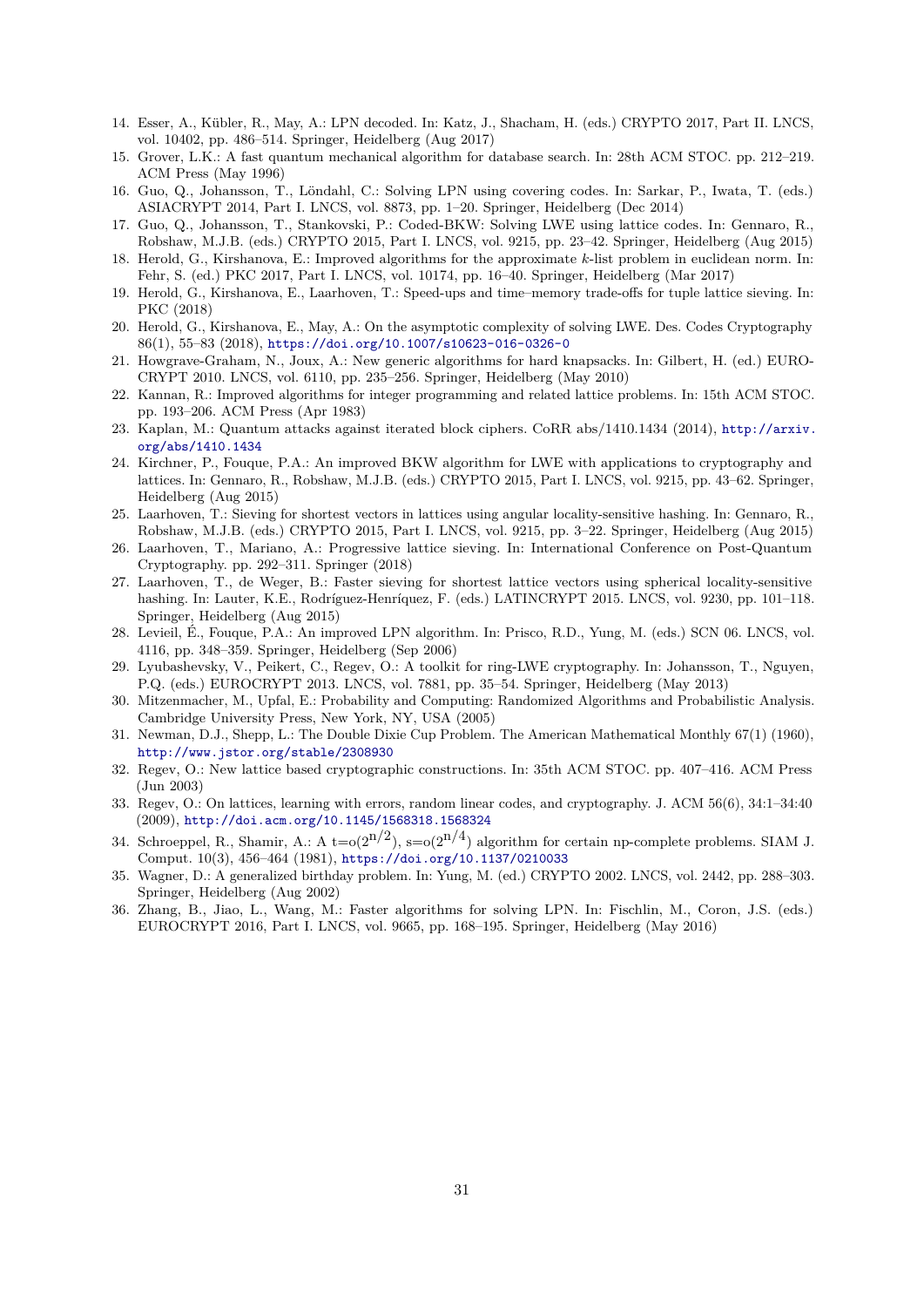14. Esser, A., Kübler, R., May, A.: LPN decoded. In: Katz, J., Shacham, H. (eds.) CRYPTO 2017, Part II. LNCS, vol. 10402, pp. 486–514. Springer, Heidelberg (Aug 2017)
15. Grover, L.K.: A fast quantum mechanical algorithm for database search. In: 28th ACM STOC. pp. 212–219. ACM Press (May 1996)
16. Guo, Q., Johansson, T., Löndahl, C.: Solving LPN using covering codes. In: Sarkar, P., Iwata, T. (eds.) ASIACRYPT 2014, Part I. LNCS, vol. 8873, pp. 1–20. Springer, Heidelberg (Dec 2014)
17. Guo, Q., Johansson, T., Stankovski, P.: Coded-BKW: Solving LWE using lattice codes. In: Gennaro, R., Robshaw, M.J.B. (eds.) CRYPTO 2015, Part I. LNCS, vol. 9215, pp. 23–42. Springer, Heidelberg (Aug 2015)
18. Herold, G., Kirshanova, E.: Improved algorithms for the approximate $k$-list problem in euclidean norm. In: Fehr, S. (ed.) PKC 2017, Part I. LNCS, vol. 10174, pp. 16–40. Springer, Heidelberg (Mar 2017)
19. Herold, G., Kirshanova, E., Laarhoven, T.: Speed-ups and time–memory trade-offs for tuple lattice sieving. In: PKC (2018)
20. Herold, G., Kirshanova, E., May, A.: On the asymptotic complexity of solving LWE. Des. Codes Cryptography 86(1), 55–83 (2018), https://doi.org/10.1007/s10623-016-0326-0
21. Howgrave-Graham, N., Joux, A.: New generic algorithms for hard knapsacks. In: Gilbert, H. (ed.) EUROCRYPT 2010. LNCS, vol. 6110, pp. 235–256. Springer, Heidelberg (May 2010)
22. Kannan, R.: Improved algorithms for integer programming and related lattice problems. In: 15th ACM STOC. pp. 193–206. ACM Press (Apr 1983)
23. Kaplan, M.: Quantum attacks against iterated block ciphers. CoRR abs/1410.1434 (2014), http://arxiv.org/abs/1410.1434
24. Kirchner, P., Fouque, P.A.: An improved BKW algorithm for LWE with applications to cryptography and lattices. In: Gennaro, R., Robshaw, M.J.B. (eds.) CRYPTO 2015, Part I. LNCS, vol. 9215, pp. 43–62. Springer, Heidelberg (Aug 2015)
25. Laarhoven, T.: Sieving for shortest vectors in lattices using angular locality-sensitive hashing. In: Gennaro, R., Robshaw, M.J.B. (eds.) CRYPTO 2015, Part I. LNCS, vol. 9215, pp. 3–22. Springer, Heidelberg (Aug 2015)
26. Laarhoven, T., Mariano, A.: Progressive lattice sieving. In: International Conference on Post-Quantum Cryptography. pp. 292–311. Springer (2018)
27. Laarhoven, T., de Weger, B.: Faster sieving for shortest lattice vectors using spherical locality-sensitive hashing. In: Lauter, K.E., Rodríguez-Henríquez, F. (eds.) LATINCRYPT 2015. LNCS, vol. 9230, pp. 101–118. Springer, Heidelberg (Aug 2015)
28. Levieil, É., Fouque, P.A.: An improved LPN algorithm. In: Prisco, R.D., Yung, M. (eds.) SCN 06. LNCS, vol. 4116, pp. 348–359. Springer, Heidelberg (Sep 2006)
29. Lyubashevsky, V., Peikert, C., Regev, O.: A toolkit for ring-LWE cryptography. In: Johansson, T., Nguyen, P.Q. (eds.) EUROCRYPT 2013. LNCS, vol. 7881, pp. 35–54. Springer, Heidelberg (May 2013)
30. Mitzenmacher, M., Upfal, E.: Probability and Computing: Randomized Algorithms and Probabilistic Analysis. Cambridge University Press, New York, NY, USA (2005)
31. Newman, D.J., Shepp, L.: The Double Dixie Cup Problem. The American Mathematical Monthly 67(1) (1960), http://www.jstor.org/stable/2308930
32. Regev, O.: New lattice based cryptographic constructions. In: 35th ACM STOC. pp. 407–416. ACM Press (Jun 2003)
33. Regev, O.: On lattices, learning with errors, random linear codes, and cryptography. J. ACM 56(6), 34:1–34:40 (2009), http://doi.acm.org/10.1145/1568318.1568324
34. Schroeppel, R., Shamir, A.: A t=o($2^{n/2}$), s=o($2^{n/4}$) algorithm for certain np-complete problems. SIAM J. Comput. 10(3), 456–464 (1981), https://doi.org/10.1137/0210033
35. Wagner, D.: A generalized birthday problem. In: Yung, M. (ed.) CRYPTO 2002. LNCS, vol. 2442, pp. 288–303. Springer, Heidelberg (Aug 2002)
36. Zhang, B., Jiao, L., Wang, M.: Faster algorithms for solving LPN. In: Fischlin, M., Coron, J.S. (eds.) EUROCRYPT 2016, Part I. LNCS, vol. 9665, pp. 168–195. Springer, Heidelberg (May 2016)